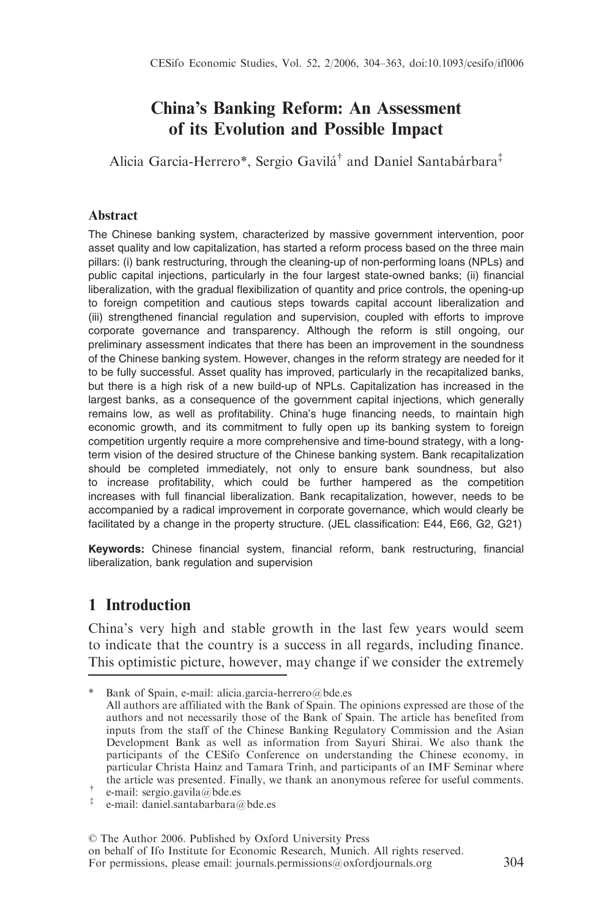# China's Banking Reform: An Assessment of its Evolution and Possible Impact

Alicia García-Herrero*, Sergio Gavilá[†] and Daniel Santabárbara[‡]

### Abstract

The Chinese banking system, characterized by massive government intervention, poor asset quality and low capitalization, has started a reform process based on the three main pillars: (i) bank restructuring, through the cleaning-up of non-performing loans (NPLs) and public capital injections, particularly in the four largest state-owned banks; (ii) financial liberalization, with the gradual flexibilization of quantity and price controls, the opening-up to foreign competition and cautious steps towards capital account liberalization and (iii) strengthened financial regulation and supervision, coupled with efforts to improve corporate governance and transparency. Although the reform is still ongoing, our preliminary assessment indicates that there has been an improvement in the soundness of the Chinese banking system. However, changes in the reform strategy are needed for it to be fully successful. Asset quality has improved, particularly in the recapitalized banks, but there is a high risk of a new build-up of NPLs. Capitalization has increased in the largest banks, as a consequence of the government capital injections, which generally remains low, as well as profitability. China's huge financing needs, to maintain high economic growth, and its commitment to fully open up its banking system to foreign competition urgently require a more comprehensive and time-bound strategy, with a long-term vision of the desired structure of the Chinese banking system. Bank recapitalization should be completed immediately, not only to ensure bank soundness, but also to increase profitability, which could be further hampered as the competition increases with full financial liberalization. Bank recapitalization, however, needs to be accompanied by a radical improvement in corporate governance, which would clearly be facilitated by a change in the property structure. (JEL classification: E44, E66, G2, G21)

**Keywords:** Chinese financial system, financial reform, bank restructuring, financial liberalization, bank regulation and supervision

## 1 Introduction

China's very high and stable growth in the last few years would seem to indicate that the country is a success in all regards, including finance. This optimistic picture, however, may change if we consider the extremely

---

\* Bank of Spain, e-mail: alicia.garcia-herrero@bde.es
All authors are affiliated with the Bank of Spain. The opinions expressed are those of the authors and not necessarily those of the Bank of Spain. The article has benefited from inputs from the staff of the Chinese Banking Regulatory Commission and the Asian Development Bank as well as information from Sayuri Shirai. We also thank the participants of the CESifo Conference on understanding the Chinese economy, in particular Christa Hainz and Tamara Trinh, and participants of an IMF Seminar where the article was presented. Finally, we thank an anonymous referee for useful comments.

[†] e-mail: sergio.gavila@bde.es

[‡] e-mail: daniel.santabarbara@bde.es

© The Author 2006. Published by Oxford University Press on behalf of Ifo Institute for Economic Research, Munich. All rights reserved. For permissions, please email: journals.permissions@oxfordjournals.org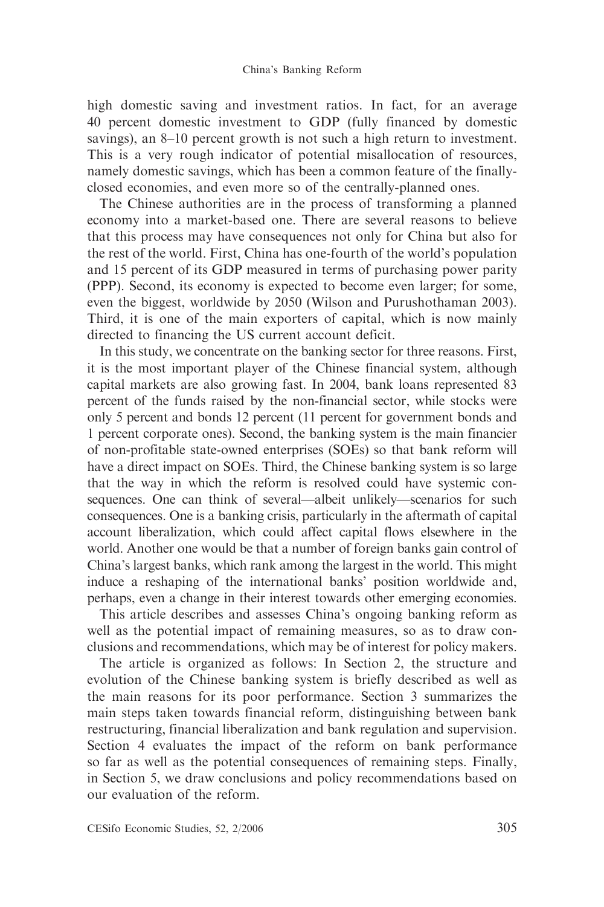high domestic saving and investment ratios. In fact, for an average 40 percent domestic investment to GDP (fully financed by domestic savings), an 8–10 percent growth is not such a high return to investment. This is a very rough indicator of potential misallocation of resources, namely domestic savings, which has been a common feature of the finally-closed economies, and even more so of the centrally-planned ones.

The Chinese authorities are in the process of transforming a planned economy into a market-based one. There are several reasons to believe that this process may have consequences not only for China but also for the rest of the world. First, China has one-fourth of the world's population and 15 percent of its GDP measured in terms of purchasing power parity (PPP). Second, its economy is expected to become even larger; for some, even the biggest, worldwide by 2050 (Wilson and Purushothaman 2003). Third, it is one of the main exporters of capital, which is now mainly directed to financing the US current account deficit.

In this study, we concentrate on the banking sector for three reasons. First, it is the most important player of the Chinese financial system, although capital markets are also growing fast. In 2004, bank loans represented 83 percent of the funds raised by the non-financial sector, while stocks were only 5 percent and bonds 12 percent (11 percent for government bonds and 1 percent corporate ones). Second, the banking system is the main financier of non-profitable state-owned enterprises (SOEs) so that bank reform will have a direct impact on SOEs. Third, the Chinese banking system is so large that the way in which the reform is resolved could have systemic consequences. One can think of several—albeit unlikely—scenarios for such consequences. One is a banking crisis, particularly in the aftermath of capital account liberalization, which could affect capital flows elsewhere in the world. Another one would be that a number of foreign banks gain control of China's largest banks, which rank among the largest in the world. This might induce a reshaping of the international banks' position worldwide and, perhaps, even a change in their interest towards other emerging economies.

This article describes and assesses China's ongoing banking reform as well as the potential impact of remaining measures, so as to draw conclusions and recommendations, which may be of interest for policy makers.

The article is organized as follows: In Section 2, the structure and evolution of the Chinese banking system is briefly described as well as the main reasons for its poor performance. Section 3 summarizes the main steps taken towards financial reform, distinguishing between bank restructuring, financial liberalization and bank regulation and supervision. Section 4 evaluates the impact of the reform on bank performance so far as well as the potential consequences of remaining steps. Finally, in Section 5, we draw conclusions and policy recommendations based on our evaluation of the reform.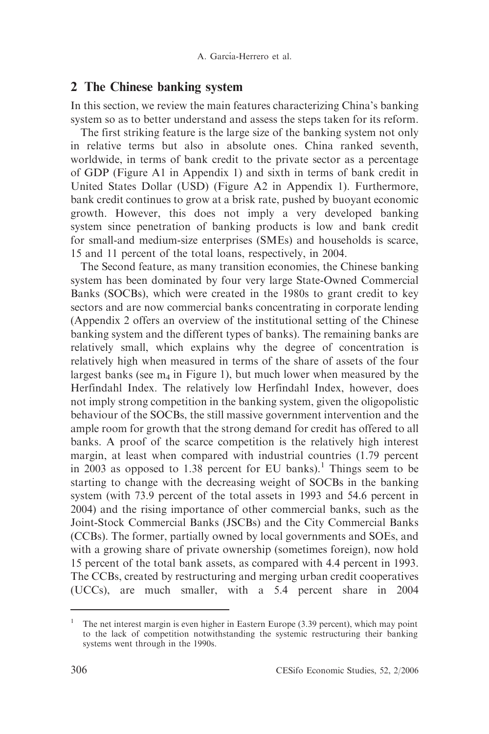## 2 The Chinese banking system

In this section, we review the main features characterizing China's banking system so as to better understand and assess the steps taken for its reform.

The first striking feature is the large size of the banking system not only in relative terms but also in absolute ones. China ranked seventh, worldwide, in terms of bank credit to the private sector as a percentage of GDP (Figure A1 in Appendix 1) and sixth in terms of bank credit in United States Dollar (USD) (Figure A2 in Appendix 1). Furthermore, bank credit continues to grow at a brisk rate, pushed by buoyant economic growth. However, this does not imply a very developed banking system since penetration of banking products is low and bank credit for small-and medium-size enterprises (SMEs) and households is scarce, 15 and 11 percent of the total loans, respectively, in 2004.

The Second feature, as many transition economies, the Chinese banking system has been dominated by four very large State-Owned Commercial Banks (SOCBs), which were created in the 1980s to grant credit to key sectors and are now commercial banks concentrating in corporate lending (Appendix 2 offers an overview of the institutional setting of the Chinese banking system and the different types of banks). The remaining banks are relatively small, which explains why the degree of concentration is relatively high when measured in terms of the share of assets of the four largest banks (see $m_4$ in Figure 1), but much lower when measured by the Herfindahl Index. The relatively low Herfindahl Index, however, does not imply strong competition in the banking system, given the oligopolistic behaviour of the SOCBs, the still massive government intervention and the ample room for growth that the strong demand for credit has offered to all banks. A proof of the scarce competition is the relatively high interest margin, at least when compared with industrial countries (1.79 percent in 2003 as opposed to 1.38 percent for EU banks).[1] Things seem to be starting to change with the decreasing weight of SOCBs in the banking system (with 73.9 percent of the total assets in 1993 and 54.6 percent in 2004) and the rising importance of other commercial banks, such as the Joint-Stock Commercial Banks (JSCBs) and the City Commercial Banks (CCBs). The former, partially owned by local governments and SOEs, and with a growing share of private ownership (sometimes foreign), now hold 15 percent of the total bank assets, as compared with 4.4 percent in 1993. The CCBs, created by restructuring and merging urban credit cooperatives (UCCs), are much smaller, with a 5.4 percent share in 2004

[1] The net interest margin is even higher in Eastern Europe (3.39 percent), which may point to the lack of competition notwithstanding the systemic restructuring their banking systems went through in the 1990s.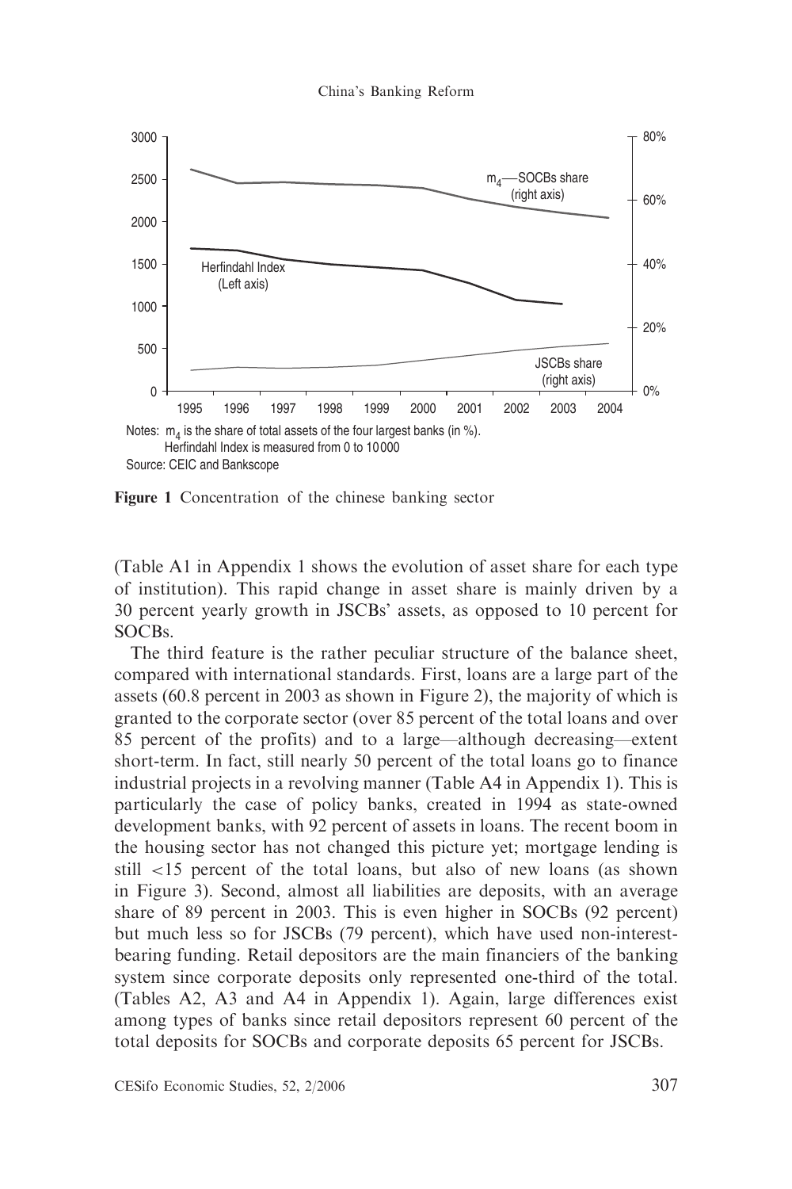Notes: $m_4$ is the share of total assets of the four largest banks (in %).
Herfindahl Index is measured from 0 to 10000
Source: CEIC and Bankscope

**Figure 1** Concentration of the chinese banking sector

(Table A1 in Appendix 1 shows the evolution of asset share for each type of institution). This rapid change in asset share is mainly driven by a 30 percent yearly growth in JSCBs' assets, as opposed to 10 percent for SOCBs.

The third feature is the rather peculiar structure of the balance sheet, compared with international standards. First, loans are a large part of the assets (60.8 percent in 2003 as shown in Figure 2), the majority of which is granted to the corporate sector (over 85 percent of the total loans and over 85 percent of the profits) and to a large—although decreasing—extent short-term. In fact, still nearly 50 percent of the total loans go to finance industrial projects in a revolving manner (Table A4 in Appendix 1). This is particularly the case of policy banks, created in 1994 as state-owned development banks, with 92 percent of assets in loans. The recent boom in the housing sector has not changed this picture yet; mortgage lending is still <15 percent of the total loans, but also of new loans (as shown in Figure 3). Second, almost all liabilities are deposits, with an average share of 89 percent in 2003. This is even higher in SOCBs (92 percent) but much less so for JSCBs (79 percent), which have used non-interest-bearing funding. Retail depositors are the main financiers of the banking system since corporate deposits only represented one-third of the total. (Tables A2, A3 and A4 in Appendix 1). Again, large differences exist among types of banks since retail depositors represent 60 percent of the total deposits for SOCBs and corporate deposits 65 percent for JSCBs.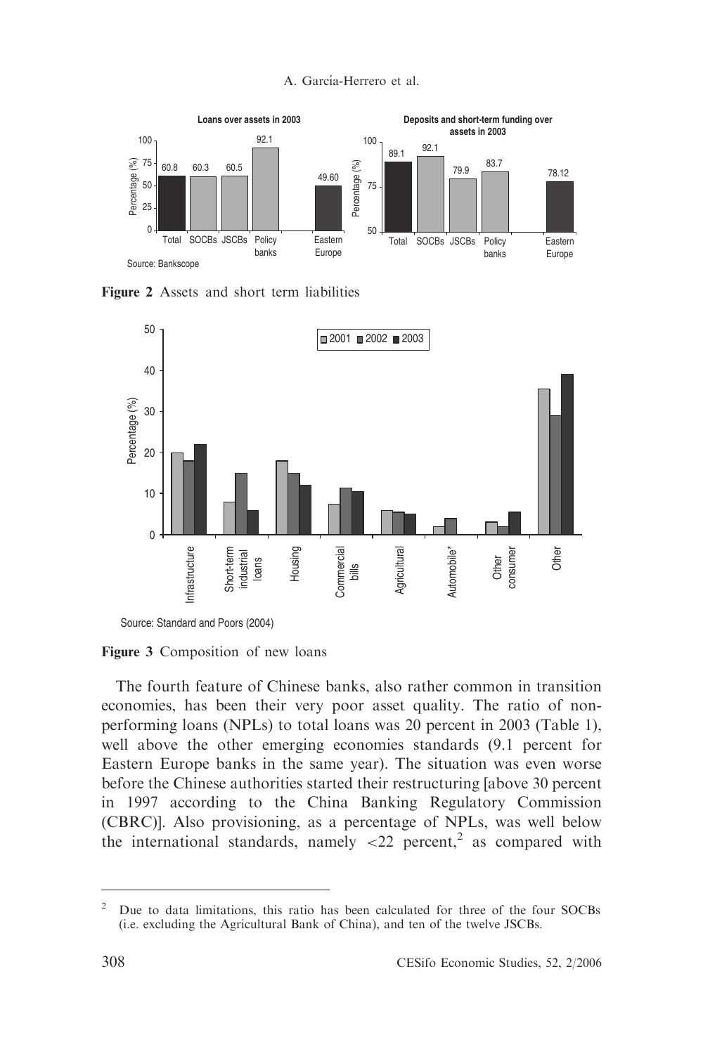Figure 2 Assets and short term liabilities

Figure 3 Composition of new loans

The fourth feature of Chinese banks, also rather common in transition economies, has been their very poor asset quality. The ratio of non-performing loans (NPLs) to total loans was 20 percent in 2003 (Table 1), well above the other emerging economies standards (9.1 percent for Eastern Europe banks in the same year). The situation was even worse before the Chinese authorities started their restructuring [above 30 percent in 1997 according to the China Banking Regulatory Commission (CBRC)]. Also provisioning, as a percentage of NPLs, was well below the international standards, namely <22 percent,[2] as compared with

[2] Due to data limitations, this ratio has been calculated for three of the four SOCBs (i.e. excluding the Agricultural Bank of China), and ten of the twelve JSCBs.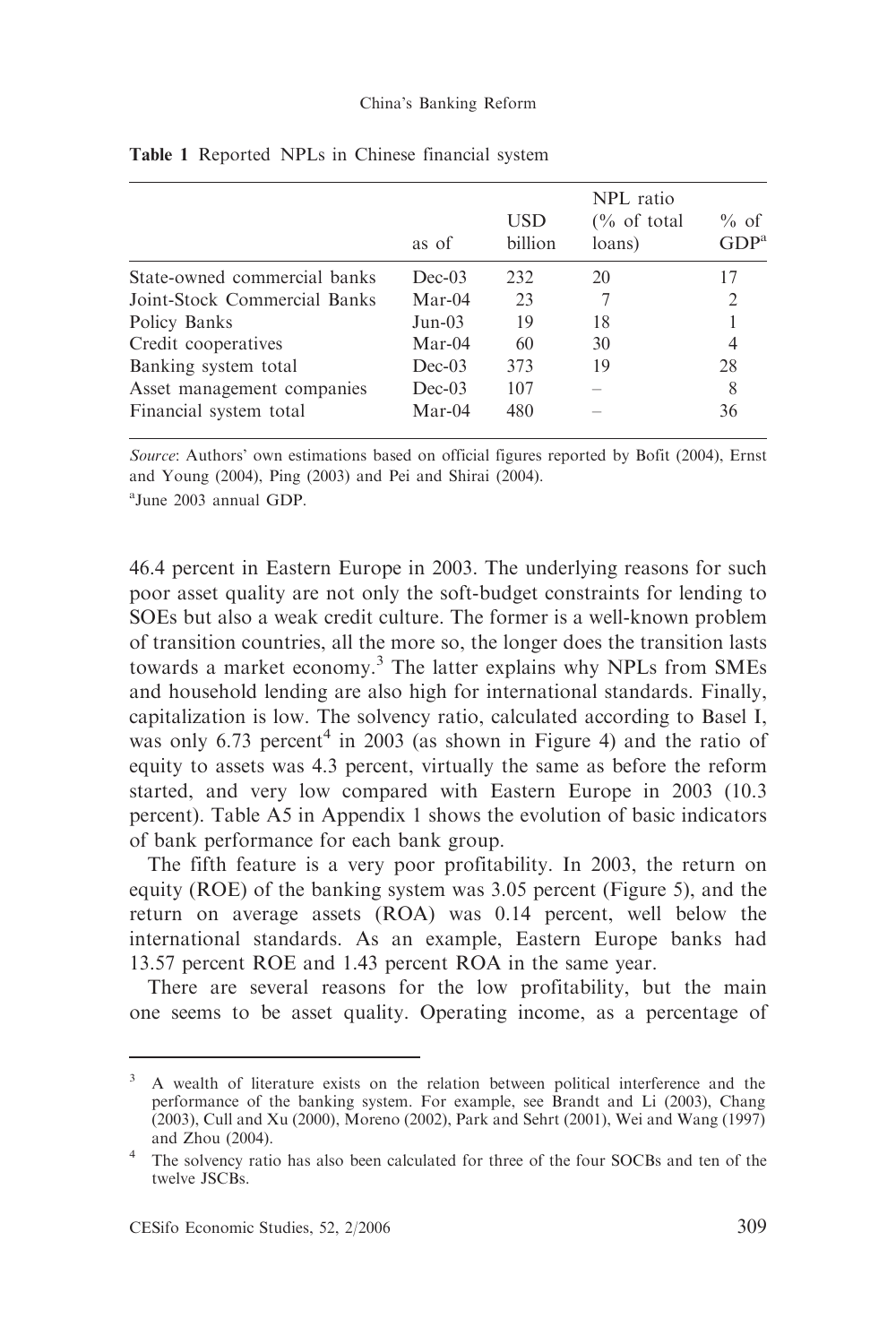**Table 1** Reported NPLs in Chinese financial system

| | as of | USD billion | NPL ratio (% of total loans) | % of GDP[a] |
|---|---|---|---|---|
| State-owned commercial banks | Dec-03 | 232 | 20 | 17 |
| Joint-Stock Commercial Banks | Mar-04 | 23 | 7 | 2 |
| Policy Banks | Jun-03 | 19 | 18 | 1 |
| Credit cooperatives | Mar-04 | 60 | 30 | 4 |
| Banking system total | Dec-03 | 373 | 19 | 28 |
| Asset management companies | Dec-03 | 107 | – | 8 |
| Financial system total | Mar-04 | 480 | – | 36 |

*Source*: Authors' own estimations based on official figures reported by Bofit (2004), Ernst and Young (2004), Ping (2003) and Pei and Shirai (2004).

[a]June 2003 annual GDP.

46.4 percent in Eastern Europe in 2003. The underlying reasons for such poor asset quality are not only the soft-budget constraints for lending to SOEs but also a weak credit culture. The former is a well-known problem of transition countries, all the more so, the longer does the transition lasts towards a market economy.[3] The latter explains why NPLs from SMEs and household lending are also high for international standards. Finally, capitalization is low. The solvency ratio, calculated according to Basel I, was only 6.73 percent[4] in 2003 (as shown in Figure 4) and the ratio of equity to assets was 4.3 percent, virtually the same as before the reform started, and very low compared with Eastern Europe in 2003 (10.3 percent). Table A5 in Appendix 1 shows the evolution of basic indicators of bank performance for each bank group.

The fifth feature is a very poor profitability. In 2003, the return on equity (ROE) of the banking system was 3.05 percent (Figure 5), and the return on average assets (ROA) was 0.14 percent, well below the international standards. As an example, Eastern Europe banks had 13.57 percent ROE and 1.43 percent ROA in the same year.

There are several reasons for the low profitability, but the main one seems to be asset quality. Operating income, as a percentage of

[3] A wealth of literature exists on the relation between political interference and the performance of the banking system. For example, see Brandt and Li (2003), Chang (2003), Cull and Xu (2000), Moreno (2002), Park and Sehrt (2001), Wei and Wang (1997) and Zhou (2004).

[4] The solvency ratio has also been calculated for three of the four SOCBs and ten of the twelve JSCBs.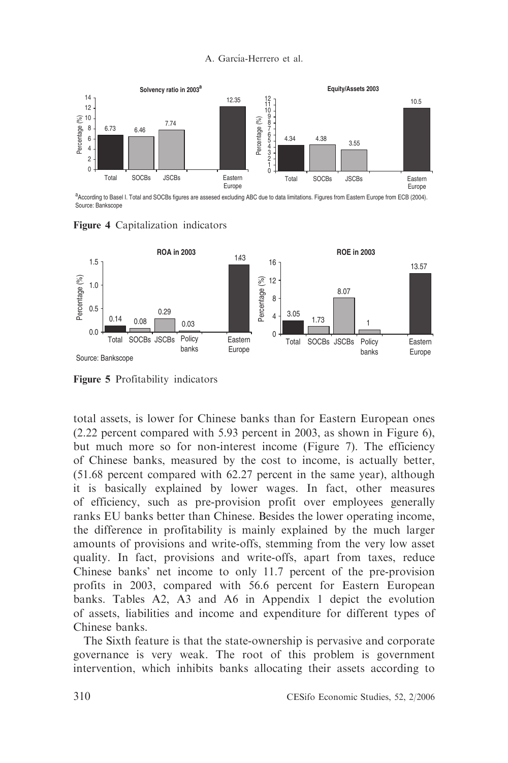**Solvency ratio in 2003**[a]

| | Total | SOCBs | JSCBs | Eastern Europe |
|---|---|---|---|---|
| Percentage (%) | 6.73 | 6.46 | 7.74 | 12.35 |

**Equity/Assets 2003**

| | Total | SOCBs | JSCBs | Eastern Europe |
|---|---|---|---|---|
| Percentage (%) | 4.34 | 4.38 | 3.55 | 10.5 |

[a]According to Basel I. Total and SOCBs figures are assesed excluding ABC due to data limitations. Figures from Eastern Europe from ECB (2004).
Source: Bankscope

**Figure 4** Capitalization indicators

**ROA in 2003**

| | Total | SOCBs | JSCBs | Policy banks | Eastern Europe |
|---|---|---|---|---|---|
| Percentage (%) | 0.14 | 0.08 | 0.29 | 0.03 | 143 |

**ROE in 2003**

| | Total | SOCBs | JSCBs | Policy banks | Eastern Europe |
|---|---|---|---|---|---|
| Percentage (%) | 3.05 | 1.73 | 8.07 | 1 | 13.57 |

Source: Bankscope

**Figure 5** Profitability indicators

total assets, is lower for Chinese banks than for Eastern European ones (2.22 percent compared with 5.93 percent in 2003, as shown in Figure 6), but much more so for non-interest income (Figure 7). The efficiency of Chinese banks, measured by the cost to income, is actually better, (51.68 percent compared with 62.27 percent in the same year), although it is basically explained by lower wages. In fact, other measures of efficiency, such as pre-provision profit over employees generally ranks EU banks better than Chinese. Besides the lower operating income, the difference in profitability is mainly explained by the much larger amounts of provisions and write-offs, stemming from the very low asset quality. In fact, provisions and write-offs, apart from taxes, reduce Chinese banks' net income to only 11.7 percent of the pre-provision profits in 2003, compared with 56.6 percent for Eastern European banks. Tables A2, A3 and A6 in Appendix 1 depict the evolution of assets, liabilities and income and expenditure for different types of Chinese banks.

The Sixth feature is that the state-ownership is pervasive and corporate governance is very weak. The root of this problem is government intervention, which inhibits banks allocating their assets according to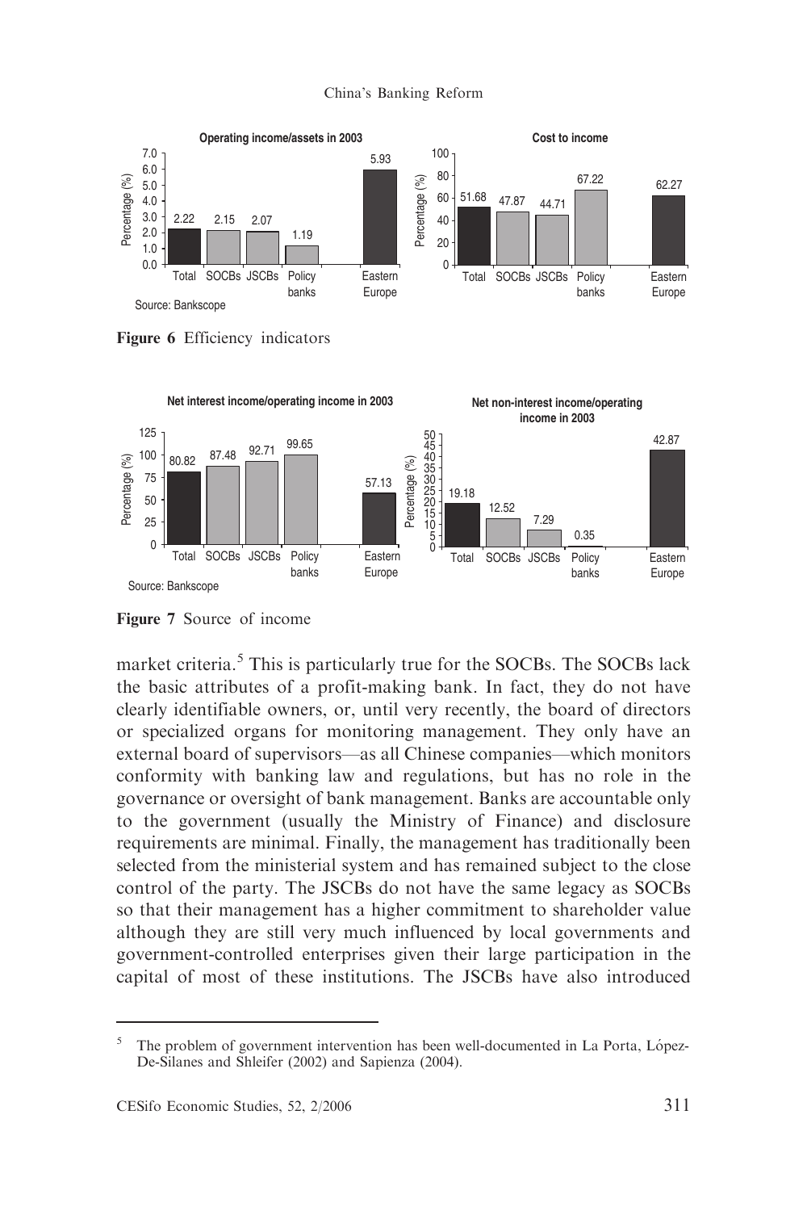**Figure 6** Efficiency indicators

**Figure 7** Source of income

market criteria.[5] This is particularly true for the SOCBs. The SOCBs lack the basic attributes of a profit-making bank. In fact, they do not have clearly identifiable owners, or, until very recently, the board of directors or specialized organs for monitoring management. They only have an external board of supervisors—as all Chinese companies—which monitors conformity with banking law and regulations, but has no role in the governance or oversight of bank management. Banks are accountable only to the government (usually the Ministry of Finance) and disclosure requirements are minimal. Finally, the management has traditionally been selected from the ministerial system and has remained subject to the close control of the party. The JSCBs do not have the same legacy as SOCBs so that their management has a higher commitment to shareholder value although they are still very much influenced by local governments and government-controlled enterprises given their large participation in the capital of most of these institutions. The JSCBs have also introduced

---

[5] The problem of government intervention has been well-documented in La Porta, López-De-Silanes and Shleifer (2002) and Sapienza (2004).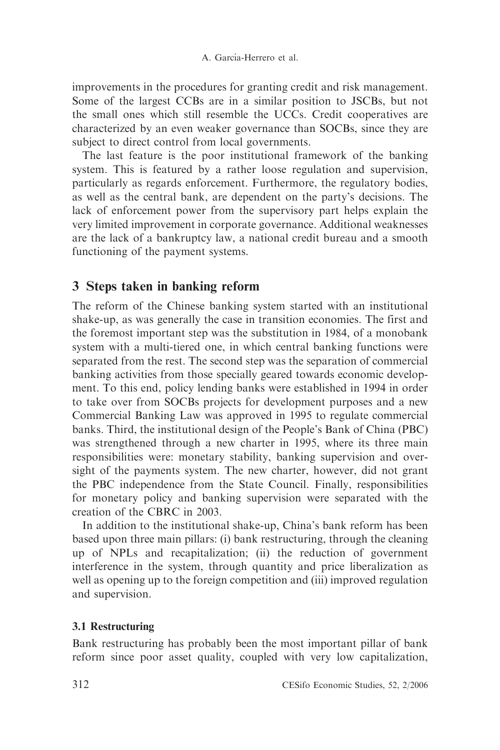improvements in the procedures for granting credit and risk management. Some of the largest CCBs are in a similar position to JSCBs, but not the small ones which still resemble the UCCs. Credit cooperatives are characterized by an even weaker governance than SOCBs, since they are subject to direct control from local governments.

The last feature is the poor institutional framework of the banking system. This is featured by a rather loose regulation and supervision, particularly as regards enforcement. Furthermore, the regulatory bodies, as well as the central bank, are dependent on the party's decisions. The lack of enforcement power from the supervisory part helps explain the very limited improvement in corporate governance. Additional weaknesses are the lack of a bankruptcy law, a national credit bureau and a smooth functioning of the payment systems.

## 3 Steps taken in banking reform

The reform of the Chinese banking system started with an institutional shake-up, as was generally the case in transition economies. The first and the foremost important step was the substitution in 1984, of a monobank system with a multi-tiered one, in which central banking functions were separated from the rest. The second step was the separation of commercial banking activities from those specially geared towards economic development. To this end, policy lending banks were established in 1994 in order to take over from SOCBs projects for development purposes and a new Commercial Banking Law was approved in 1995 to regulate commercial banks. Third, the institutional design of the People's Bank of China (PBC) was strengthened through a new charter in 1995, where its three main responsibilities were: monetary stability, banking supervision and oversight of the payments system. The new charter, however, did not grant the PBC independence from the State Council. Finally, responsibilities for monetary policy and banking supervision were separated with the creation of the CBRC in 2003.

In addition to the institutional shake-up, China's bank reform has been based upon three main pillars: (i) bank restructuring, through the cleaning up of NPLs and recapitalization; (ii) the reduction of government interference in the system, through quantity and price liberalization as well as opening up to the foreign competition and (iii) improved regulation and supervision.

### 3.1 Restructuring

Bank restructuring has probably been the most important pillar of bank reform since poor asset quality, coupled with very low capitalization,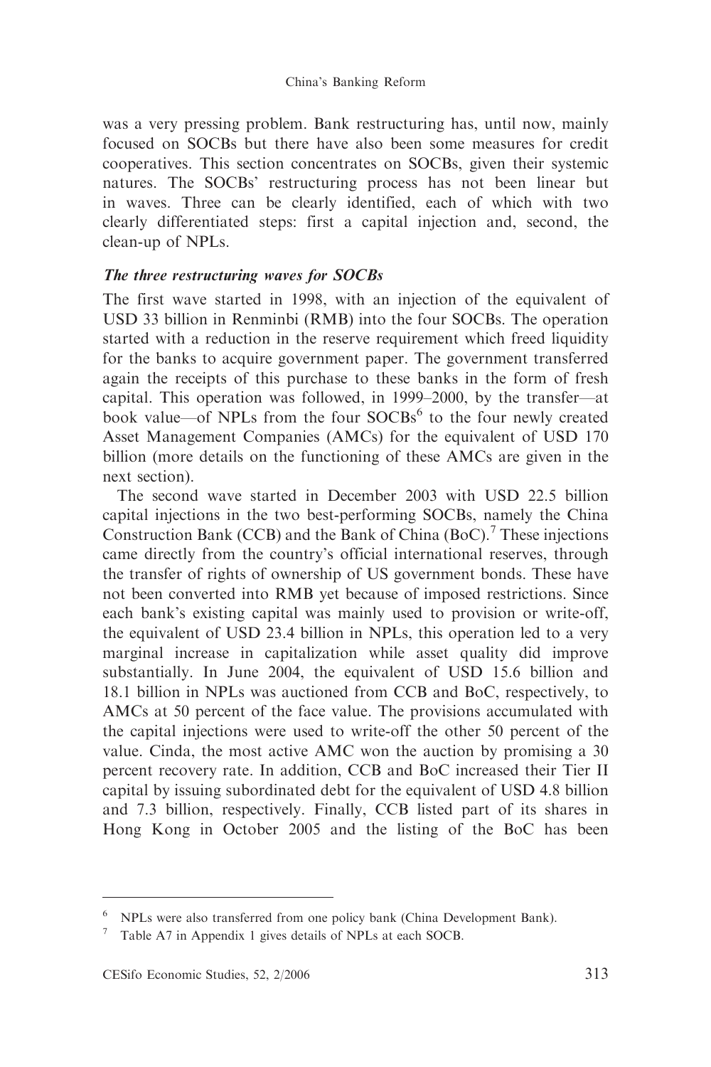was a very pressing problem. Bank restructuring has, until now, mainly focused on SOCBs but there have also been some measures for credit cooperatives. This section concentrates on SOCBs, given their systemic natures. The SOCBs' restructuring process has not been linear but in waves. Three can be clearly identified, each of which with two clearly differentiated steps: first a capital injection and, second, the clean-up of NPLs.

### *The three restructuring waves for SOCBs*

The first wave started in 1998, with an injection of the equivalent of USD 33 billion in Renminbi (RMB) into the four SOCBs. The operation started with a reduction in the reserve requirement which freed liquidity for the banks to acquire government paper. The government transferred again the receipts of this purchase to these banks in the form of fresh capital. This operation was followed, in 1999–2000, by the transfer—at book value—of NPLs from the four SOCBs[6] to the four newly created Asset Management Companies (AMCs) for the equivalent of USD 170 billion (more details on the functioning of these AMCs are given in the next section).

The second wave started in December 2003 with USD 22.5 billion capital injections in the two best-performing SOCBs, namely the China Construction Bank (CCB) and the Bank of China (BoC).[7] These injections came directly from the country's official international reserves, through the transfer of rights of ownership of US government bonds. These have not been converted into RMB yet because of imposed restrictions. Since each bank's existing capital was mainly used to provision or write-off, the equivalent of USD 23.4 billion in NPLs, this operation led to a very marginal increase in capitalization while asset quality did improve substantially. In June 2004, the equivalent of USD 15.6 billion and 18.1 billion in NPLs was auctioned from CCB and BoC, respectively, to AMCs at 50 percent of the face value. The provisions accumulated with the capital injections were used to write-off the other 50 percent of the value. Cinda, the most active AMC won the auction by promising a 30 percent recovery rate. In addition, CCB and BoC increased their Tier II capital by issuing subordinated debt for the equivalent of USD 4.8 billion and 7.3 billion, respectively. Finally, CCB listed part of its shares in Hong Kong in October 2005 and the listing of the BoC has been

---

[6] NPLs were also transferred from one policy bank (China Development Bank).

[7] Table A7 in Appendix 1 gives details of NPLs at each SOCB.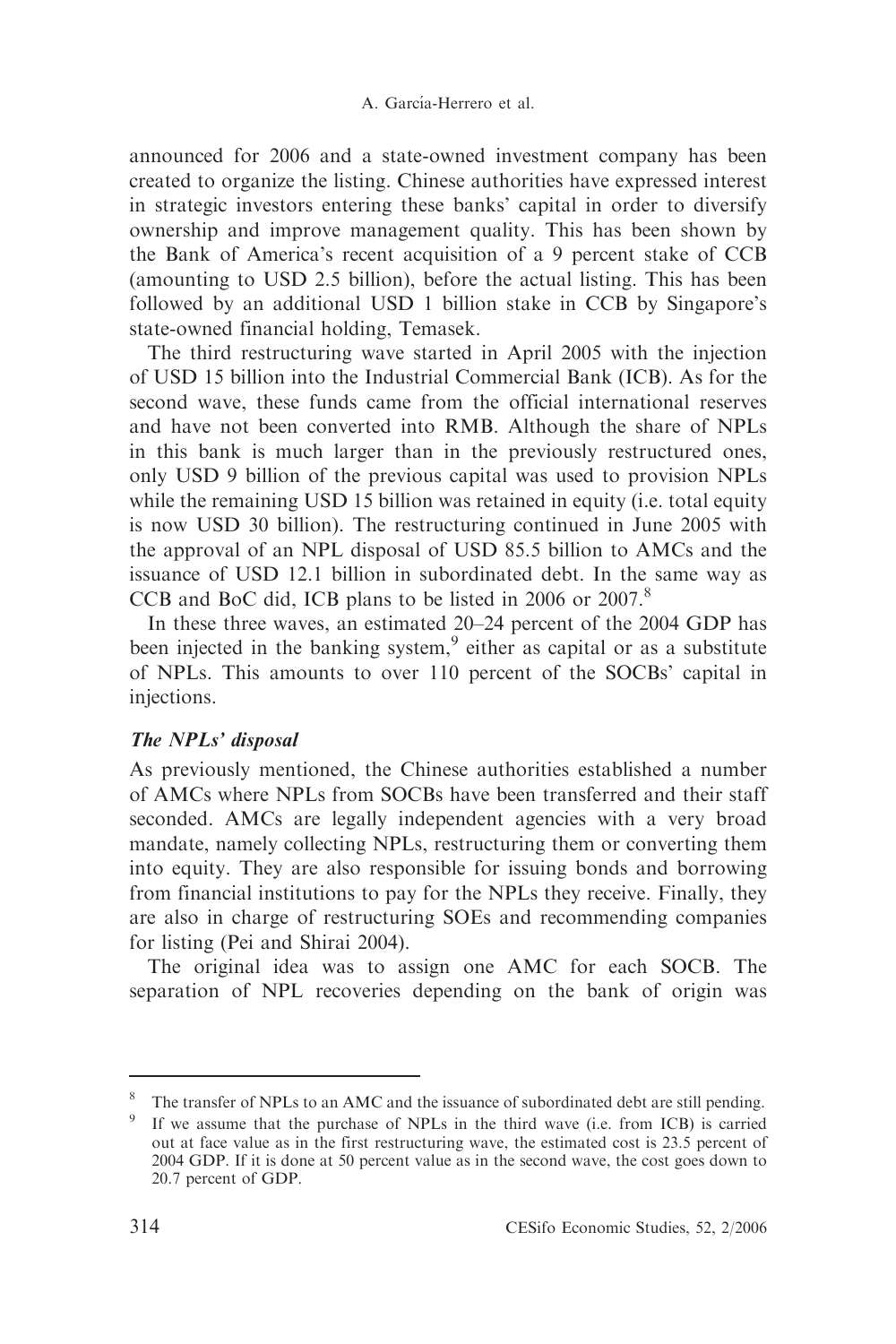announced for 2006 and a state-owned investment company has been created to organize the listing. Chinese authorities have expressed interest in strategic investors entering these banks' capital in order to diversify ownership and improve management quality. This has been shown by the Bank of America's recent acquisition of a 9 percent stake of CCB (amounting to USD 2.5 billion), before the actual listing. This has been followed by an additional USD 1 billion stake in CCB by Singapore's state-owned financial holding, Temasek.

The third restructuring wave started in April 2005 with the injection of USD 15 billion into the Industrial Commercial Bank (ICB). As for the second wave, these funds came from the official international reserves and have not been converted into RMB. Although the share of NPLs in this bank is much larger than in the previously restructured ones, only USD 9 billion of the previous capital was used to provision NPLs while the remaining USD 15 billion was retained in equity (i.e. total equity is now USD 30 billion). The restructuring continued in June 2005 with the approval of an NPL disposal of USD 85.5 billion to AMCs and the issuance of USD 12.1 billion in subordinated debt. In the same way as CCB and BoC did, ICB plans to be listed in 2006 or 2007.[8]

In these three waves, an estimated 20–24 percent of the 2004 GDP has been injected in the banking system,[9] either as capital or as a substitute of NPLs. This amounts to over 110 percent of the SOCBs' capital in injections.

### *The NPLs' disposal*

As previously mentioned, the Chinese authorities established a number of AMCs where NPLs from SOCBs have been transferred and their staff seconded. AMCs are legally independent agencies with a very broad mandate, namely collecting NPLs, restructuring them or converting them into equity. They are also responsible for issuing bonds and borrowing from financial institutions to pay for the NPLs they receive. Finally, they are also in charge of restructuring SOEs and recommending companies for listing (Pei and Shirai 2004).

The original idea was to assign one AMC for each SOCB. The separation of NPL recoveries depending on the bank of origin was

---

[8] The transfer of NPLs to an AMC and the issuance of subordinated debt are still pending.

[9] If we assume that the purchase of NPLs in the third wave (i.e. from ICB) is carried out at face value as in the first restructuring wave, the estimated cost is 23.5 percent of 2004 GDP. If it is done at 50 percent value as in the second wave, the cost goes down to 20.7 percent of GDP.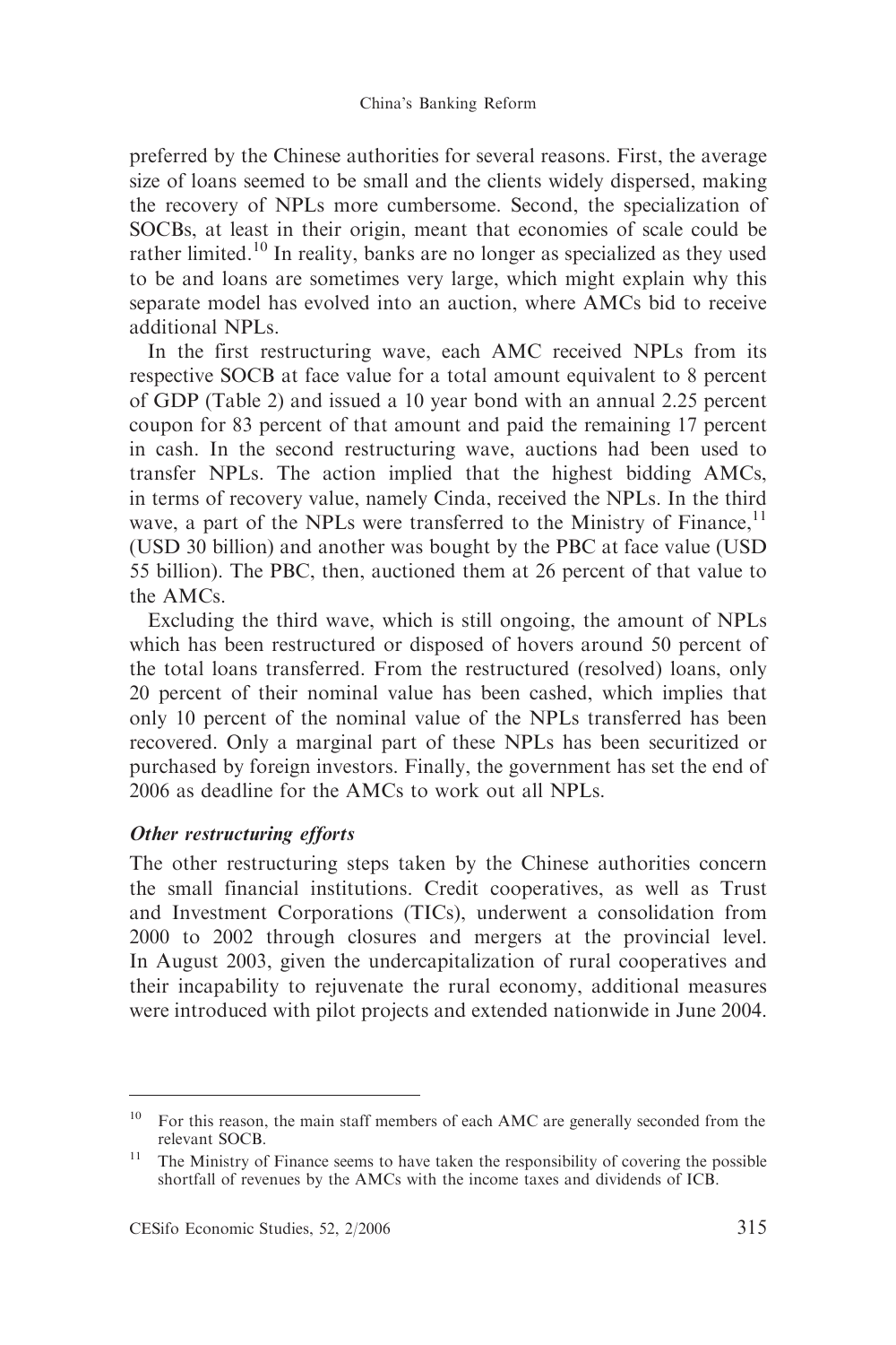preferred by the Chinese authorities for several reasons. First, the average size of loans seemed to be small and the clients widely dispersed, making the recovery of NPLs more cumbersome. Second, the specialization of SOCBs, at least in their origin, meant that economies of scale could be rather limited.[10] In reality, banks are no longer as specialized as they used to be and loans are sometimes very large, which might explain why this separate model has evolved into an auction, where AMCs bid to receive additional NPLs.

In the first restructuring wave, each AMC received NPLs from its respective SOCB at face value for a total amount equivalent to 8 percent of GDP (Table 2) and issued a 10 year bond with an annual 2.25 percent coupon for 83 percent of that amount and paid the remaining 17 percent in cash. In the second restructuring wave, auctions had been used to transfer NPLs. The action implied that the highest bidding AMCs, in terms of recovery value, namely Cinda, received the NPLs. In the third wave, a part of the NPLs were transferred to the Ministry of Finance,[11] (USD 30 billion) and another was bought by the PBC at face value (USD 55 billion). The PBC, then, auctioned them at 26 percent of that value to the AMCs.

Excluding the third wave, which is still ongoing, the amount of NPLs which has been restructured or disposed of hovers around 50 percent of the total loans transferred. From the restructured (resolved) loans, only 20 percent of their nominal value has been cashed, which implies that only 10 percent of the nominal value of the NPLs transferred has been recovered. Only a marginal part of these NPLs has been securitized or purchased by foreign investors. Finally, the government has set the end of 2006 as deadline for the AMCs to work out all NPLs.

### *Other restructuring efforts*

The other restructuring steps taken by the Chinese authorities concern the small financial institutions. Credit cooperatives, as well as Trust and Investment Corporations (TICs), underwent a consolidation from 2000 to 2002 through closures and mergers at the provincial level. In August 2003, given the undercapitalization of rural cooperatives and their incapability to rejuvenate the rural economy, additional measures were introduced with pilot projects and extended nationwide in June 2004.

---

[10] For this reason, the main staff members of each AMC are generally seconded from the relevant SOCB.

[11] The Ministry of Finance seems to have taken the responsibility of covering the possible shortfall of revenues by the AMCs with the income taxes and dividends of ICB.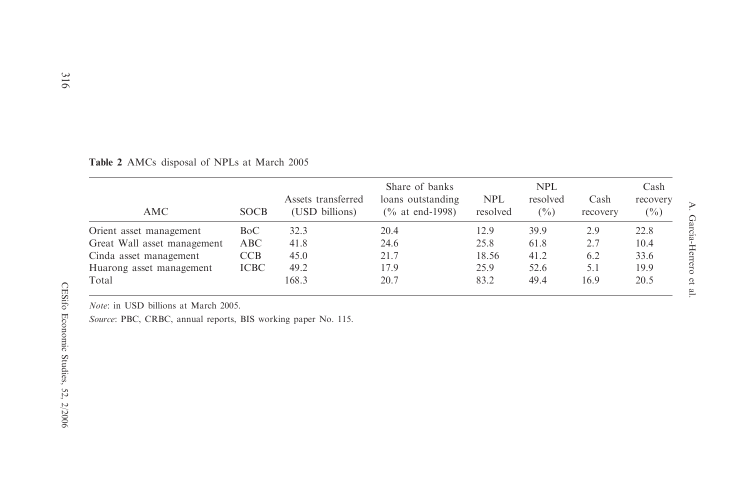**Table 2** AMCs disposal of NPLs at March 2005

| AMC | SOCB | Assets transferred (USD billions) | Share of banks loans outstanding (% at end-1998) | NPL resolved | NPL resolved (%) | Cash recovery | Cash recovery (%) |
|---|---|---|---|---|---|---|---|
| Orient asset management | BoC | 32.3 | 20.4 | 12.9 | 39.9 | 2.9 | 22.8 |
| Great Wall asset management | ABC | 41.8 | 24.6 | 25.8 | 61.8 | 2.7 | 10.4 |
| Cinda asset management | CCB | 45.0 | 21.7 | 18.56 | 41.2 | 6.2 | 33.6 |
| Huarong asset management | ICBC | 49.2 | 17.9 | 25.9 | 52.6 | 5.1 | 19.9 |
| Total | | 168.3 | 20.7 | 83.2 | 49.4 | 16.9 | 20.5 |

*Note*: in USD billions at March 2005.

*Source*: PBC, CRBC, annual reports, BIS working paper No. 115.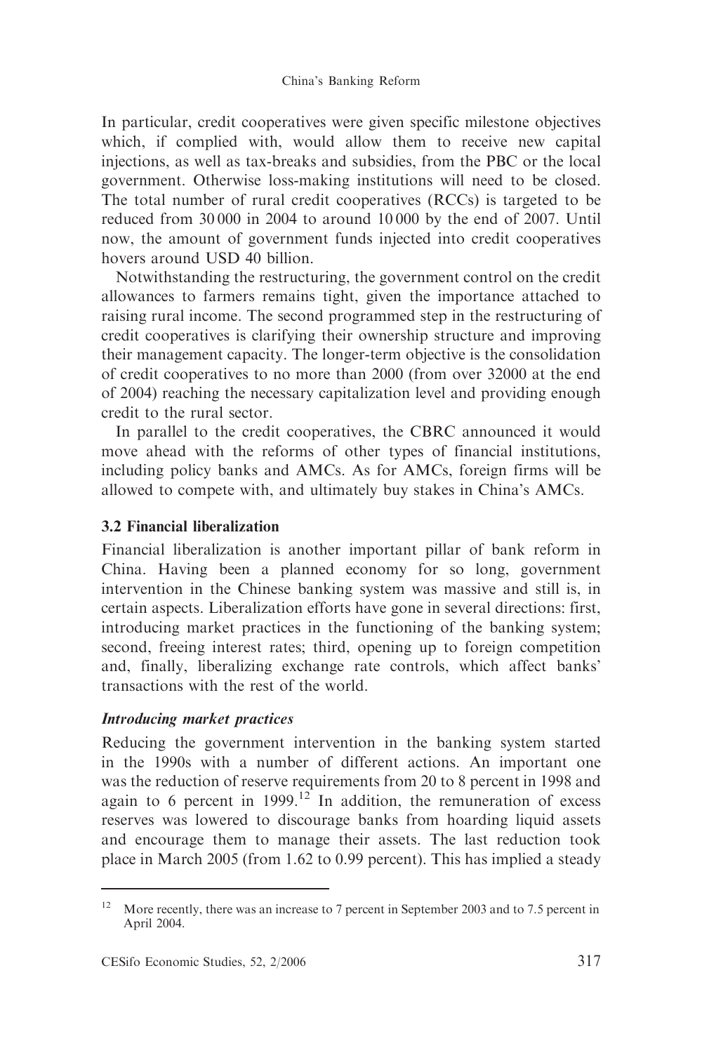In particular, credit cooperatives were given specific milestone objectives which, if complied with, would allow them to receive new capital injections, as well as tax-breaks and subsidies, from the PBC or the local government. Otherwise loss-making institutions will need to be closed. The total number of rural credit cooperatives (RCCs) is targeted to be reduced from 30 000 in 2004 to around 10 000 by the end of 2007. Until now, the amount of government funds injected into credit cooperatives hovers around USD 40 billion.

Notwithstanding the restructuring, the government control on the credit allowances to farmers remains tight, given the importance attached to raising rural income. The second programmed step in the restructuring of credit cooperatives is clarifying their ownership structure and improving their management capacity. The longer-term objective is the consolidation of credit cooperatives to no more than 2000 (from over 32000 at the end of 2004) reaching the necessary capitalization level and providing enough credit to the rural sector.

In parallel to the credit cooperatives, the CBRC announced it would move ahead with the reforms of other types of financial institutions, including policy banks and AMCs. As for AMCs, foreign firms will be allowed to compete with, and ultimately buy stakes in China's AMCs.

### 3.2 Financial liberalization

Financial liberalization is another important pillar of bank reform in China. Having been a planned economy for so long, government intervention in the Chinese banking system was massive and still is, in certain aspects. Liberalization efforts have gone in several directions: first, introducing market practices in the functioning of the banking system; second, freeing interest rates; third, opening up to foreign competition and, finally, liberalizing exchange rate controls, which affect banks' transactions with the rest of the world.

#### *Introducing market practices*

Reducing the government intervention in the banking system started in the 1990s with a number of different actions. An important one was the reduction of reserve requirements from 20 to 8 percent in 1998 and again to 6 percent in 1999.[12] In addition, the remuneration of excess reserves was lowered to discourage banks from hoarding liquid assets and encourage them to manage their assets. The last reduction took place in March 2005 (from 1.62 to 0.99 percent). This has implied a steady

---

[12] More recently, there was an increase to 7 percent in September 2003 and to 7.5 percent in April 2004.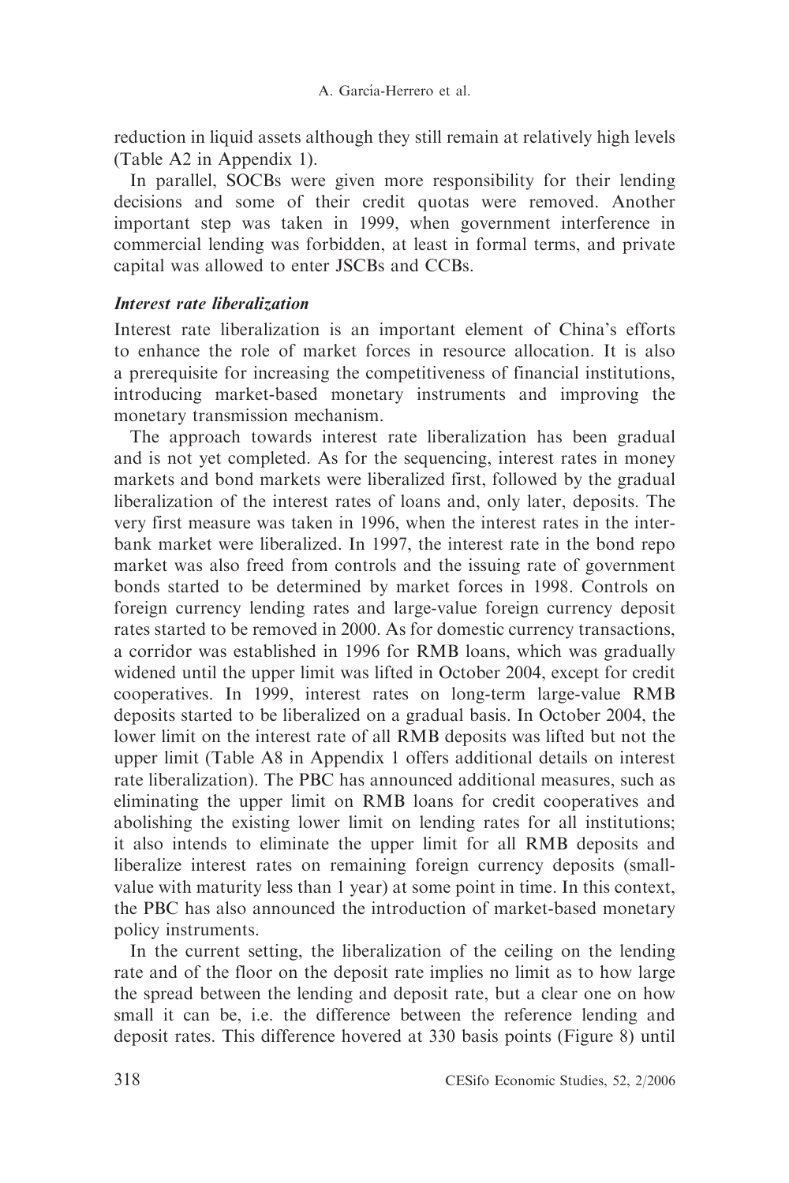reduction in liquid assets although they still remain at relatively high levels (Table A2 in Appendix 1).

In parallel, SOCBs were given more responsibility for their lending decisions and some of their credit quotas were removed. Another important step was taken in 1999, when government interference in commercial lending was forbidden, at least in formal terms, and private capital was allowed to enter JSCBs and CCBs.

### *Interest rate liberalization*

Interest rate liberalization is an important element of China's efforts to enhance the role of market forces in resource allocation. It is also a prerequisite for increasing the competitiveness of financial institutions, introducing market-based monetary instruments and improving the monetary transmission mechanism.

The approach towards interest rate liberalization has been gradual and is not yet completed. As for the sequencing, interest rates in money markets and bond markets were liberalized first, followed by the gradual liberalization of the interest rates of loans and, only later, deposits. The very first measure was taken in 1996, when the interest rates in the inter-bank market were liberalized. In 1997, the interest rate in the bond repo market was also freed from controls and the issuing rate of government bonds started to be determined by market forces in 1998. Controls on foreign currency lending rates and large-value foreign currency deposit rates started to be removed in 2000. As for domestic currency transactions, a corridor was established in 1996 for RMB loans, which was gradually widened until the upper limit was lifted in October 2004, except for credit cooperatives. In 1999, interest rates on long-term large-value RMB deposits started to be liberalized on a gradual basis. In October 2004, the lower limit on the interest rate of all RMB deposits was lifted but not the upper limit (Table A8 in Appendix 1 offers additional details on interest rate liberalization). The PBC has announced additional measures, such as eliminating the upper limit on RMB loans for credit cooperatives and abolishing the existing lower limit on lending rates for all institutions; it also intends to eliminate the upper limit for all RMB deposits and liberalize interest rates on remaining foreign currency deposits (small-value with maturity less than 1 year) at some point in time. In this context, the PBC has also announced the introduction of market-based monetary policy instruments.

In the current setting, the liberalization of the ceiling on the lending rate and of the floor on the deposit rate implies no limit as to how large the spread between the lending and deposit rate, but a clear one on how small it can be, i.e. the difference between the reference lending and deposit rates. This difference hovered at 330 basis points (Figure 8) until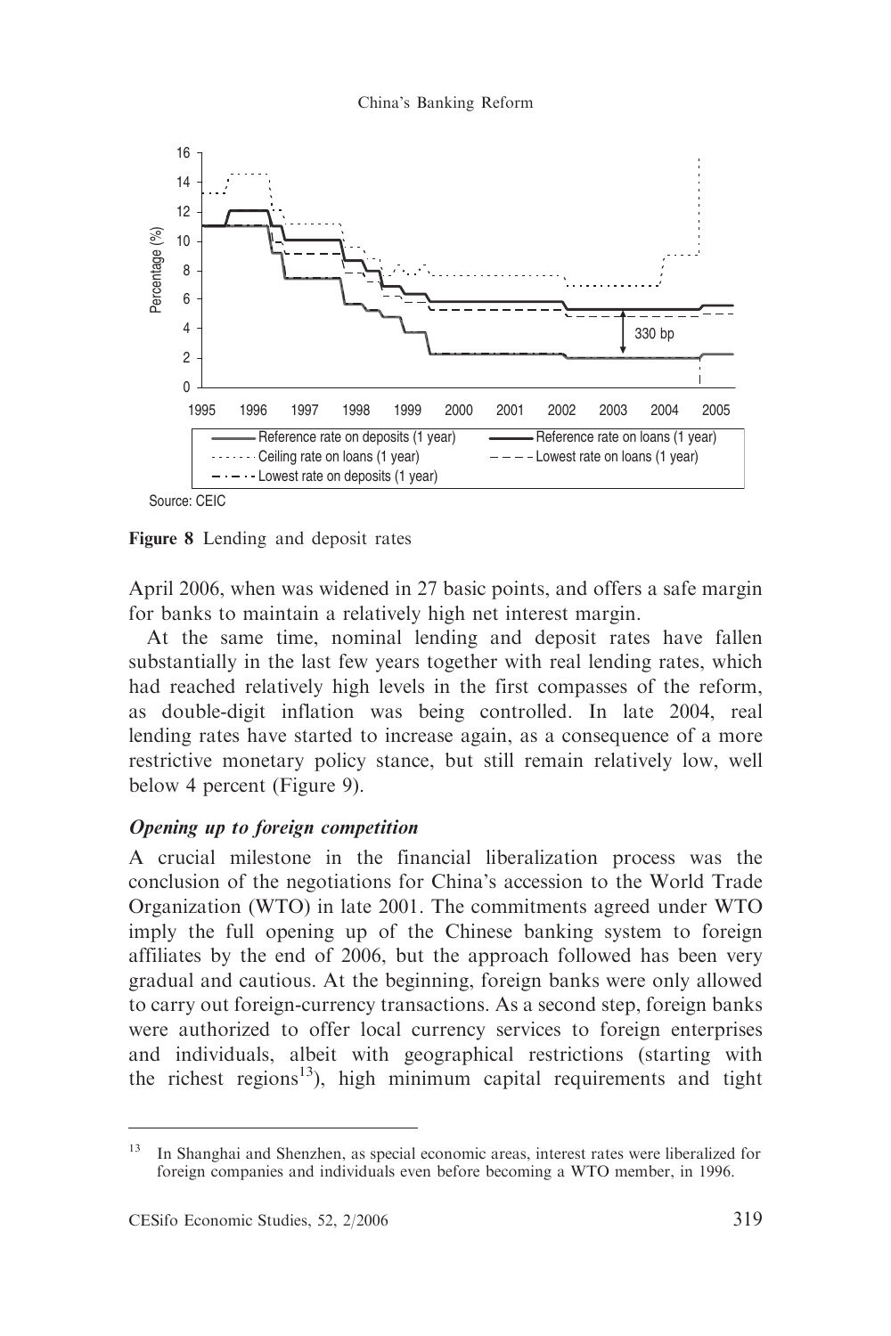Figure 8 Lending and deposit rates

April 2006, when was widened in 27 basic points, and offers a safe margin for banks to maintain a relatively high net interest margin.

At the same time, nominal lending and deposit rates have fallen substantially in the last few years together with real lending rates, which had reached relatively high levels in the first compasses of the reform, as double-digit inflation was being controlled. In late 2004, real lending rates have started to increase again, as a consequence of a more restrictive monetary policy stance, but still remain relatively low, well below 4 percent (Figure 9).

### *Opening up to foreign competition*

A crucial milestone in the financial liberalization process was the conclusion of the negotiations for China's accession to the World Trade Organization (WTO) in late 2001. The commitments agreed under WTO imply the full opening up of the Chinese banking system to foreign affiliates by the end of 2006, but the approach followed has been very gradual and cautious. At the beginning, foreign banks were only allowed to carry out foreign-currency transactions. As a second step, foreign banks were authorized to offer local currency services to foreign enterprises and individuals, albeit with geographical restrictions (starting with the richest regions[13]), high minimum capital requirements and tight

---

[13] In Shanghai and Shenzhen, as special economic areas, interest rates were liberalized for foreign companies and individuals even before becoming a WTO member, in 1996.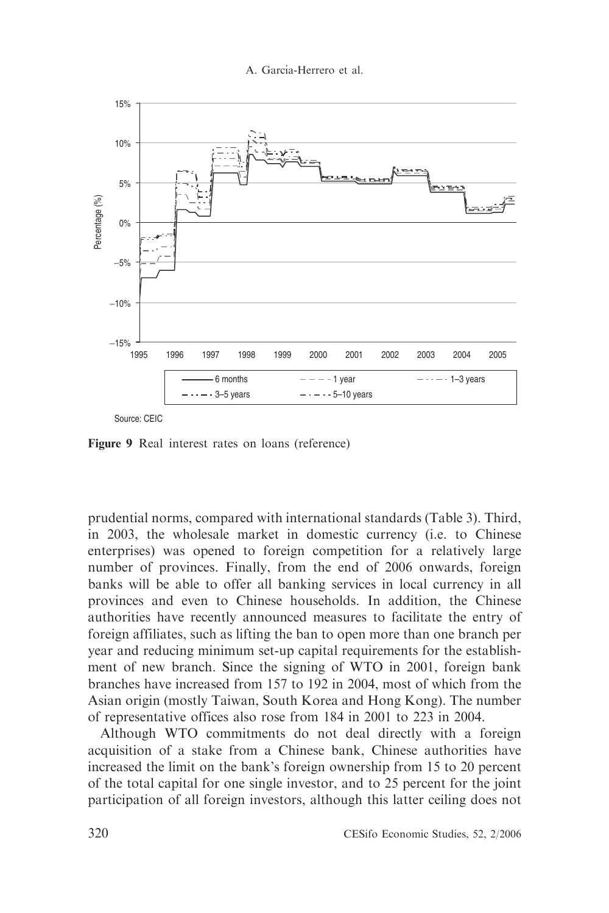Figure 9 Real interest rates on loans (reference)

prudential norms, compared with international standards (Table 3). Third, in 2003, the wholesale market in domestic currency (i.e. to Chinese enterprises) was opened to foreign competition for a relatively large number of provinces. Finally, from the end of 2006 onwards, foreign banks will be able to offer all banking services in local currency in all provinces and even to Chinese households. In addition, the Chinese authorities have recently announced measures to facilitate the entry of foreign affiliates, such as lifting the ban to open more than one branch per year and reducing minimum set-up capital requirements for the establishment of new branch. Since the signing of WTO in 2001, foreign bank branches have increased from 157 to 192 in 2004, most of which from the Asian origin (mostly Taiwan, South Korea and Hong Kong). The number of representative offices also rose from 184 in 2001 to 223 in 2004.

Although WTO commitments do not deal directly with a foreign acquisition of a stake from a Chinese bank, Chinese authorities have increased the limit on the bank's foreign ownership from 15 to 20 percent of the total capital for one single investor, and to 25 percent for the joint participation of all foreign investors, although this latter ceiling does not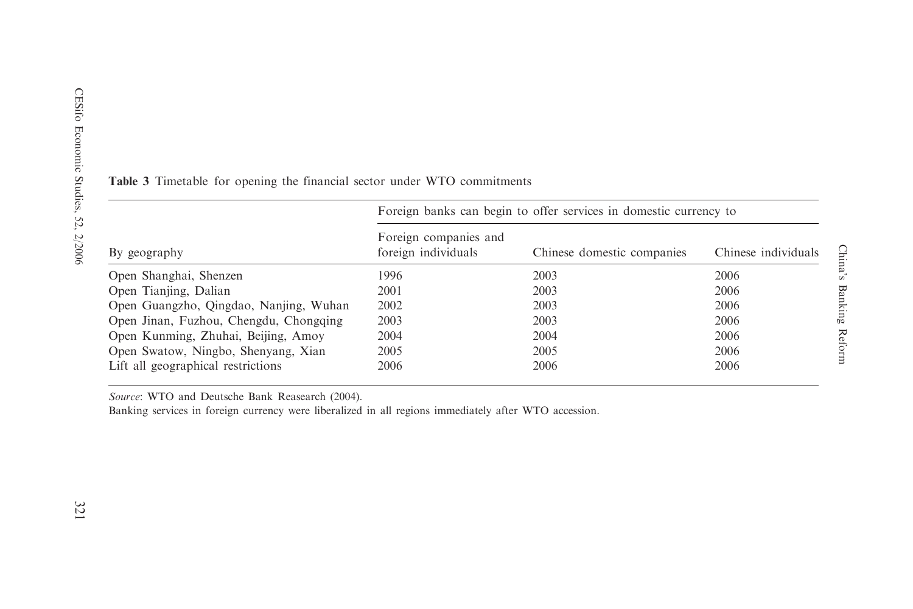**Table 3** Timetable for opening the financial sector under WTO commitments

| By geography | Foreign banks can begin to offer services in domestic currency to | | |
|---|---|---|---|
| | Foreign companies and foreign individuals | Chinese domestic companies | Chinese individuals |
| Open Shanghai, Shenzen | 1996 | 2003 | 2006 |
| Open Tianjing, Dalian | 2001 | 2003 | 2006 |
| Open Guangzho, Qingdao, Nanjing, Wuhan | 2002 | 2003 | 2006 |
| Open Jinan, Fuzhou, Chengdu, Chongqing | 2003 | 2003 | 2006 |
| Open Kunming, Zhuhai, Beijing, Amoy | 2004 | 2004 | 2006 |
| Open Swatow, Ningbo, Shenyang, Xian | 2005 | 2005 | 2006 |
| Lift all geographical restrictions | 2006 | 2006 | 2006 |

*Source*: WTO and Deutsche Bank Reasearch (2004).

Banking services in foreign currency were liberalized in all regions immediately after WTO accession.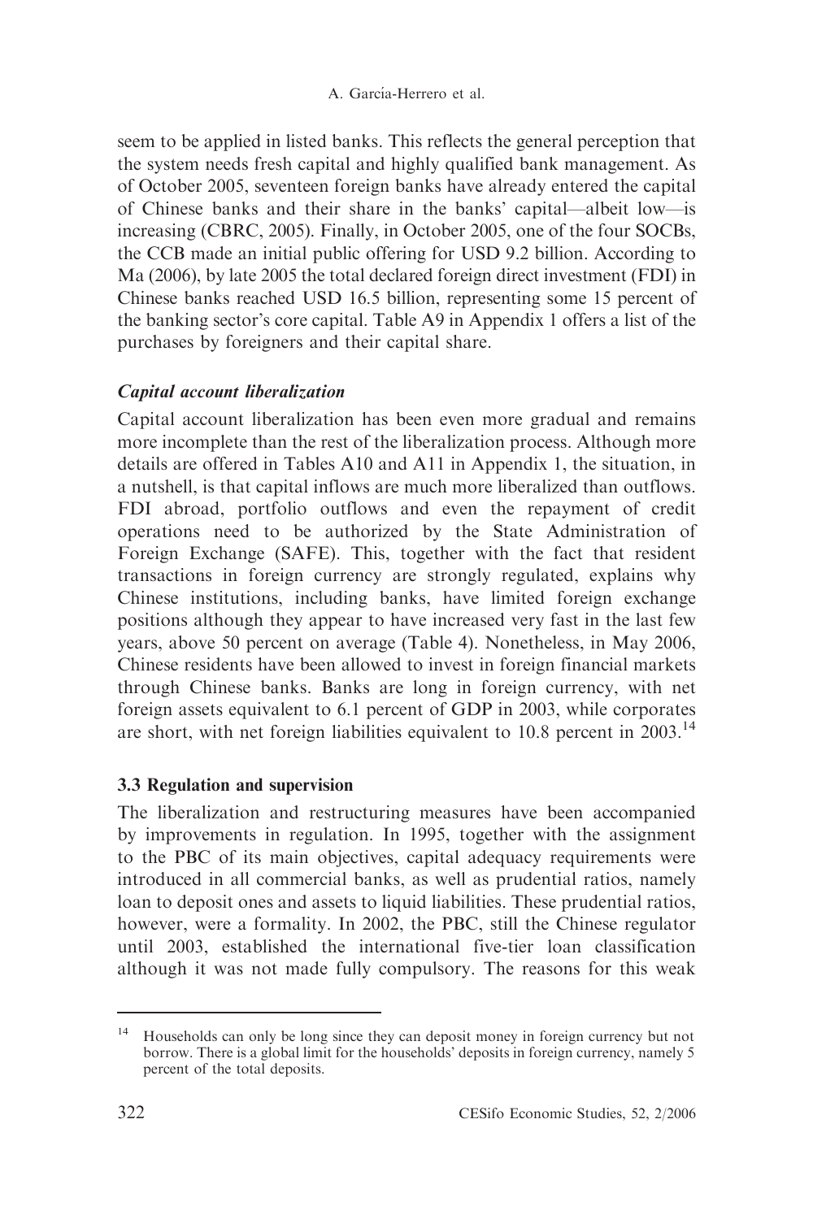seem to be applied in listed banks. This reflects the general perception that the system needs fresh capital and highly qualified bank management. As of October 2005, seventeen foreign banks have already entered the capital of Chinese banks and their share in the banks' capital—albeit low—is increasing (CBRC, 2005). Finally, in October 2005, one of the four SOCBs, the CCB made an initial public offering for USD 9.2 billion. According to Ma (2006), by late 2005 the total declared foreign direct investment (FDI) in Chinese banks reached USD 16.5 billion, representing some 15 percent of the banking sector's core capital. Table A9 in Appendix 1 offers a list of the purchases by foreigners and their capital share.

### *Capital account liberalization*

Capital account liberalization has been even more gradual and remains more incomplete than the rest of the liberalization process. Although more details are offered in Tables A10 and A11 in Appendix 1, the situation, in a nutshell, is that capital inflows are much more liberalized than outflows. FDI abroad, portfolio outflows and even the repayment of credit operations need to be authorized by the State Administration of Foreign Exchange (SAFE). This, together with the fact that resident transactions in foreign currency are strongly regulated, explains why Chinese institutions, including banks, have limited foreign exchange positions although they appear to have increased very fast in the last few years, above 50 percent on average (Table 4). Nonetheless, in May 2006, Chinese residents have been allowed to invest in foreign financial markets through Chinese banks. Banks are long in foreign currency, with net foreign assets equivalent to 6.1 percent of GDP in 2003, while corporates are short, with net foreign liabilities equivalent to 10.8 percent in 2003.[14]

## 3.3 Regulation and supervision

The liberalization and restructuring measures have been accompanied by improvements in regulation. In 1995, together with the assignment to the PBC of its main objectives, capital adequacy requirements were introduced in all commercial banks, as well as prudential ratios, namely loan to deposit ones and assets to liquid liabilities. These prudential ratios, however, were a formality. In 2002, the PBC, still the Chinese regulator until 2003, established the international five-tier loan classification although it was not made fully compulsory. The reasons for this weak

---

[14] Households can only be long since they can deposit money in foreign currency but not borrow. There is a global limit for the households' deposits in foreign currency, namely 5 percent of the total deposits.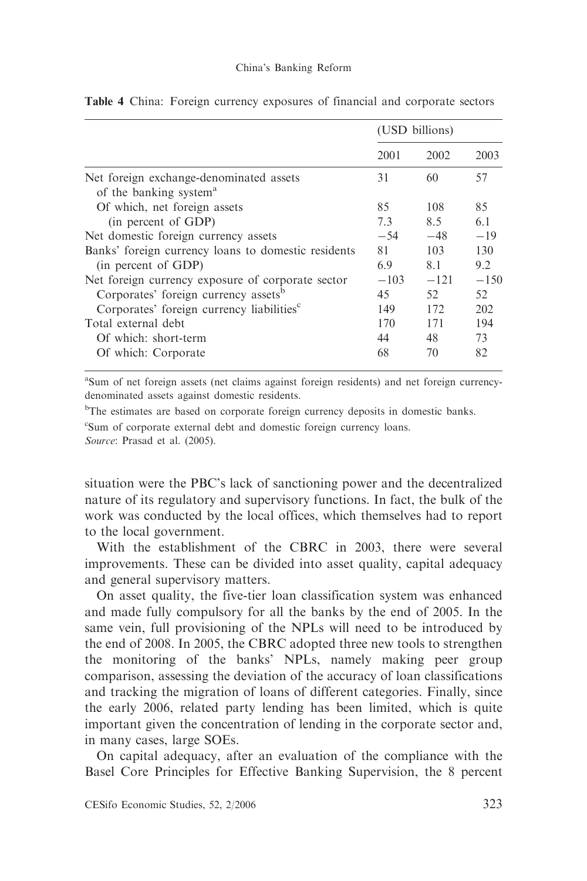**Table 4** China: Foreign currency exposures of financial and corporate sectors

| | (USD billions) | | |
|---|---|---|---|
| | 2001 | 2002 | 2003 |
| Net foreign exchange-denominated assets of the banking system[a] | 31 | 60 | 57 |
| Of which, net foreign assets | 85 | 108 | 85 |
| (in percent of GDP) | 7.3 | 8.5 | 6.1 |
| Net domestic foreign currency assets | −54 | −48 | −19 |
| Banks' foreign currency loans to domestic residents | 81 | 103 | 130 |
| (in percent of GDP) | 6.9 | 8.1 | 9.2 |
| Net foreign currency exposure of corporate sector | −103 | −121 | −150 |
| Corporates' foreign currency assets[b] | 45 | 52 | 52 |
| Corporates' foreign currency liabilities[c] | 149 | 172 | 202 |
| Total external debt | 170 | 171 | 194 |
| Of which: short-term | 44 | 48 | 73 |
| Of which: Corporate | 68 | 70 | 82 |

[a]Sum of net foreign assets (net claims against foreign residents) and net foreign currency-denominated assets against domestic residents.

[b]The estimates are based on corporate foreign currency deposits in domestic banks.

[c]Sum of corporate external debt and domestic foreign currency loans.

*Source*: Prasad et al. (2005).

situation were the PBC's lack of sanctioning power and the decentralized nature of its regulatory and supervisory functions. In fact, the bulk of the work was conducted by the local offices, which themselves had to report to the local government.

With the establishment of the CBRC in 2003, there were several improvements. These can be divided into asset quality, capital adequacy and general supervisory matters.

On asset quality, the five-tier loan classification system was enhanced and made fully compulsory for all the banks by the end of 2005. In the same vein, full provisioning of the NPLs will need to be introduced by the end of 2008. In 2005, the CBRC adopted three new tools to strengthen the monitoring of the banks' NPLs, namely making peer group comparison, assessing the deviation of the accuracy of loan classifications and tracking the migration of loans of different categories. Finally, since the early 2006, related party lending has been limited, which is quite important given the concentration of lending in the corporate sector and, in many cases, large SOEs.

On capital adequacy, after an evaluation of the compliance with the Basel Core Principles for Effective Banking Supervision, the 8 percent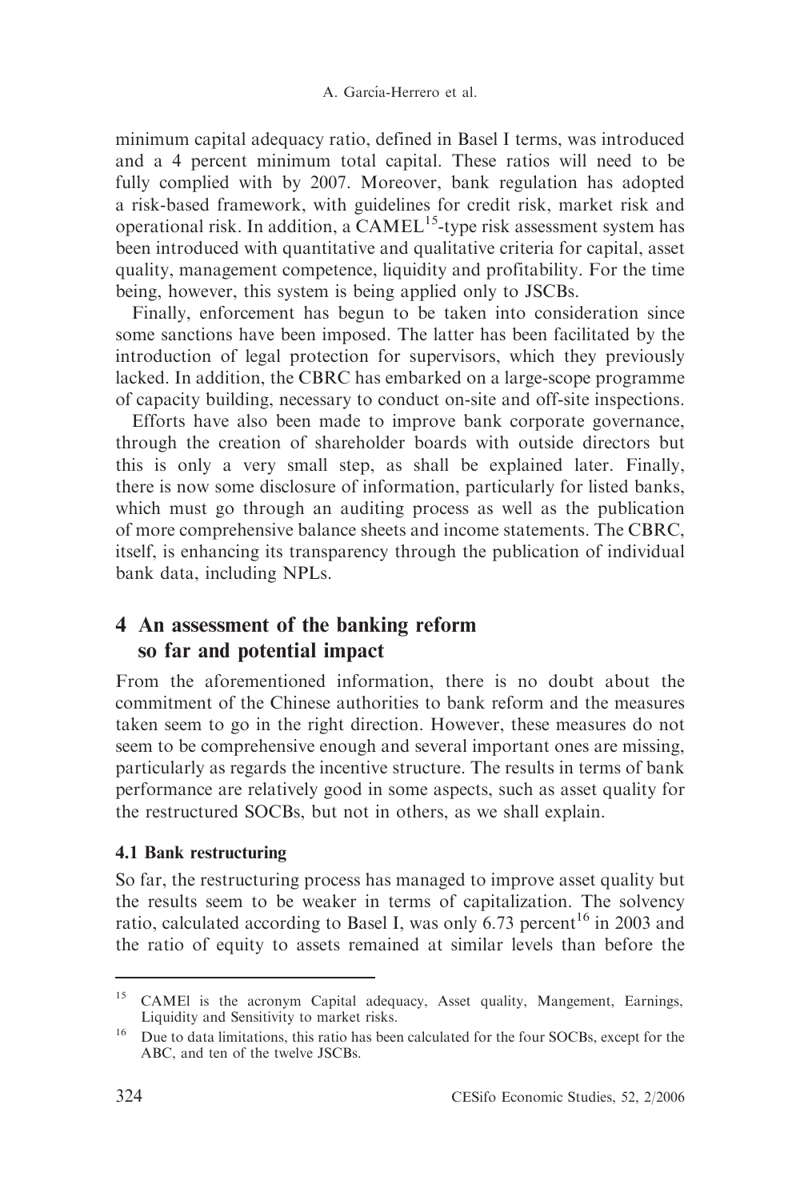minimum capital adequacy ratio, defined in Basel I terms, was introduced and a 4 percent minimum total capital. These ratios will need to be fully complied with by 2007. Moreover, bank regulation has adopted a risk-based framework, with guidelines for credit risk, market risk and operational risk. In addition, a CAMEL[15]-type risk assessment system has been introduced with quantitative and qualitative criteria for capital, asset quality, management competence, liquidity and profitability. For the time being, however, this system is being applied only to JSCBs.

Finally, enforcement has begun to be taken into consideration since some sanctions have been imposed. The latter has been facilitated by the introduction of legal protection for supervisors, which they previously lacked. In addition, the CBRC has embarked on a large-scope programme of capacity building, necessary to conduct on-site and off-site inspections.

Efforts have also been made to improve bank corporate governance, through the creation of shareholder boards with outside directors but this is only a very small step, as shall be explained later. Finally, there is now some disclosure of information, particularly for listed banks, which must go through an auditing process as well as the publication of more comprehensive balance sheets and income statements. The CBRC, itself, is enhancing its transparency through the publication of individual bank data, including NPLs.

## 4 An assessment of the banking reform so far and potential impact

From the aforementioned information, there is no doubt about the commitment of the Chinese authorities to bank reform and the measures taken seem to go in the right direction. However, these measures do not seem to be comprehensive enough and several important ones are missing, particularly as regards the incentive structure. The results in terms of bank performance are relatively good in some aspects, such as asset quality for the restructured SOCBs, but not in others, as we shall explain.

### 4.1 Bank restructuring

So far, the restructuring process has managed to improve asset quality but the results seem to be weaker in terms of capitalization. The solvency ratio, calculated according to Basel I, was only 6.73 percent[16] in 2003 and the ratio of equity to assets remained at similar levels than before the

---

[15] CAMEl is the acronym Capital adequacy, Asset quality, Mangement, Earnings, Liquidity and Sensitivity to market risks.

[16] Due to data limitations, this ratio has been calculated for the four SOCBs, except for the ABC, and ten of the twelve JSCBs.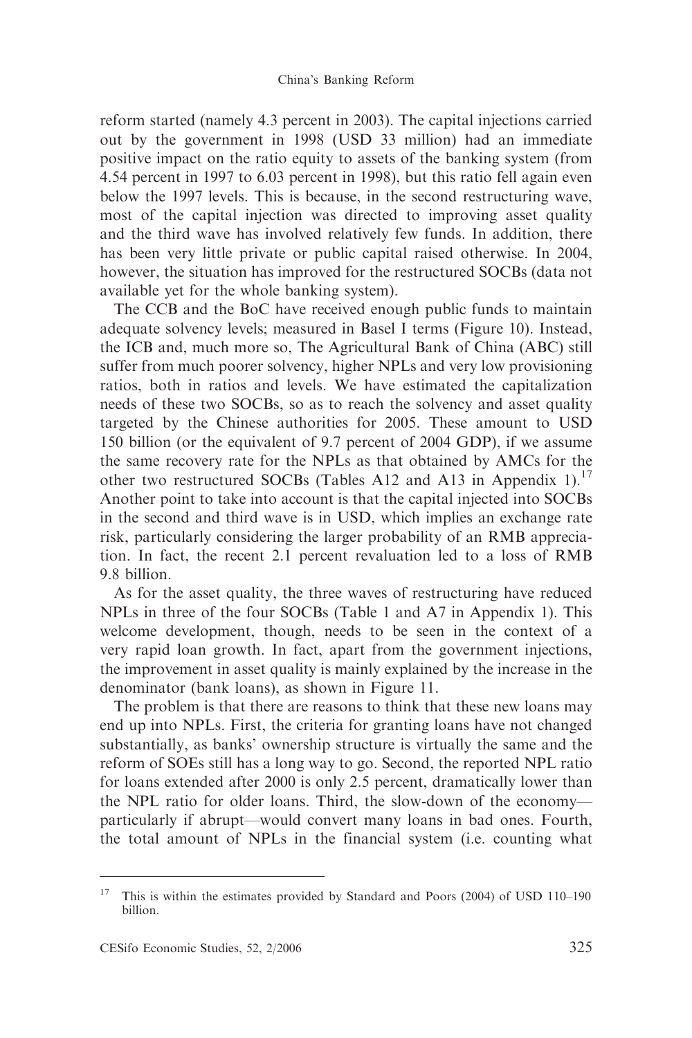reform started (namely 4.3 percent in 2003). The capital injections carried out by the government in 1998 (USD 33 million) had an immediate positive impact on the ratio equity to assets of the banking system (from 4.54 percent in 1997 to 6.03 percent in 1998), but this ratio fell again even below the 1997 levels. This is because, in the second restructuring wave, most of the capital injection was directed to improving asset quality and the third wave has involved relatively few funds. In addition, there has been very little private or public capital raised otherwise. In 2004, however, the situation has improved for the restructured SOCBs (data not available yet for the whole banking system).

The CCB and the BoC have received enough public funds to maintain adequate solvency levels; measured in Basel I terms (Figure 10). Instead, the ICB and, much more so, The Agricultural Bank of China (ABC) still suffer from much poorer solvency, higher NPLs and very low provisioning ratios, both in ratios and levels. We have estimated the capitalization needs of these two SOCBs, so as to reach the solvency and asset quality targeted by the Chinese authorities for 2005. These amount to USD 150 billion (or the equivalent of 9.7 percent of 2004 GDP), if we assume the same recovery rate for the NPLs as that obtained by AMCs for the other two restructured SOCBs (Tables A12 and A13 in Appendix 1).[17] Another point to take into account is that the capital injected into SOCBs in the second and third wave is in USD, which implies an exchange rate risk, particularly considering the larger probability of an RMB appreciation. In fact, the recent 2.1 percent revaluation led to a loss of RMB 9.8 billion.

As for the asset quality, the three waves of restructuring have reduced NPLs in three of the four SOCBs (Table 1 and A7 in Appendix 1). This welcome development, though, needs to be seen in the context of a very rapid loan growth. In fact, apart from the government injections, the improvement in asset quality is mainly explained by the increase in the denominator (bank loans), as shown in Figure 11.

The problem is that there are reasons to think that these new loans may end up into NPLs. First, the criteria for granting loans have not changed substantially, as banks' ownership structure is virtually the same and the reform of SOEs still has a long way to go. Second, the reported NPL ratio for loans extended after 2000 is only 2.5 percent, dramatically lower than the NPL ratio for older loans. Third, the slow-down of the economy—particularly if abrupt—would convert many loans in bad ones. Fourth, the total amount of NPLs in the financial system (i.e. counting what

---

[17] This is within the estimates provided by Standard and Poors (2004) of USD 110–190 billion.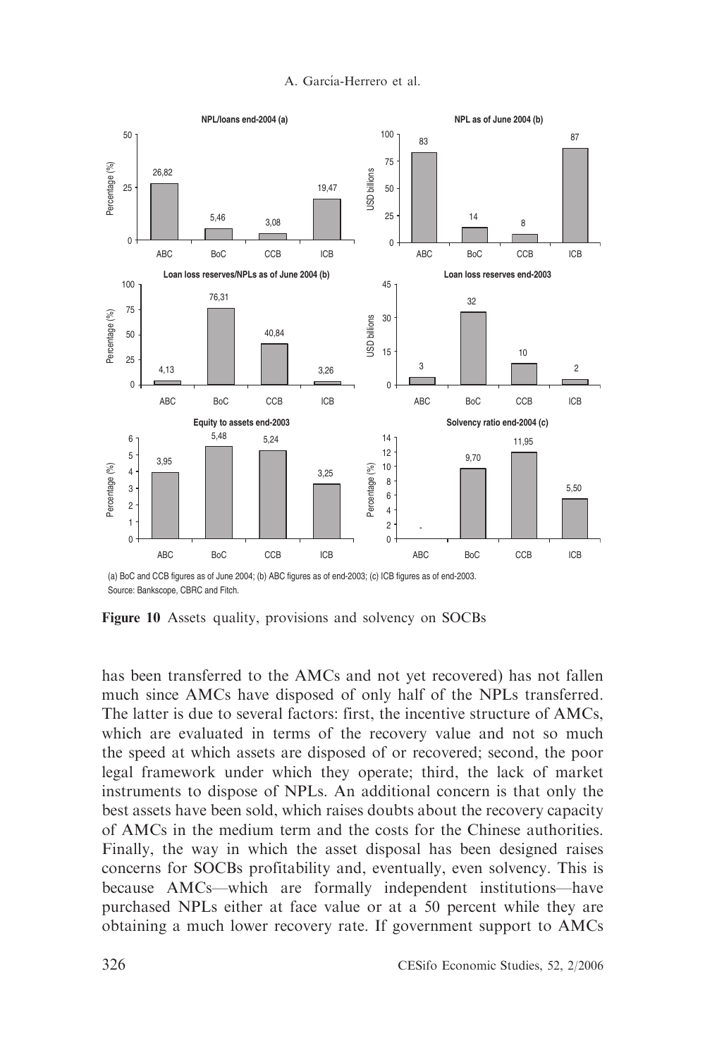(a) BoC and CCB figures as of June 2004; (b) ABC figures as of end-2003; (c) ICB figures as of end-2003.
Source: Bankscope, CBRC and Fitch.

**Figure 10** Assets quality, provisions and solvency on SOCBs

has been transferred to the AMCs and not yet recovered) has not fallen much since AMCs have disposed of only half of the NPLs transferred. The latter is due to several factors: first, the incentive structure of AMCs, which are evaluated in terms of the recovery value and not so much the speed at which assets are disposed of or recovered; second, the poor legal framework under which they operate; third, the lack of market instruments to dispose of NPLs. An additional concern is that only the best assets have been sold, which raises doubts about the recovery capacity of AMCs in the medium term and the costs for the Chinese authorities. Finally, the way in which the asset disposal has been designed raises concerns for SOCBs profitability and, eventually, even solvency. This is because AMCs—which are formally independent institutions—have purchased NPLs either at face value or at a 50 percent while they are obtaining a much lower recovery rate. If government support to AMCs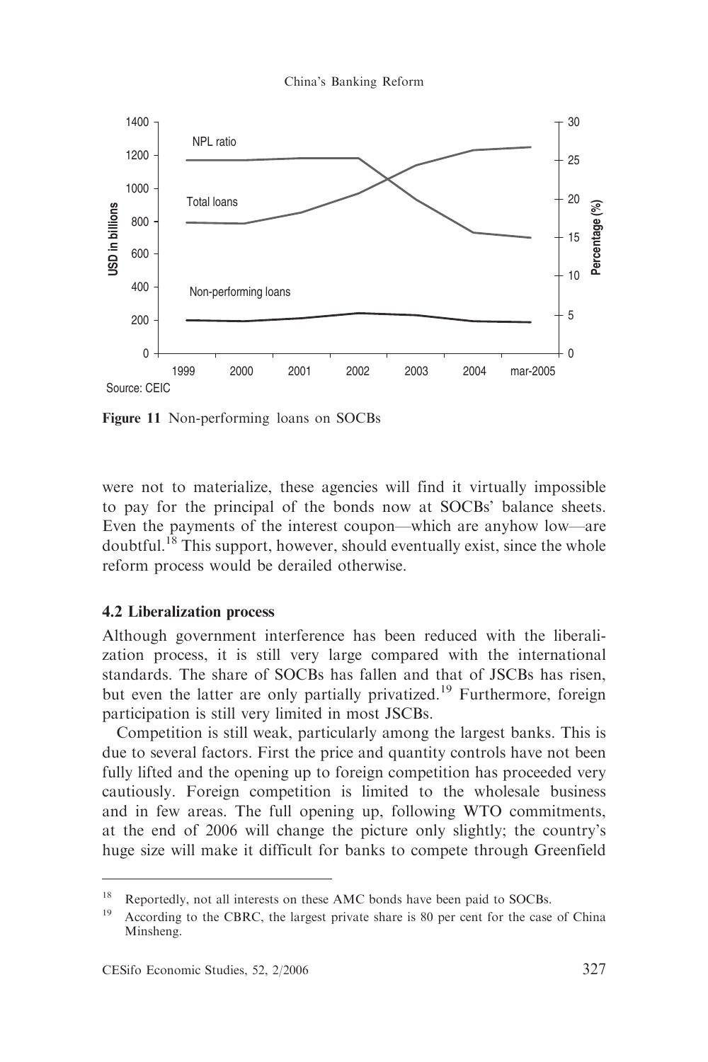Figure 11 Non-performing loans on SOCBs

were not to materialize, these agencies will find it virtually impossible to pay for the principal of the bonds now at SOCBs' balance sheets. Even the payments of the interest coupon—which are anyhow low—are doubtful.[18] This support, however, should eventually exist, since the whole reform process would be derailed otherwise.

### 4.2 Liberalization process

Although government interference has been reduced with the liberalization process, it is still very large compared with the international standards. The share of SOCBs has fallen and that of JSCBs has risen, but even the latter are only partially privatized.[19] Furthermore, foreign participation is still very limited in most JSCBs.

Competition is still weak, particularly among the largest banks. This is due to several factors. First the price and quantity controls have not been fully lifted and the opening up to foreign competition has proceeded very cautiously. Foreign competition is limited to the wholesale business and in few areas. The full opening up, following WTO commitments, at the end of 2006 will change the picture only slightly; the country's huge size will make it difficult for banks to compete through Greenfield

---

[18] Reportedly, not all interests on these AMC bonds have been paid to SOCBs.

[19] According to the CBRC, the largest private share is 80 per cent for the case of China Minsheng.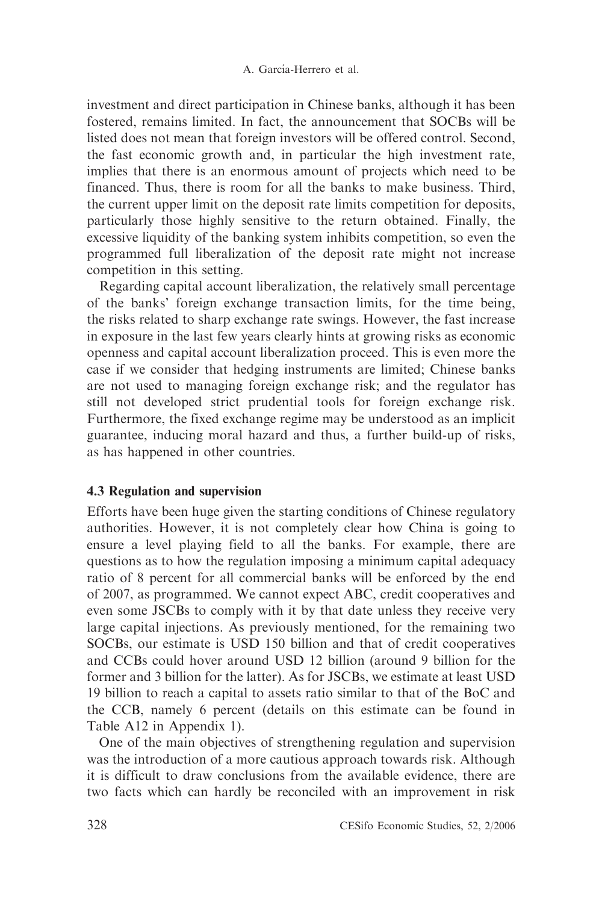investment and direct participation in Chinese banks, although it has been fostered, remains limited. In fact, the announcement that SOCBs will be listed does not mean that foreign investors will be offered control. Second, the fast economic growth and, in particular the high investment rate, implies that there is an enormous amount of projects which need to be financed. Thus, there is room for all the banks to make business. Third, the current upper limit on the deposit rate limits competition for deposits, particularly those highly sensitive to the return obtained. Finally, the excessive liquidity of the banking system inhibits competition, so even the programmed full liberalization of the deposit rate might not increase competition in this setting.

Regarding capital account liberalization, the relatively small percentage of the banks' foreign exchange transaction limits, for the time being, the risks related to sharp exchange rate swings. However, the fast increase in exposure in the last few years clearly hints at growing risks as economic openness and capital account liberalization proceed. This is even more the case if we consider that hedging instruments are limited; Chinese banks are not used to managing foreign exchange risk; and the regulator has still not developed strict prudential tools for foreign exchange risk. Furthermore, the fixed exchange regime may be understood as an implicit guarantee, inducing moral hazard and thus, a further build-up of risks, as has happened in other countries.

### 4.3 Regulation and supervision

Efforts have been huge given the starting conditions of Chinese regulatory authorities. However, it is not completely clear how China is going to ensure a level playing field to all the banks. For example, there are questions as to how the regulation imposing a minimum capital adequacy ratio of 8 percent for all commercial banks will be enforced by the end of 2007, as programmed. We cannot expect ABC, credit cooperatives and even some JSCBs to comply with it by that date unless they receive very large capital injections. As previously mentioned, for the remaining two SOCBs, our estimate is USD 150 billion and that of credit cooperatives and CCBs could hover around USD 12 billion (around 9 billion for the former and 3 billion for the latter). As for JSCBs, we estimate at least USD 19 billion to reach a capital to assets ratio similar to that of the BoC and the CCB, namely 6 percent (details on this estimate can be found in Table A12 in Appendix 1).

One of the main objectives of strengthening regulation and supervision was the introduction of a more cautious approach towards risk. Although it is difficult to draw conclusions from the available evidence, there are two facts which can hardly be reconciled with an improvement in risk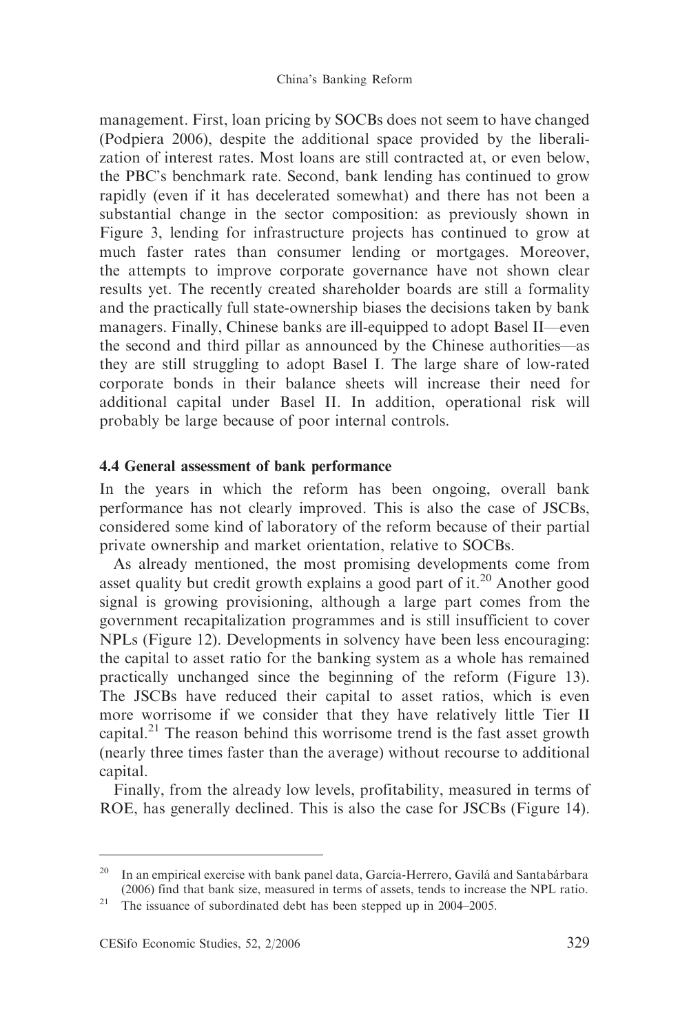management. First, loan pricing by SOCBs does not seem to have changed (Podpiera 2006), despite the additional space provided by the liberalization of interest rates. Most loans are still contracted at, or even below, the PBC's benchmark rate. Second, bank lending has continued to grow rapidly (even if it has decelerated somewhat) and there has not been a substantial change in the sector composition: as previously shown in Figure 3, lending for infrastructure projects has continued to grow at much faster rates than consumer lending or mortgages. Moreover, the attempts to improve corporate governance have not shown clear results yet. The recently created shareholder boards are still a formality and the practically full state-ownership biases the decisions taken by bank managers. Finally, Chinese banks are ill-equipped to adopt Basel II—even the second and third pillar as announced by the Chinese authorities—as they are still struggling to adopt Basel I. The large share of low-rated corporate bonds in their balance sheets will increase their need for additional capital under Basel II. In addition, operational risk will probably be large because of poor internal controls.

### 4.4 General assessment of bank performance

In the years in which the reform has been ongoing, overall bank performance has not clearly improved. This is also the case of JSCBs, considered some kind of laboratory of the reform because of their partial private ownership and market orientation, relative to SOCBs.

As already mentioned, the most promising developments come from asset quality but credit growth explains a good part of it.[20] Another good signal is growing provisioning, although a large part comes from the government recapitalization programmes and is still insufficient to cover NPLs (Figure 12). Developments in solvency have been less encouraging: the capital to asset ratio for the banking system as a whole has remained practically unchanged since the beginning of the reform (Figure 13). The JSCBs have reduced their capital to asset ratios, which is even more worrisome if we consider that they have relatively little Tier II capital.[21] The reason behind this worrisome trend is the fast asset growth (nearly three times faster than the average) without recourse to additional capital.

Finally, from the already low levels, profitability, measured in terms of ROE, has generally declined. This is also the case for JSCBs (Figure 14).

---

[20] In an empirical exercise with bank panel data, García-Herrero, Gavilá and Santabárbara (2006) find that bank size, measured in terms of assets, tends to increase the NPL ratio.

[21] The issuance of subordinated debt has been stepped up in 2004–2005.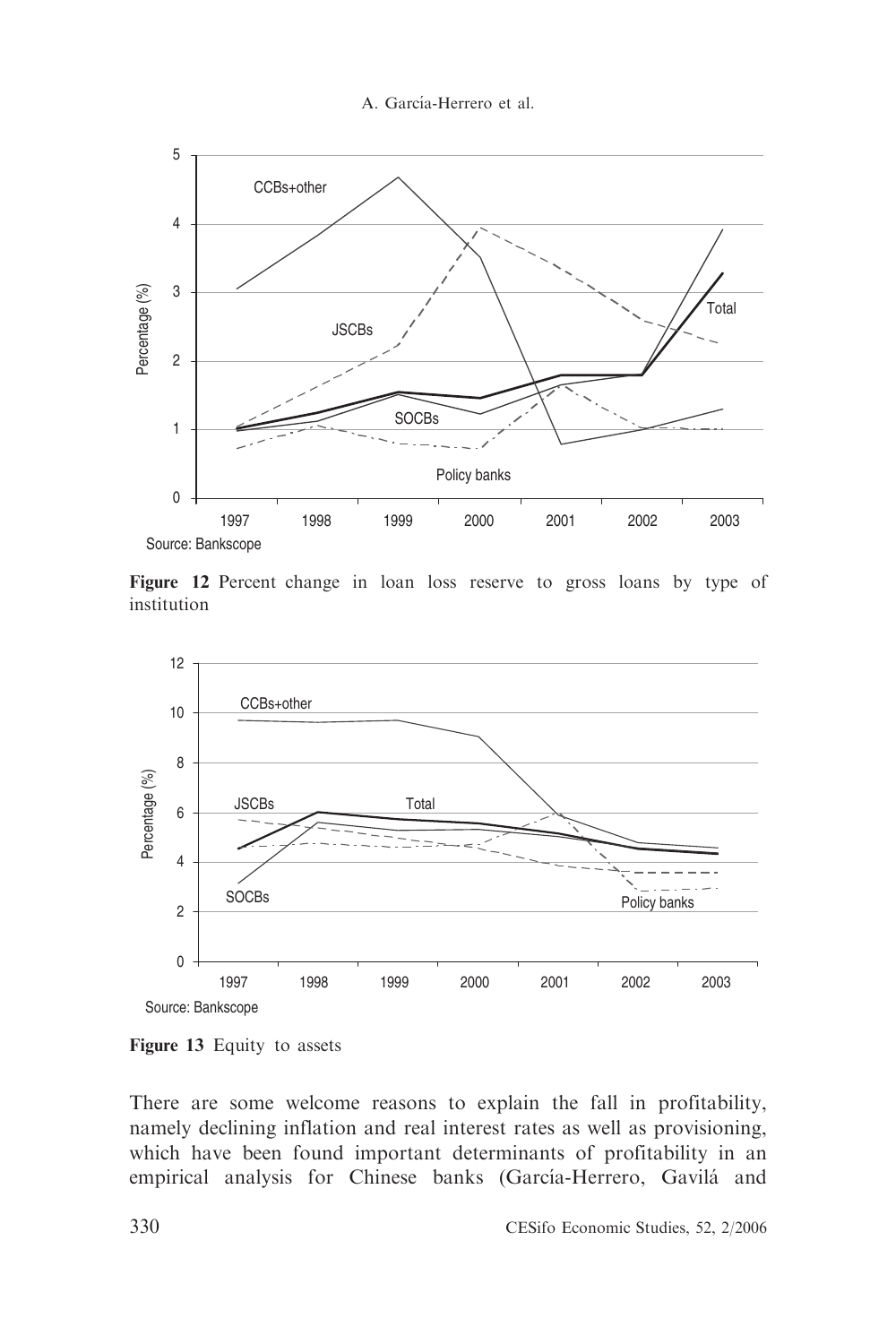Source: Bankscope

**Figure 12** Percent change in loan loss reserve to gross loans by type of institution

Source: Bankscope

**Figure 13** Equity to assets

There are some welcome reasons to explain the fall in profitability, namely declining inflation and real interest rates as well as provisioning, which have been found important determinants of profitability in an empirical analysis for Chinese banks (García-Herrero, Gavilá and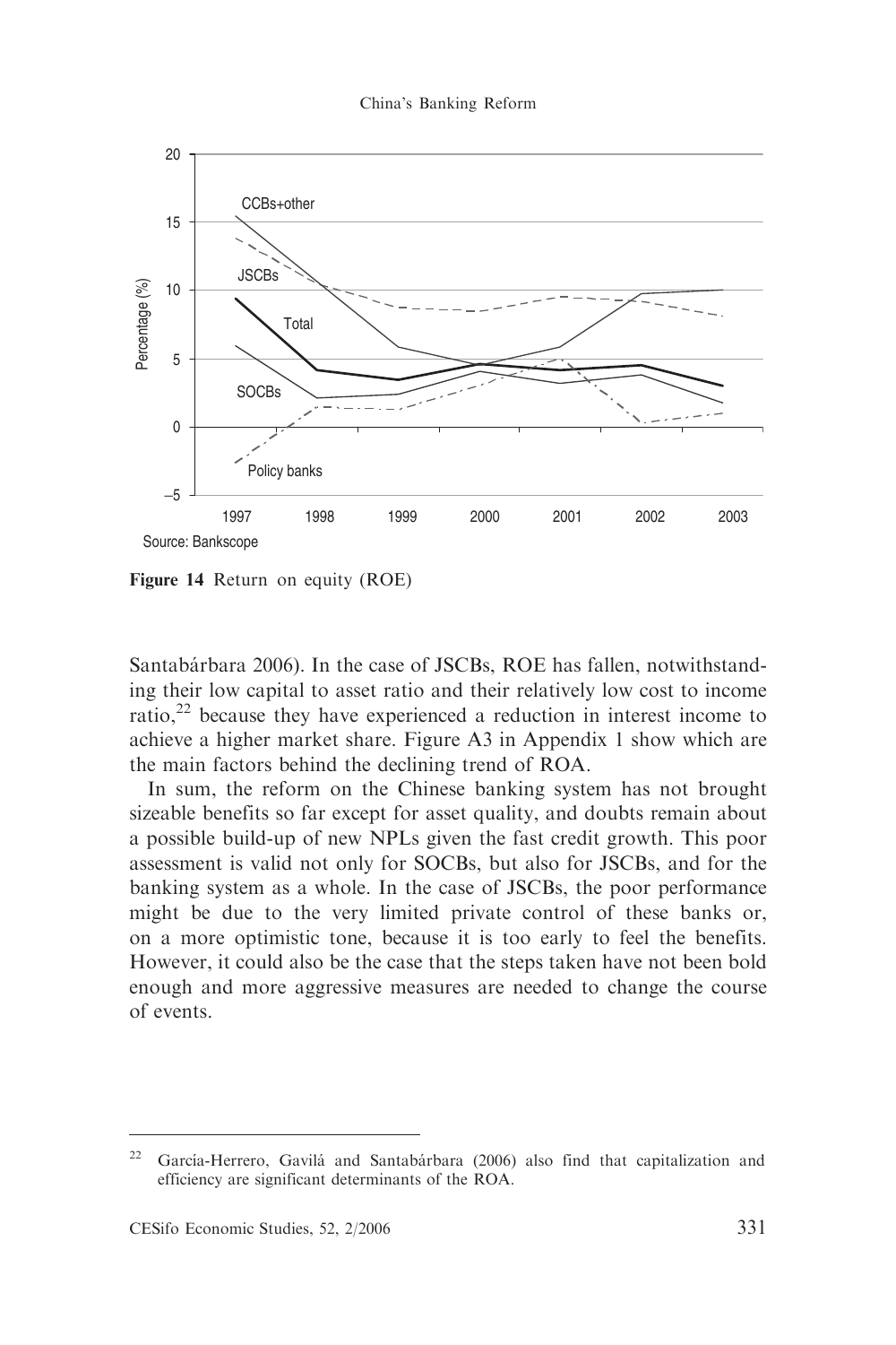**Figure 14** Return on equity (ROE)

Santabárbara 2006). In the case of JSCBs, ROE has fallen, notwithstanding their low capital to asset ratio and their relatively low cost to income ratio,[22] because they have experienced a reduction in interest income to achieve a higher market share. Figure A3 in Appendix 1 show which are the main factors behind the declining trend of ROA.

In sum, the reform on the Chinese banking system has not brought sizeable benefits so far except for asset quality, and doubts remain about a possible build-up of new NPLs given the fast credit growth. This poor assessment is valid not only for SOCBs, but also for JSCBs, and for the banking system as a whole. In the case of JSCBs, the poor performance might be due to the very limited private control of these banks or, on a more optimistic tone, because it is too early to feel the benefits. However, it could also be the case that the steps taken have not been bold enough and more aggressive measures are needed to change the course of events.

---

[22] García-Herrero, Gavilá and Santabárbara (2006) also find that capitalization and efficiency are significant determinants of the ROA.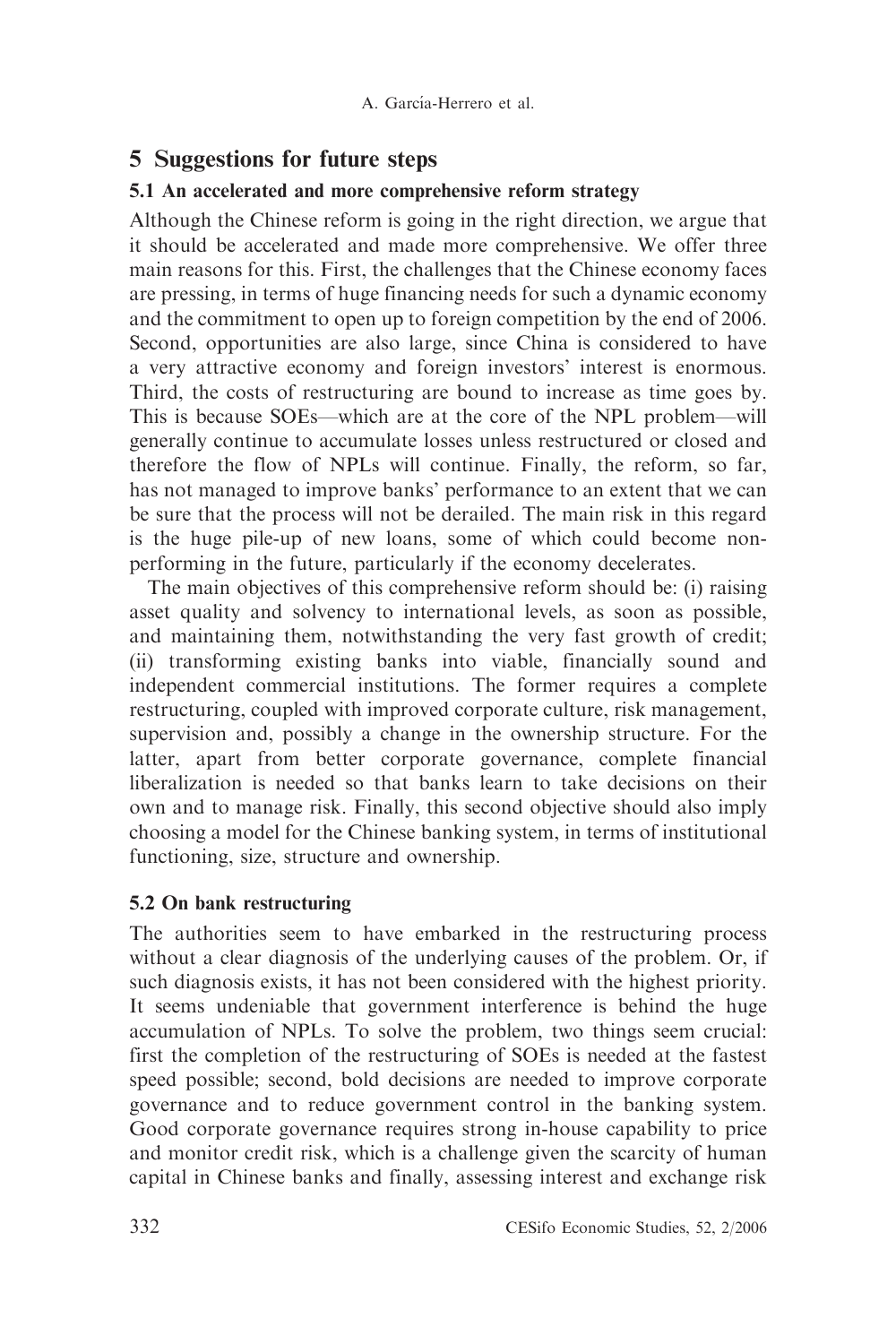## 5 Suggestions for future steps

### 5.1 An accelerated and more comprehensive reform strategy

Although the Chinese reform is going in the right direction, we argue that it should be accelerated and made more comprehensive. We offer three main reasons for this. First, the challenges that the Chinese economy faces are pressing, in terms of huge financing needs for such a dynamic economy and the commitment to open up to foreign competition by the end of 2006. Second, opportunities are also large, since China is considered to have a very attractive economy and foreign investors' interest is enormous. Third, the costs of restructuring are bound to increase as time goes by. This is because SOEs—which are at the core of the NPL problem—will generally continue to accumulate losses unless restructured or closed and therefore the flow of NPLs will continue. Finally, the reform, so far, has not managed to improve banks' performance to an extent that we can be sure that the process will not be derailed. The main risk in this regard is the huge pile-up of new loans, some of which could become non-performing in the future, particularly if the economy decelerates.

The main objectives of this comprehensive reform should be: (i) raising asset quality and solvency to international levels, as soon as possible, and maintaining them, notwithstanding the very fast growth of credit; (ii) transforming existing banks into viable, financially sound and independent commercial institutions. The former requires a complete restructuring, coupled with improved corporate culture, risk management, supervision and, possibly a change in the ownership structure. For the latter, apart from better corporate governance, complete financial liberalization is needed so that banks learn to take decisions on their own and to manage risk. Finally, this second objective should also imply choosing a model for the Chinese banking system, in terms of institutional functioning, size, structure and ownership.

### 5.2 On bank restructuring

The authorities seem to have embarked in the restructuring process without a clear diagnosis of the underlying causes of the problem. Or, if such diagnosis exists, it has not been considered with the highest priority. It seems undeniable that government interference is behind the huge accumulation of NPLs. To solve the problem, two things seem crucial: first the completion of the restructuring of SOEs is needed at the fastest speed possible; second, bold decisions are needed to improve corporate governance and to reduce government control in the banking system. Good corporate governance requires strong in-house capability to price and monitor credit risk, which is a challenge given the scarcity of human capital in Chinese banks and finally, assessing interest and exchange risk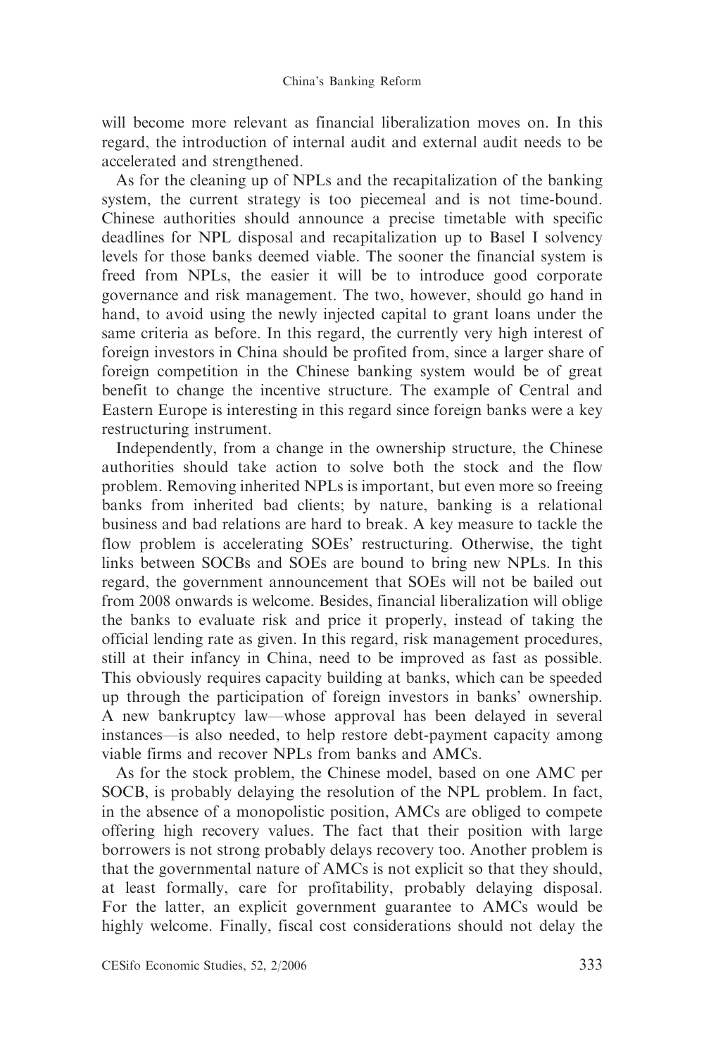will become more relevant as financial liberalization moves on. In this regard, the introduction of internal audit and external audit needs to be accelerated and strengthened.

As for the cleaning up of NPLs and the recapitalization of the banking system, the current strategy is too piecemeal and is not time-bound. Chinese authorities should announce a precise timetable with specific deadlines for NPL disposal and recapitalization up to Basel I solvency levels for those banks deemed viable. The sooner the financial system is freed from NPLs, the easier it will be to introduce good corporate governance and risk management. The two, however, should go hand in hand, to avoid using the newly injected capital to grant loans under the same criteria as before. In this regard, the currently very high interest of foreign investors in China should be profited from, since a larger share of foreign competition in the Chinese banking system would be of great benefit to change the incentive structure. The example of Central and Eastern Europe is interesting in this regard since foreign banks were a key restructuring instrument.

Independently, from a change in the ownership structure, the Chinese authorities should take action to solve both the stock and the flow problem. Removing inherited NPLs is important, but even more so freeing banks from inherited bad clients; by nature, banking is a relational business and bad relations are hard to break. A key measure to tackle the flow problem is accelerating SOEs' restructuring. Otherwise, the tight links between SOCBs and SOEs are bound to bring new NPLs. In this regard, the government announcement that SOEs will not be bailed out from 2008 onwards is welcome. Besides, financial liberalization will oblige the banks to evaluate risk and price it properly, instead of taking the official lending rate as given. In this regard, risk management procedures, still at their infancy in China, need to be improved as fast as possible. This obviously requires capacity building at banks, which can be speeded up through the participation of foreign investors in banks' ownership. A new bankruptcy law—whose approval has been delayed in several instances—is also needed, to help restore debt-payment capacity among viable firms and recover NPLs from banks and AMCs.

As for the stock problem, the Chinese model, based on one AMC per SOCB, is probably delaying the resolution of the NPL problem. In fact, in the absence of a monopolistic position, AMCs are obliged to compete offering high recovery values. The fact that their position with large borrowers is not strong probably delays recovery too. Another problem is that the governmental nature of AMCs is not explicit so that they should, at least formally, care for profitability, probably delaying disposal. For the latter, an explicit government guarantee to AMCs would be highly welcome. Finally, fiscal cost considerations should not delay the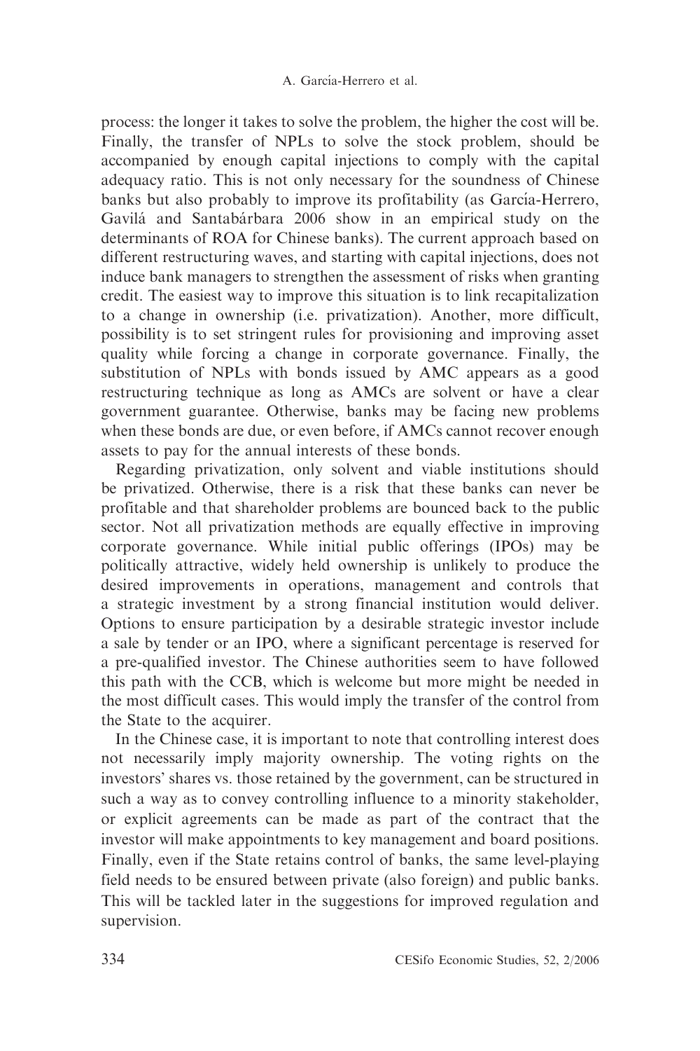process: the longer it takes to solve the problem, the higher the cost will be. Finally, the transfer of NPLs to solve the stock problem, should be accompanied by enough capital injections to comply with the capital adequacy ratio. This is not only necessary for the soundness of Chinese banks but also probably to improve its profitability (as García-Herrero, Gavilá and Santabárbara 2006 show in an empirical study on the determinants of ROA for Chinese banks). The current approach based on different restructuring waves, and starting with capital injections, does not induce bank managers to strengthen the assessment of risks when granting credit. The easiest way to improve this situation is to link recapitalization to a change in ownership (i.e. privatization). Another, more difficult, possibility is to set stringent rules for provisioning and improving asset quality while forcing a change in corporate governance. Finally, the substitution of NPLs with bonds issued by AMC appears as a good restructuring technique as long as AMCs are solvent or have a clear government guarantee. Otherwise, banks may be facing new problems when these bonds are due, or even before, if AMCs cannot recover enough assets to pay for the annual interests of these bonds.

Regarding privatization, only solvent and viable institutions should be privatized. Otherwise, there is a risk that these banks can never be profitable and that shareholder problems are bounced back to the public sector. Not all privatization methods are equally effective in improving corporate governance. While initial public offerings (IPOs) may be politically attractive, widely held ownership is unlikely to produce the desired improvements in operations, management and controls that a strategic investment by a strong financial institution would deliver. Options to ensure participation by a desirable strategic investor include a sale by tender or an IPO, where a significant percentage is reserved for a pre-qualified investor. The Chinese authorities seem to have followed this path with the CCB, which is welcome but more might be needed in the most difficult cases. This would imply the transfer of the control from the State to the acquirer.

In the Chinese case, it is important to note that controlling interest does not necessarily imply majority ownership. The voting rights on the investors' shares vs. those retained by the government, can be structured in such a way as to convey controlling influence to a minority stakeholder, or explicit agreements can be made as part of the contract that the investor will make appointments to key management and board positions. Finally, even if the State retains control of banks, the same level-playing field needs to be ensured between private (also foreign) and public banks. This will be tackled later in the suggestions for improved regulation and supervision.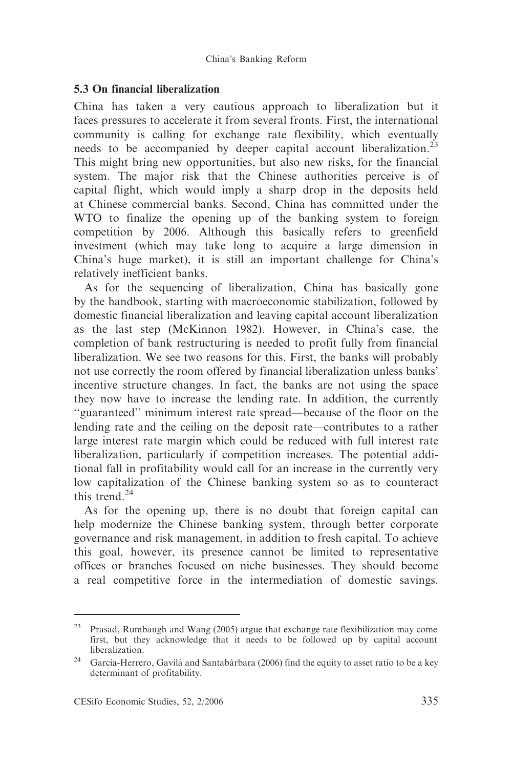### 5.3 On financial liberalization

China has taken a very cautious approach to liberalization but it faces pressures to accelerate it from several fronts. First, the international community is calling for exchange rate flexibility, which eventually needs to be accompanied by deeper capital account liberalization.[23] This might bring new opportunities, but also new risks, for the financial system. The major risk that the Chinese authorities perceive is of capital flight, which would imply a sharp drop in the deposits held at Chinese commercial banks. Second, China has committed under the WTO to finalize the opening up of the banking system to foreign competition by 2006. Although this basically refers to greenfield investment (which may take long to acquire a large dimension in China's huge market), it is still an important challenge for China's relatively inefficient banks.

As for the sequencing of liberalization, China has basically gone by the handbook, starting with macroeconomic stabilization, followed by domestic financial liberalization and leaving capital account liberalization as the last step (McKinnon 1982). However, in China's case, the completion of bank restructuring is needed to profit fully from financial liberalization. We see two reasons for this. First, the banks will probably not use correctly the room offered by financial liberalization unless banks' incentive structure changes. In fact, the banks are not using the space they now have to increase the lending rate. In addition, the currently "guaranteed" minimum interest rate spread—because of the floor on the lending rate and the ceiling on the deposit rate—contributes to a rather large interest rate margin which could be reduced with full interest rate liberalization, particularly if competition increases. The potential additional fall in profitability would call for an increase in the currently very low capitalization of the Chinese banking system so as to counteract this trend.[24]

As for the opening up, there is no doubt that foreign capital can help modernize the Chinese banking system, through better corporate governance and risk management, in addition to fresh capital. To achieve this goal, however, its presence cannot be limited to representative offices or branches focused on niche businesses. They should become a real competitive force in the intermediation of domestic savings.

---

[23] Prasad, Rumbaugh and Wang (2005) argue that exchange rate flexibilization may come first, but they acknowledge that it needs to be followed up by capital account liberalization.

[24] García-Herrero, Gavilá and Santabárbara (2006) find the equity to asset ratio to be a key determinant of profitability.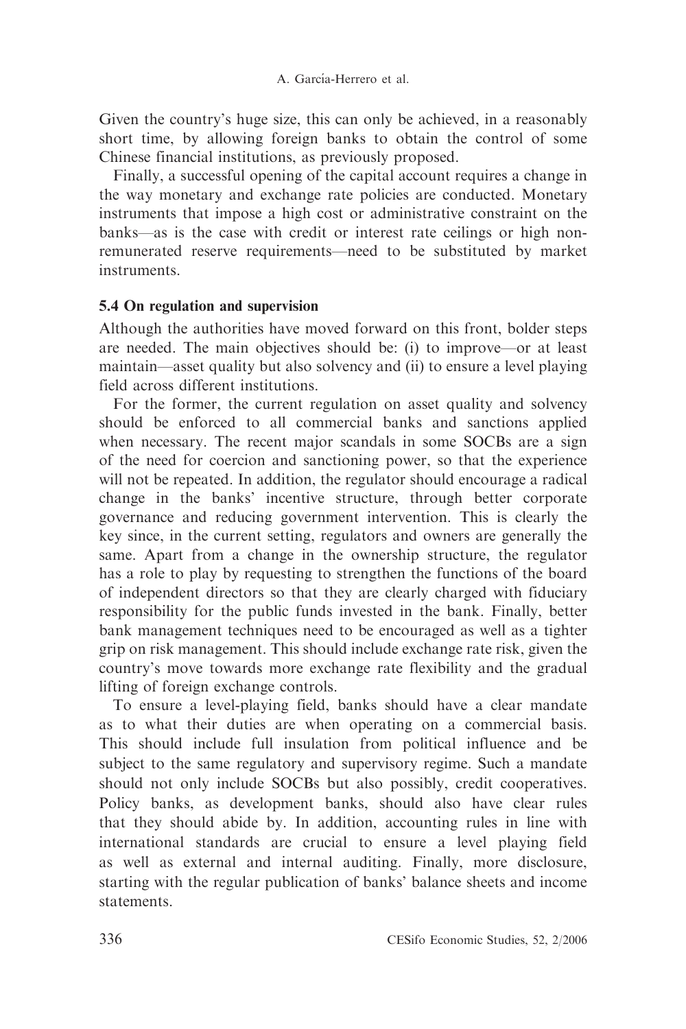Given the country's huge size, this can only be achieved, in a reasonably short time, by allowing foreign banks to obtain the control of some Chinese financial institutions, as previously proposed.

Finally, a successful opening of the capital account requires a change in the way monetary and exchange rate policies are conducted. Monetary instruments that impose a high cost or administrative constraint on the banks—as is the case with credit or interest rate ceilings or high non-remunerated reserve requirements—need to be substituted by market instruments.

### 5.4 On regulation and supervision

Although the authorities have moved forward on this front, bolder steps are needed. The main objectives should be: (i) to improve—or at least maintain—asset quality but also solvency and (ii) to ensure a level playing field across different institutions.

For the former, the current regulation on asset quality and solvency should be enforced to all commercial banks and sanctions applied when necessary. The recent major scandals in some SOCBs are a sign of the need for coercion and sanctioning power, so that the experience will not be repeated. In addition, the regulator should encourage a radical change in the banks' incentive structure, through better corporate governance and reducing government intervention. This is clearly the key since, in the current setting, regulators and owners are generally the same. Apart from a change in the ownership structure, the regulator has a role to play by requesting to strengthen the functions of the board of independent directors so that they are clearly charged with fiduciary responsibility for the public funds invested in the bank. Finally, better bank management techniques need to be encouraged as well as a tighter grip on risk management. This should include exchange rate risk, given the country's move towards more exchange rate flexibility and the gradual lifting of foreign exchange controls.

To ensure a level-playing field, banks should have a clear mandate as to what their duties are when operating on a commercial basis. This should include full insulation from political influence and be subject to the same regulatory and supervisory regime. Such a mandate should not only include SOCBs but also possibly, credit cooperatives. Policy banks, as development banks, should also have clear rules that they should abide by. In addition, accounting rules in line with international standards are crucial to ensure a level playing field as well as external and internal auditing. Finally, more disclosure, starting with the regular publication of banks' balance sheets and income statements.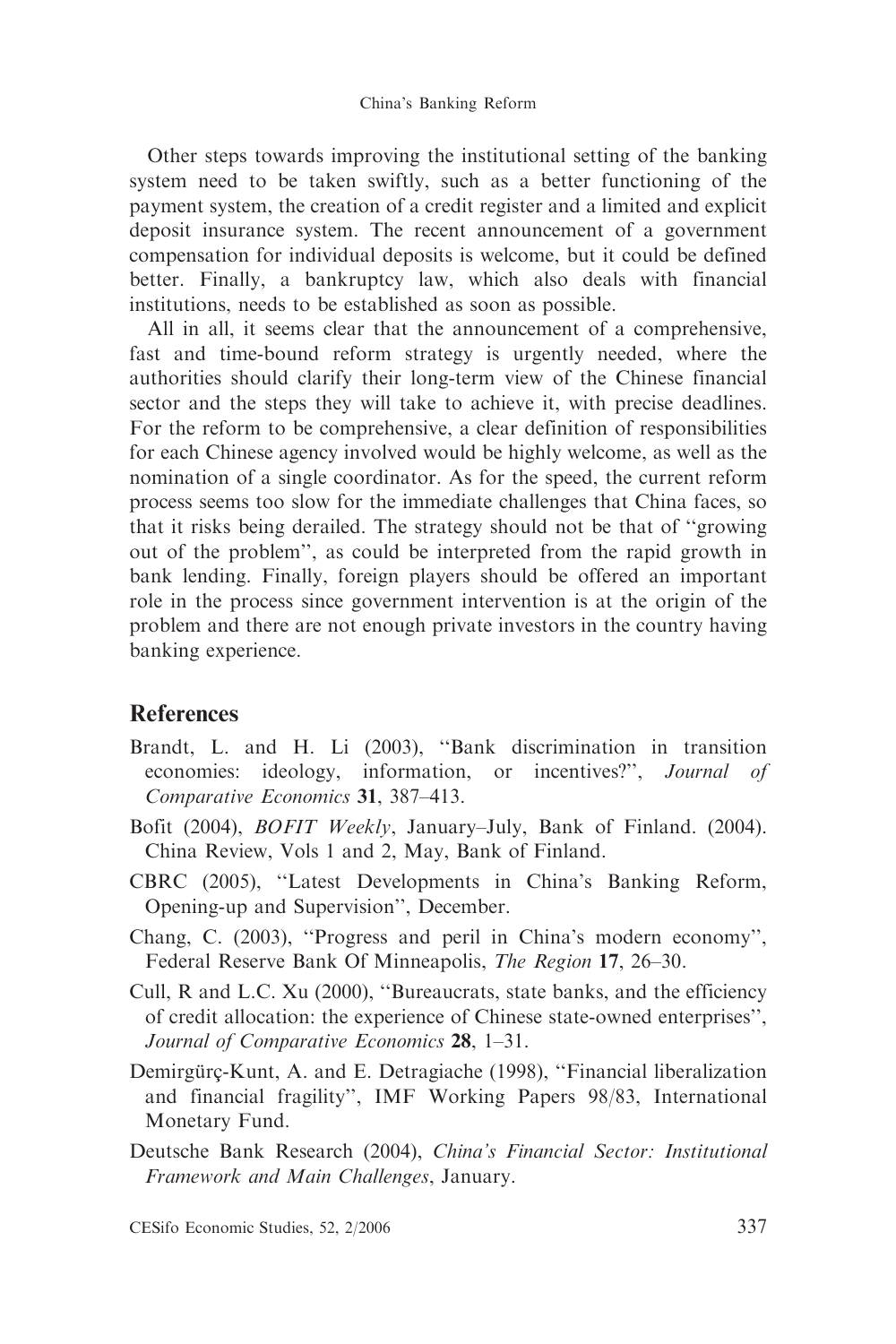Other steps towards improving the institutional setting of the banking system need to be taken swiftly, such as a better functioning of the payment system, the creation of a credit register and a limited and explicit deposit insurance system. The recent announcement of a government compensation for individual deposits is welcome, but it could be defined better. Finally, a bankruptcy law, which also deals with financial institutions, needs to be established as soon as possible.

All in all, it seems clear that the announcement of a comprehensive, fast and time-bound reform strategy is urgently needed, where the authorities should clarify their long-term view of the Chinese financial sector and the steps they will take to achieve it, with precise deadlines. For the reform to be comprehensive, a clear definition of responsibilities for each Chinese agency involved would be highly welcome, as well as the nomination of a single coordinator. As for the speed, the current reform process seems too slow for the immediate challenges that China faces, so that it risks being derailed. The strategy should not be that of "growing out of the problem", as could be interpreted from the rapid growth in bank lending. Finally, foreign players should be offered an important role in the process since government intervention is at the origin of the problem and there are not enough private investors in the country having banking experience.

## References

Brandt, L. and H. Li (2003), "Bank discrimination in transition economies: ideology, information, or incentives?", *Journal of Comparative Economics* **31**, 387–413.

Bofit (2004), *BOFIT Weekly*, January–July, Bank of Finland. (2004). China Review, Vols 1 and 2, May, Bank of Finland.

CBRC (2005), "Latest Developments in China's Banking Reform, Opening-up and Supervision", December.

Chang, C. (2003), "Progress and peril in China's modern economy", Federal Reserve Bank Of Minneapolis, *The Region* **17**, 26–30.

Cull, R and L.C. Xu (2000), "Bureaucrats, state banks, and the efficiency of credit allocation: the experience of Chinese state-owned enterprises", *Journal of Comparative Economics* **28**, 1–31.

Demirgürç-Kunt, A. and E. Detragiache (1998), "Financial liberalization and financial fragility", IMF Working Papers 98/83, International Monetary Fund.

Deutsche Bank Research (2004), *China's Financial Sector: Institutional Framework and Main Challenges*, January.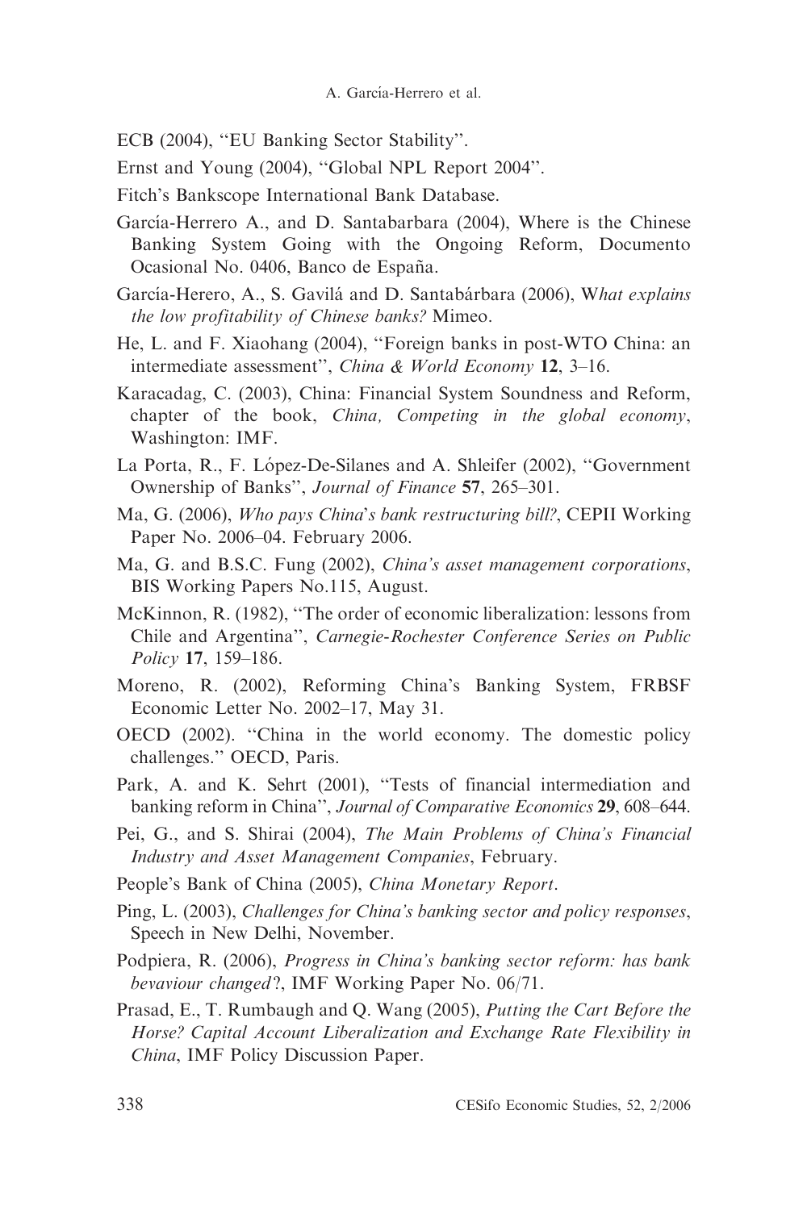ECB (2004), ''EU Banking Sector Stability''.

Ernst and Young (2004), ''Global NPL Report 2004''.

Fitch's Bankscope International Bank Database.

García-Herrero A., and D. Santabarbara (2004), Where is the Chinese Banking System Going with the Ongoing Reform, Documento Ocasional No. 0406, Banco de España.

García-Herero, A., S. Gavilá and D. Santabárbara (2006), W*hat explains the low profitability of Chinese banks?* Mimeo.

He, L. and F. Xiaohang (2004), ''Foreign banks in post-WTO China: an intermediate assessment'', *China & World Economy* **12**, 3–16.

Karacadag, C. (2003), China: Financial System Soundness and Reform, chapter of the book, *China, Competing in the global economy*, Washington: IMF.

La Porta, R., F. López-De-Silanes and A. Shleifer (2002), ''Government Ownership of Banks'', *Journal of Finance* **57**, 265–301.

Ma, G. (2006), *Who pays China's bank restructuring bill?*, CEPII Working Paper No. 2006–04. February 2006.

Ma, G. and B.S.C. Fung (2002), *China's asset management corporations*, BIS Working Papers No.115, August.

McKinnon, R. (1982), ''The order of economic liberalization: lessons from Chile and Argentina'', *Carnegie-Rochester Conference Series on Public Policy* **17**, 159–186.

Moreno, R. (2002), Reforming China's Banking System, FRBSF Economic Letter No. 2002–17, May 31.

OECD (2002). ''China in the world economy. The domestic policy challenges.'' OECD, Paris.

Park, A. and K. Sehrt (2001), ''Tests of financial intermediation and banking reform in China'', *Journal of Comparative Economics* **29**, 608–644.

Pei, G., and S. Shirai (2004), *The Main Problems of China's Financial Industry and Asset Management Companies*, February.

People's Bank of China (2005), *China Monetary Report*.

Ping, L. (2003), *Challenges for China's banking sector and policy responses*, Speech in New Delhi, November.

Podpiera, R. (2006), *Progress in China's banking sector reform: has bank bevaviour changed?*, IMF Working Paper No. 06/71.

Prasad, E., T. Rumbaugh and Q. Wang (2005), *Putting the Cart Before the Horse? Capital Account Liberalization and Exchange Rate Flexibility in China*, IMF Policy Discussion Paper.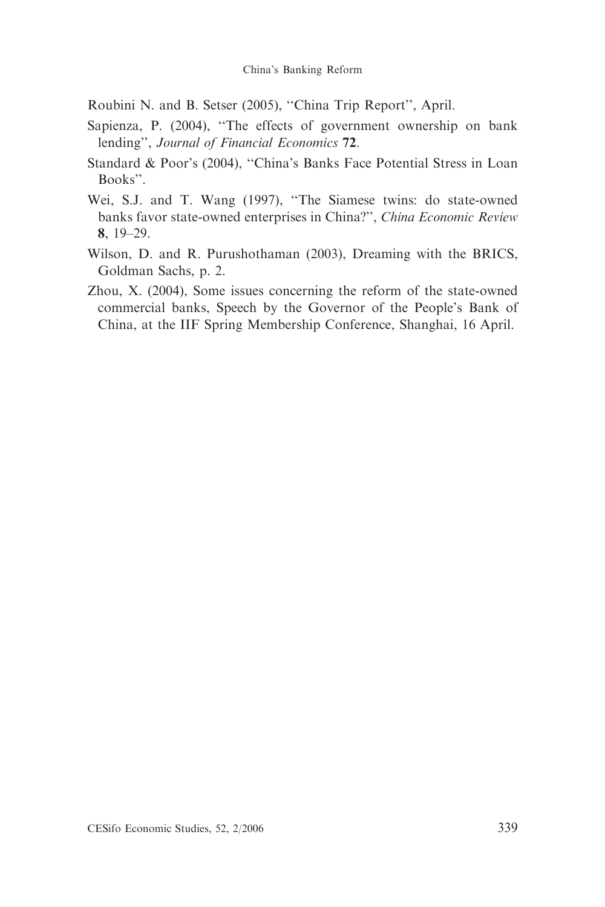Roubini N. and B. Setser (2005), "China Trip Report", April.

Sapienza, P. (2004), "The effects of government ownership on bank lending", *Journal of Financial Economics* **72**.

Standard & Poor's (2004), "China's Banks Face Potential Stress in Loan Books".

Wei, S.J. and T. Wang (1997), "The Siamese twins: do state-owned banks favor state-owned enterprises in China?", *China Economic Review* **8**, 19–29.

Wilson, D. and R. Purushothaman (2003), Dreaming with the BRICS, Goldman Sachs, p. 2.

Zhou, X. (2004), Some issues concerning the reform of the state-owned commercial banks, Speech by the Governor of the People's Bank of China, at the IIF Spring Membership Conference, Shanghai, 16 April.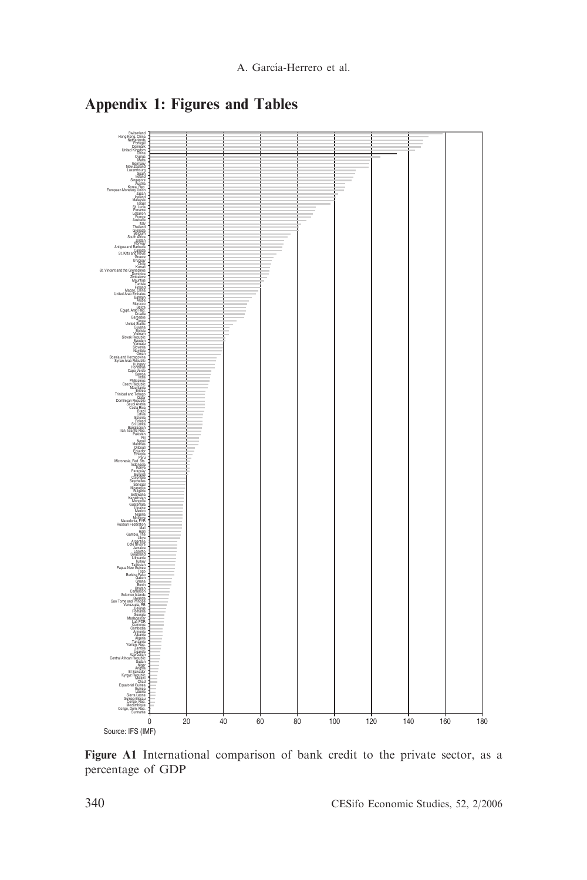## Appendix 1: Figures and Tables

Source: IFS (IMF)

**Figure A1** International comparison of bank credit to the private sector, as a percentage of GDP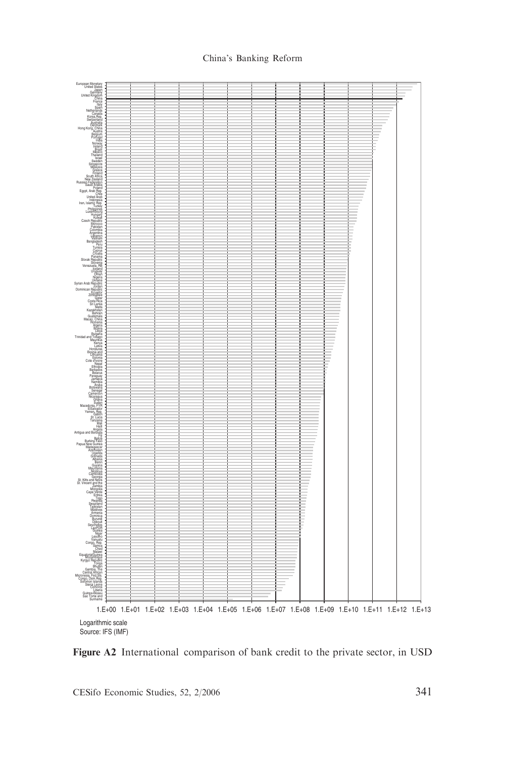European Monetary
United States
Japan
Germany
United Kingdom
China
France
Italy
Spain
Netherlands
Canada
Korea,Rep.
Switzerland
Australia
Denmark
Hong Kong, China
Austria
Belgium
Portugal
India
Norway
Ireland
Brazil
Mexico
Thailand
Israel
Sweden
Singapore
Malaysia
Greece
Finland
South Africa
New Zealand
Russian Federation
Saudi Arabia
Poland
Egypt, Arab Rep.
Chile
United Arab
Indonesia
Iran, Islamic Rep.
Turkey
Philippines
Luxembourg
Hungary
Kuwait
Czech Republic
Morocco
Pakistan
Colombia
Argentina
Lebanon
Vietnam
Bangladesh
Peru
Tunisia
Cyprus
Croatia
Panama
Slovak Republic
Slovenia
Venezuela, RB
Iceland
Uruguay
Oman
Nigeria
Ukraine
Syrian Arab Republic
Jordan
Dominican Republic
Ecuador
Zimbabwe
Qatar
Costa Rica
Sri Lanka
Malta
Kazakhstan
Bahrain
Guatemala
Macao, China
Romania
Algeria
Bolivia
Libya
Bulgaria
Trinidad and Tobago
Mauritius
Kenya
Latvia
Honduras
Bosnia and
Lithuania
Estonia
Cote d'Ivoire
Nepal
Ethiopia
Barbados
Belarus
Paraguay
Jamaica
Namibia
Aruba
Botswana
Senegal
Cameroon
Nicaragua
Ghana
Sudan
Macedonia, FYR
ElSalvador
Yemen, Rep.
Gabon
St. Lucia
Tanzania
Mali
Haiti
Angola
Antigua and Barbuda
Fiji
Belize
Burkina Faso
Papua New Guinea
Madagascar
Azerbaijan
Uganda
Grenada
Albania
Benin
Guyana
Mauritania
Moldova
Cambodia
Georgia
St. Kitts and Nevis
St. Vincent and the
Zambia
Mongolia
Cape Verde
Eritrea
Togo
Rwanda
Swaziland
Tajikistan
Maldives
Armenia
Dominica
Burundi
Djibouti
Seychelles
LaoPDR
Guinea
Niger
Lesotho
Vanuatu
Congo, Rep.
Samoa
Chad
Malawi
EquatorialGuinea
Mozambique
Kyrgyz Republic
Tonga
Bhutan
Gambia, The
Central African
Micronesia, Fed.Sts.
Congo, Dem.Rep.
Solomon Islands
Sierra Leone
Comoros
Liberia
Guinea-Bissau
Sao Tome and
Suriname

1.E+00 1.E+01 1.E+02 1.E+03 1.E+04 1.E+05 1.E+06 1.E+07 1.E+08 1.E+09 1.E+10 1.E+11 1.E+12 1.E+13

Logarithmic scale
Source: IFS (IMF)

**Figure A2** International comparison of bank credit to the private sector, in USD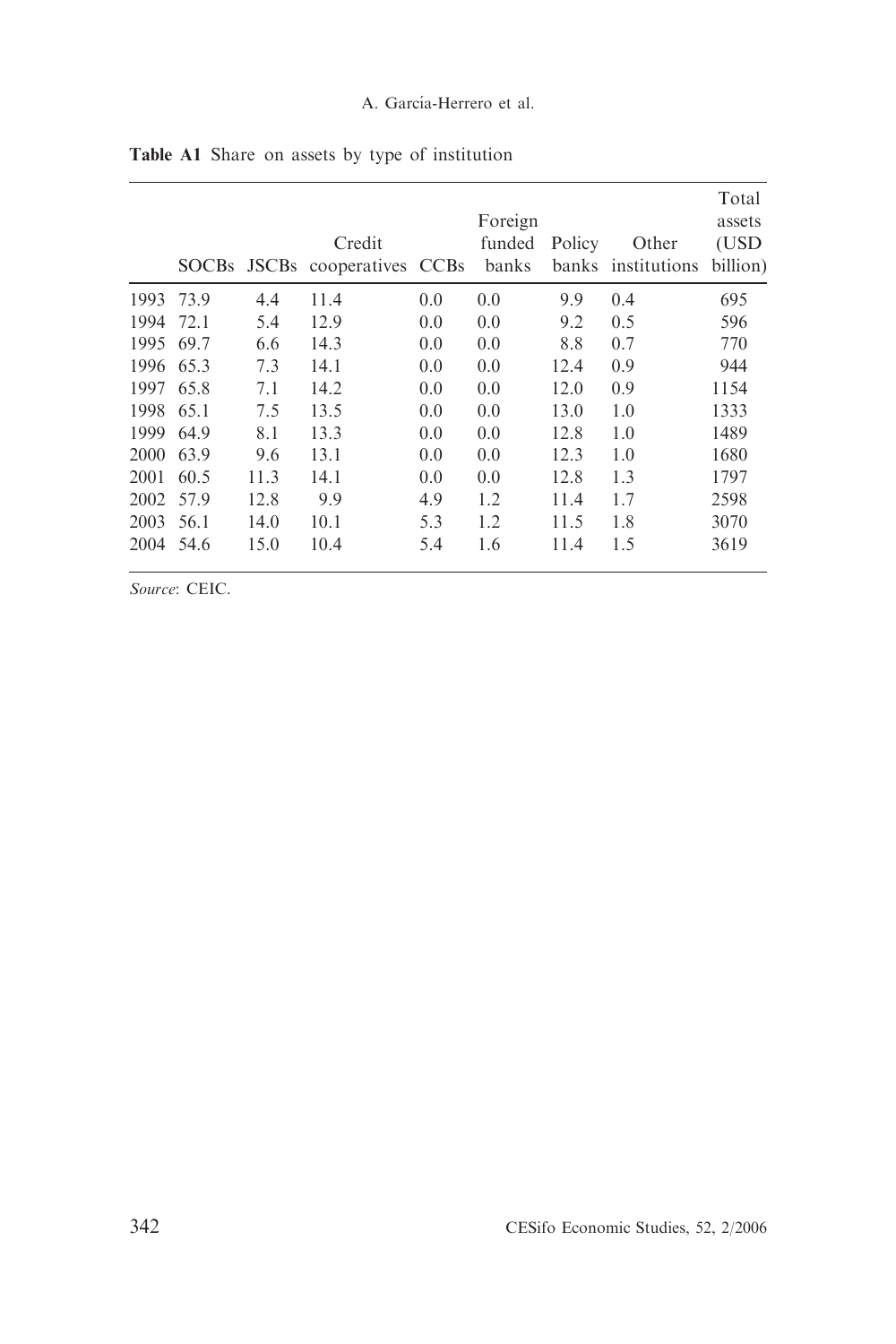**Table A1** Share on assets by type of institution

| | SOCBs | JSCBs | Credit cooperatives | CCBs | Foreign funded banks | Policy banks | Other institutions | Total assets (USD billion) |
|---|---|---|---|---|---|---|---|---|
| 1993 | 73.9 | 4.4 | 11.4 | 0.0 | 0.0 | 9.9 | 0.4 | 695 |
| 1994 | 72.1 | 5.4 | 12.9 | 0.0 | 0.0 | 9.2 | 0.5 | 596 |
| 1995 | 69.7 | 6.6 | 14.3 | 0.0 | 0.0 | 8.8 | 0.7 | 770 |
| 1996 | 65.3 | 7.3 | 14.1 | 0.0 | 0.0 | 12.4 | 0.9 | 944 |
| 1997 | 65.8 | 7.1 | 14.2 | 0.0 | 0.0 | 12.0 | 0.9 | 1154 |
| 1998 | 65.1 | 7.5 | 13.5 | 0.0 | 0.0 | 13.0 | 1.0 | 1333 |
| 1999 | 64.9 | 8.1 | 13.3 | 0.0 | 0.0 | 12.8 | 1.0 | 1489 |
| 2000 | 63.9 | 9.6 | 13.1 | 0.0 | 0.0 | 12.3 | 1.0 | 1680 |
| 2001 | 60.5 | 11.3 | 14.1 | 0.0 | 0.0 | 12.8 | 1.3 | 1797 |
| 2002 | 57.9 | 12.8 | 9.9 | 4.9 | 1.2 | 11.4 | 1.7 | 2598 |
| 2003 | 56.1 | 14.0 | 10.1 | 5.3 | 1.2 | 11.5 | 1.8 | 3070 |
| 2004 | 54.6 | 15.0 | 10.4 | 5.4 | 1.6 | 11.4 | 1.5 | 3619 |

*Source*: CEIC.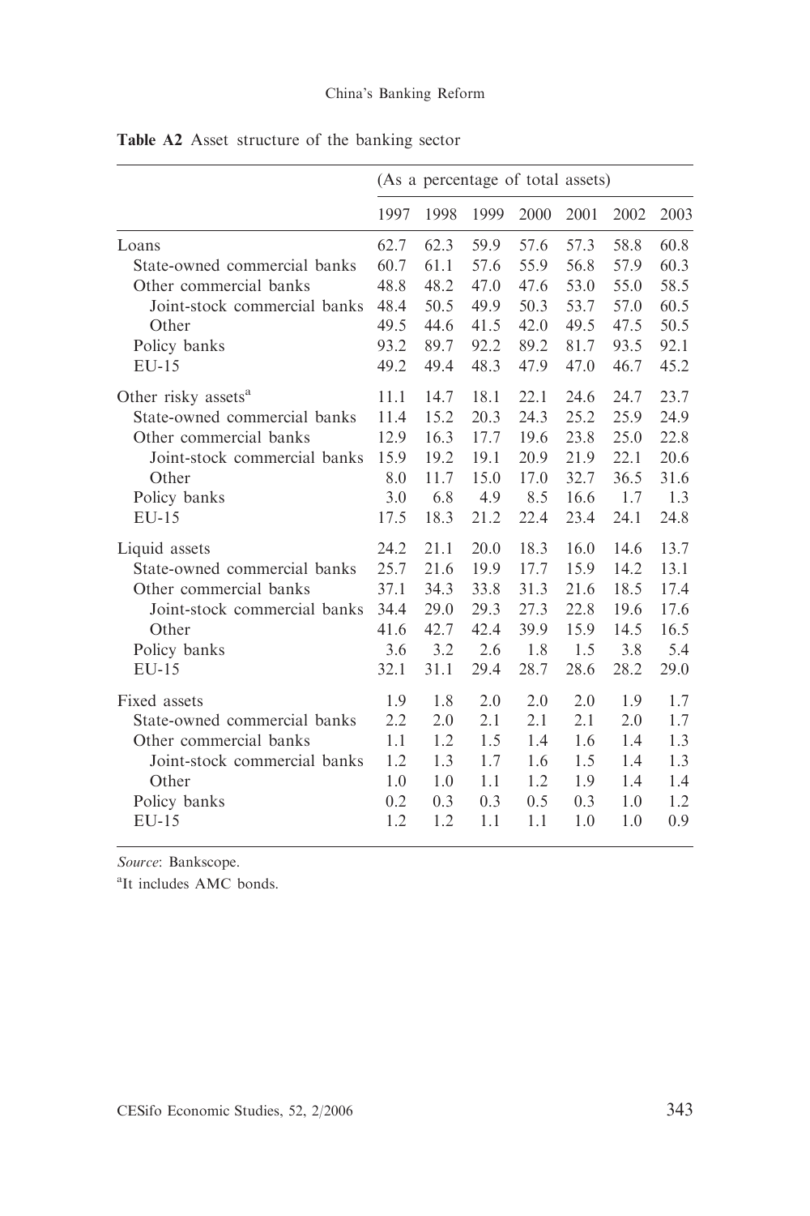**Table A2** Asset structure of the banking sector

| | (As a percentage of total assets) | | | | | | |
|---|---|---|---|---|---|---|---|
| | 1997 | 1998 | 1999 | 2000 | 2001 | 2002 | 2003 |
| Loans | 62.7 | 62.3 | 59.9 | 57.6 | 57.3 | 58.8 | 60.8 |
| State-owned commercial banks | 60.7 | 61.1 | 57.6 | 55.9 | 56.8 | 57.9 | 60.3 |
| Other commercial banks | 48.8 | 48.2 | 47.0 | 47.6 | 53.0 | 55.0 | 58.5 |
| Joint-stock commercial banks | 48.4 | 50.5 | 49.9 | 50.3 | 53.7 | 57.0 | 60.5 |
| Other | 49.5 | 44.6 | 41.5 | 42.0 | 49.5 | 47.5 | 50.5 |
| Policy banks | 93.2 | 89.7 | 92.2 | 89.2 | 81.7 | 93.5 | 92.1 |
| EU-15 | 49.2 | 49.4 | 48.3 | 47.9 | 47.0 | 46.7 | 45.2 |
| Other risky assets[a] | 11.1 | 14.7 | 18.1 | 22.1 | 24.6 | 24.7 | 23.7 |
| State-owned commercial banks | 11.4 | 15.2 | 20.3 | 24.3 | 25.2 | 25.9 | 24.9 |
| Other commercial banks | 12.9 | 16.3 | 17.7 | 19.6 | 23.8 | 25.0 | 22.8 |
| Joint-stock commercial banks | 15.9 | 19.2 | 19.1 | 20.9 | 21.9 | 22.1 | 20.6 |
| Other | 8.0 | 11.7 | 15.0 | 17.0 | 32.7 | 36.5 | 31.6 |
| Policy banks | 3.0 | 6.8 | 4.9 | 8.5 | 16.6 | 1.7 | 1.3 |
| EU-15 | 17.5 | 18.3 | 21.2 | 22.4 | 23.4 | 24.1 | 24.8 |
| Liquid assets | 24.2 | 21.1 | 20.0 | 18.3 | 16.0 | 14.6 | 13.7 |
| State-owned commercial banks | 25.7 | 21.6 | 19.9 | 17.7 | 15.9 | 14.2 | 13.1 |
| Other commercial banks | 37.1 | 34.3 | 33.8 | 31.3 | 21.6 | 18.5 | 17.4 |
| Joint-stock commercial banks | 34.4 | 29.0 | 29.3 | 27.3 | 22.8 | 19.6 | 17.6 |
| Other | 41.6 | 42.7 | 42.4 | 39.9 | 15.9 | 14.5 | 16.5 |
| Policy banks | 3.6 | 3.2 | 2.6 | 1.8 | 1.5 | 3.8 | 5.4 |
| EU-15 | 32.1 | 31.1 | 29.4 | 28.7 | 28.6 | 28.2 | 29.0 |
| Fixed assets | 1.9 | 1.8 | 2.0 | 2.0 | 2.0 | 1.9 | 1.7 |
| State-owned commercial banks | 2.2 | 2.0 | 2.1 | 2.1 | 2.1 | 2.0 | 1.7 |
| Other commercial banks | 1.1 | 1.2 | 1.5 | 1.4 | 1.6 | 1.4 | 1.3 |
| Joint-stock commercial banks | 1.2 | 1.3 | 1.7 | 1.6 | 1.5 | 1.4 | 1.3 |
| Other | 1.0 | 1.0 | 1.1 | 1.2 | 1.9 | 1.4 | 1.4 |
| Policy banks | 0.2 | 0.3 | 0.3 | 0.5 | 0.3 | 1.0 | 1.2 |
| EU-15 | 1.2 | 1.2 | 1.1 | 1.1 | 1.0 | 1.0 | 0.9 |

*Source*: Bankscope.

[a]It includes AMC bonds.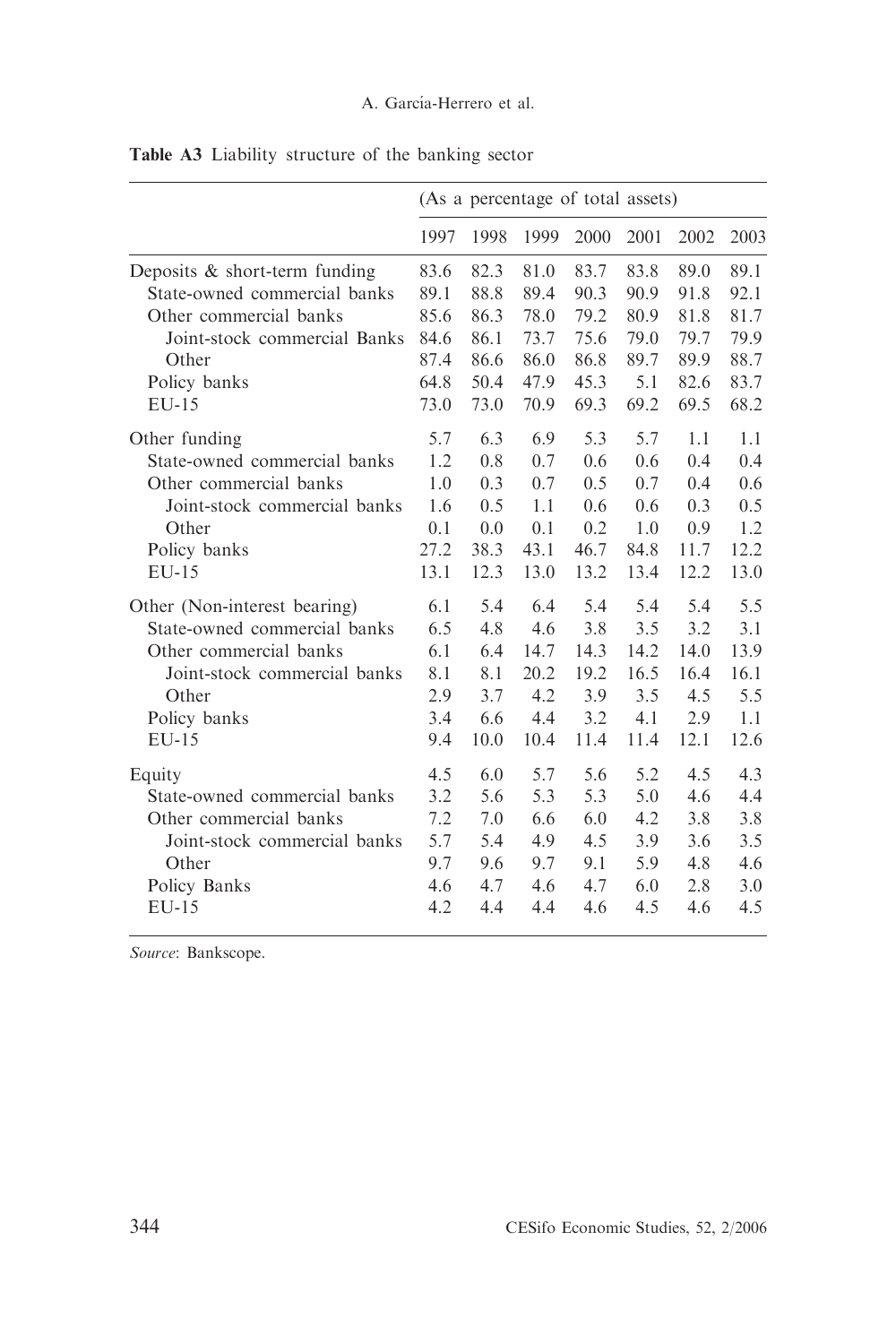**Table A3** Liability structure of the banking sector

| | (As a percentage of total assets) | | | | | | |
|---|---|---|---|---|---|---|---|
| | 1997 | 1998 | 1999 | 2000 | 2001 | 2002 | 2003 |
| Deposits & short-term funding | 83.6 | 82.3 | 81.0 | 83.7 | 83.8 | 89.0 | 89.1 |
| State-owned commercial banks | 89.1 | 88.8 | 89.4 | 90.3 | 90.9 | 91.8 | 92.1 |
| Other commercial banks | 85.6 | 86.3 | 78.0 | 79.2 | 80.9 | 81.8 | 81.7 |
| Joint-stock commercial Banks | 84.6 | 86.1 | 73.7 | 75.6 | 79.0 | 79.7 | 79.9 |
| Other | 87.4 | 86.6 | 86.0 | 86.8 | 89.7 | 89.9 | 88.7 |
| Policy banks | 64.8 | 50.4 | 47.9 | 45.3 | 5.1 | 82.6 | 83.7 |
| EU-15 | 73.0 | 73.0 | 70.9 | 69.3 | 69.2 | 69.5 | 68.2 |
| Other funding | 5.7 | 6.3 | 6.9 | 5.3 | 5.7 | 1.1 | 1.1 |
| State-owned commercial banks | 1.2 | 0.8 | 0.7 | 0.6 | 0.6 | 0.4 | 0.4 |
| Other commercial banks | 1.0 | 0.3 | 0.7 | 0.5 | 0.7 | 0.4 | 0.6 |
| Joint-stock commercial banks | 1.6 | 0.5 | 1.1 | 0.6 | 0.6 | 0.3 | 0.5 |
| Other | 0.1 | 0.0 | 0.1 | 0.2 | 1.0 | 0.9 | 1.2 |
| Policy banks | 27.2 | 38.3 | 43.1 | 46.7 | 84.8 | 11.7 | 12.2 |
| EU-15 | 13.1 | 12.3 | 13.0 | 13.2 | 13.4 | 12.2 | 13.0 |
| Other (Non-interest bearing) | 6.1 | 5.4 | 6.4 | 5.4 | 5.4 | 5.4 | 5.5 |
| State-owned commercial banks | 6.5 | 4.8 | 4.6 | 3.8 | 3.5 | 3.2 | 3.1 |
| Other commercial banks | 6.1 | 6.4 | 14.7 | 14.3 | 14.2 | 14.0 | 13.9 |
| Joint-stock commercial banks | 8.1 | 8.1 | 20.2 | 19.2 | 16.5 | 16.4 | 16.1 |
| Other | 2.9 | 3.7 | 4.2 | 3.9 | 3.5 | 4.5 | 5.5 |
| Policy banks | 3.4 | 6.6 | 4.4 | 3.2 | 4.1 | 2.9 | 1.1 |
| EU-15 | 9.4 | 10.0 | 10.4 | 11.4 | 11.4 | 12.1 | 12.6 |
| Equity | 4.5 | 6.0 | 5.7 | 5.6 | 5.2 | 4.5 | 4.3 |
| State-owned commercial banks | 3.2 | 5.6 | 5.3 | 5.3 | 5.0 | 4.6 | 4.4 |
| Other commercial banks | 7.2 | 7.0 | 6.6 | 6.0 | 4.2 | 3.8 | 3.8 |
| Joint-stock commercial banks | 5.7 | 5.4 | 4.9 | 4.5 | 3.9 | 3.6 | 3.5 |
| Other | 9.7 | 9.6 | 9.7 | 9.1 | 5.9 | 4.8 | 4.6 |
| Policy Banks | 4.6 | 4.7 | 4.6 | 4.7 | 6.0 | 2.8 | 3.0 |
| EU-15 | 4.2 | 4.4 | 4.4 | 4.6 | 4.5 | 4.6 | 4.5 |

*Source*: Bankscope.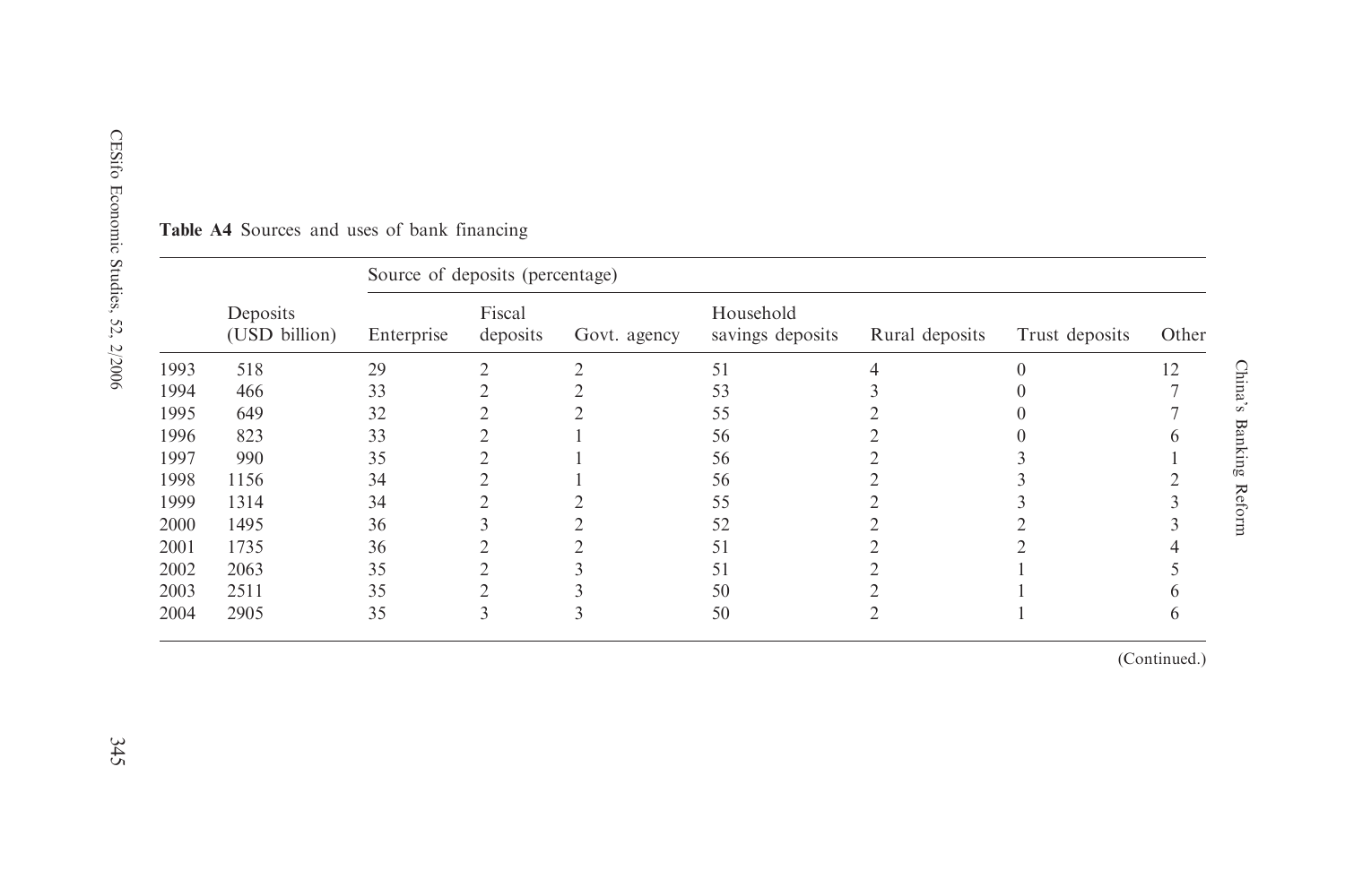**Table A4** Sources and uses of bank financing

| | Deposits (USD billion) | Source of deposits (percentage) | | | | | | |
|---|---|---|---|---|---|---|---|---|
| | | Enterprise | Fiscal deposits | Govt. agency | Household savings deposits | Rural deposits | Trust deposits | Other |
| 1993 | 518 | 29 | 2 | 2 | 51 | 4 | 0 | 12 |
| 1994 | 466 | 33 | 2 | 2 | 53 | 3 | 0 | 7 |
| 1995 | 649 | 32 | 2 | 2 | 55 | 2 | 0 | 7 |
| 1996 | 823 | 33 | 2 | 1 | 56 | 2 | 0 | 6 |
| 1997 | 990 | 35 | 2 | 1 | 56 | 2 | 3 | 1 |
| 1998 | 1156 | 34 | 2 | 1 | 56 | 2 | 3 | 2 |
| 1999 | 1314 | 34 | 2 | 2 | 55 | 2 | 3 | 3 |
| 2000 | 1495 | 36 | 3 | 2 | 52 | 2 | 2 | 3 |
| 2001 | 1735 | 36 | 2 | 2 | 51 | 2 | 2 | 4 |
| 2002 | 2063 | 35 | 2 | 3 | 51 | 2 | 1 | 5 |
| 2003 | 2511 | 35 | 2 | 3 | 50 | 2 | 1 | 6 |
| 2004 | 2905 | 35 | 3 | 3 | 50 | 2 | 1 | 6 |

(Continued.)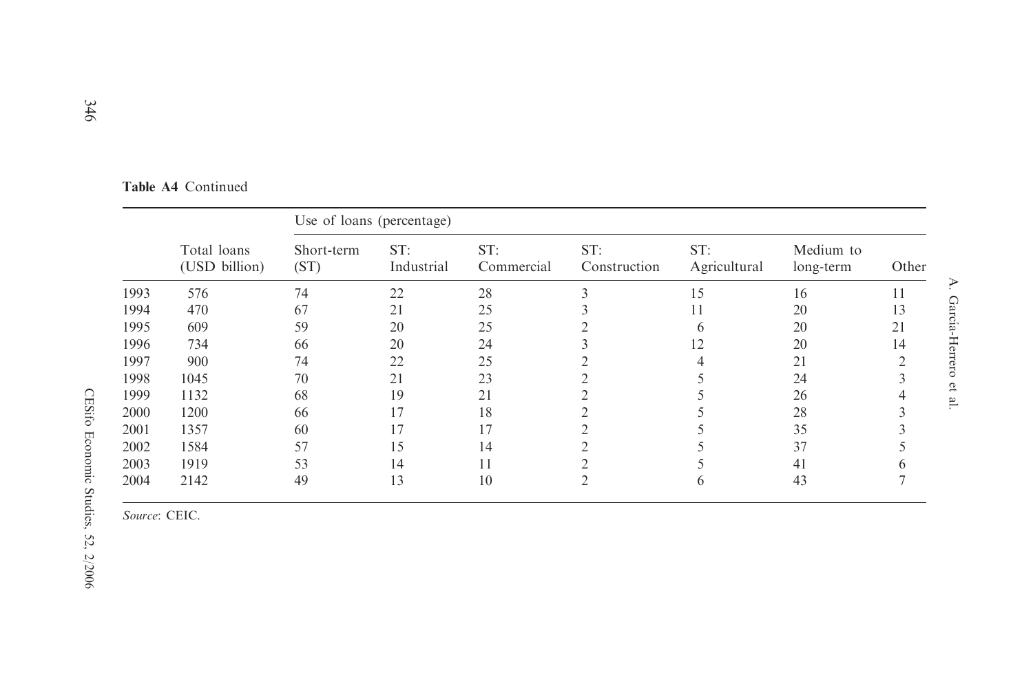**Table A4** Continued

| | Total loans (USD billion) | Use of loans (percentage) | | | | | | |
|---|---|---|---|---|---|---|---|---|
| | | Short-term (ST) | ST: Industrial | ST: Commercial | ST: Construction | ST: Agricultural | Medium to long-term | Other |
| 1993 | 576 | 74 | 22 | 28 | 3 | 15 | 16 | 11 |
| 1994 | 470 | 67 | 21 | 25 | 3 | 11 | 20 | 13 |
| 1995 | 609 | 59 | 20 | 25 | 2 | 6 | 20 | 21 |
| 1996 | 734 | 66 | 20 | 24 | 3 | 12 | 20 | 14 |
| 1997 | 900 | 74 | 22 | 25 | 2 | 4 | 21 | 2 |
| 1998 | 1045 | 70 | 21 | 23 | 2 | 5 | 24 | 3 |
| 1999 | 1132 | 68 | 19 | 21 | 2 | 5 | 26 | 4 |
| 2000 | 1200 | 66 | 17 | 18 | 2 | 5 | 28 | 3 |
| 2001 | 1357 | 60 | 17 | 17 | 2 | 5 | 35 | 3 |
| 2002 | 1584 | 57 | 15 | 14 | 2 | 5 | 37 | 5 |
| 2003 | 1919 | 53 | 14 | 11 | 2 | 5 | 41 | 6 |
| 2004 | 2142 | 49 | 13 | 10 | 2 | 6 | 43 | 7 |

*Source*: CEIC.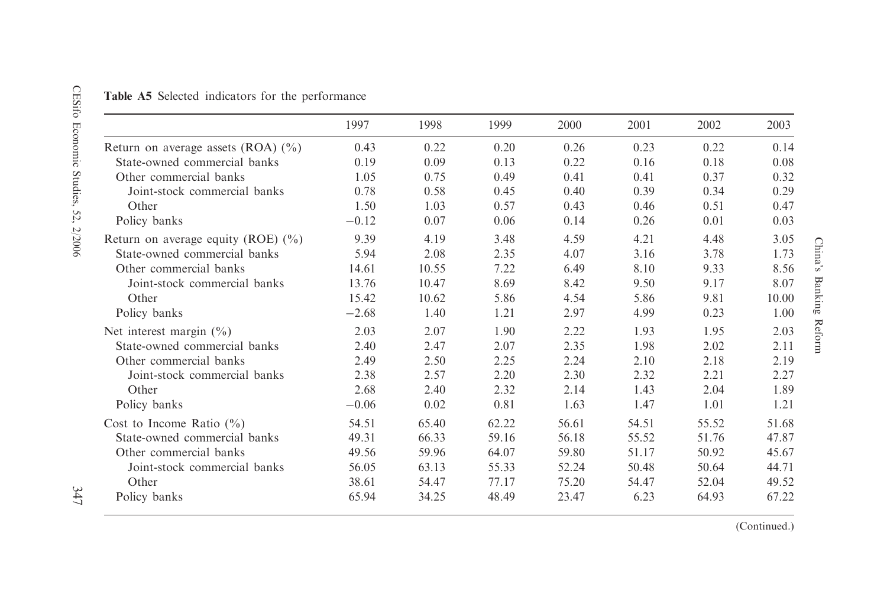**Table A5** Selected indicators for the performance

| | 1997 | 1998 | 1999 | 2000 | 2001 | 2002 | 2003 |
|---|---|---|---|---|---|---|---|
| Return on average assets (ROA) (%) | 0.43 | 0.22 | 0.20 | 0.26 | 0.23 | 0.22 | 0.14 |
| State-owned commercial banks | 0.19 | 0.09 | 0.13 | 0.22 | 0.16 | 0.18 | 0.08 |
| Other commercial banks | 1.05 | 0.75 | 0.49 | 0.41 | 0.41 | 0.37 | 0.32 |
| Joint-stock commercial banks | 0.78 | 0.58 | 0.45 | 0.40 | 0.39 | 0.34 | 0.29 |
| Other | 1.50 | 1.03 | 0.57 | 0.43 | 0.46 | 0.51 | 0.47 |
| Policy banks | −0.12 | 0.07 | 0.06 | 0.14 | 0.26 | 0.01 | 0.03 |
| Return on average equity (ROE) (%) | 9.39 | 4.19 | 3.48 | 4.59 | 4.21 | 4.48 | 3.05 |
| State-owned commercial banks | 5.94 | 2.08 | 2.35 | 4.07 | 3.16 | 3.78 | 1.73 |
| Other commercial banks | 14.61 | 10.55 | 7.22 | 6.49 | 8.10 | 9.33 | 8.56 |
| Joint-stock commercial banks | 13.76 | 10.47 | 8.69 | 8.42 | 9.50 | 9.17 | 8.07 |
| Other | 15.42 | 10.62 | 5.86 | 4.54 | 5.86 | 9.81 | 10.00 |
| Policy banks | −2.68 | 1.40 | 1.21 | 2.97 | 4.99 | 0.23 | 1.00 |
| Net interest margin (%) | 2.03 | 2.07 | 1.90 | 2.22 | 1.93 | 1.95 | 2.03 |
| State-owned commercial banks | 2.40 | 2.47 | 2.07 | 2.35 | 1.98 | 2.02 | 2.11 |
| Other commercial banks | 2.49 | 2.50 | 2.25 | 2.24 | 2.10 | 2.18 | 2.19 |
| Joint-stock commercial banks | 2.38 | 2.57 | 2.20 | 2.30 | 2.32 | 2.21 | 2.27 |
| Other | 2.68 | 2.40 | 2.32 | 2.14 | 1.43 | 2.04 | 1.89 |
| Policy banks | −0.06 | 0.02 | 0.81 | 1.63 | 1.47 | 1.01 | 1.21 |
| Cost to Income Ratio (%) | 54.51 | 65.40 | 62.22 | 56.61 | 54.51 | 55.52 | 51.68 |
| State-owned commercial banks | 49.31 | 66.33 | 59.16 | 56.18 | 55.52 | 51.76 | 47.87 |
| Other commercial banks | 49.56 | 59.96 | 64.07 | 59.80 | 51.17 | 50.92 | 45.67 |
| Joint-stock commercial banks | 56.05 | 63.13 | 55.33 | 52.24 | 50.48 | 50.64 | 44.71 |
| Other | 38.61 | 54.47 | 77.17 | 75.20 | 54.47 | 52.04 | 49.52 |
| Policy banks | 65.94 | 34.25 | 48.49 | 23.47 | 6.23 | 64.93 | 67.22 |

(Continued.)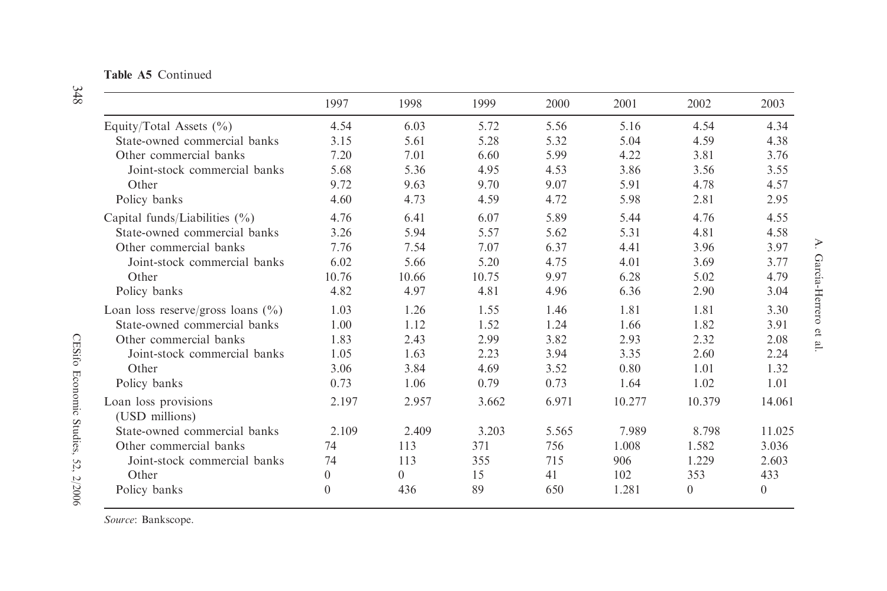**Table A5** Continued

| | 1997 | 1998 | 1999 | 2000 | 2001 | 2002 | 2003 |
|---|---|---|---|---|---|---|---|
| Equity/Total Assets (%) | 4.54 | 6.03 | 5.72 | 5.56 | 5.16 | 4.54 | 4.34 |
| State-owned commercial banks | 3.15 | 5.61 | 5.28 | 5.32 | 5.04 | 4.59 | 4.38 |
| Other commercial banks | 7.20 | 7.01 | 6.60 | 5.99 | 4.22 | 3.81 | 3.76 |
| Joint-stock commercial banks | 5.68 | 5.36 | 4.95 | 4.53 | 3.86 | 3.56 | 3.55 |
| Other | 9.72 | 9.63 | 9.70 | 9.07 | 5.91 | 4.78 | 4.57 |
| Policy banks | 4.60 | 4.73 | 4.59 | 4.72 | 5.98 | 2.81 | 2.95 |
| Capital funds/Liabilities (%) | 4.76 | 6.41 | 6.07 | 5.89 | 5.44 | 4.76 | 4.55 |
| State-owned commercial banks | 3.26 | 5.94 | 5.57 | 5.62 | 5.31 | 4.81 | 4.58 |
| Other commercial banks | 7.76 | 7.54 | 7.07 | 6.37 | 4.41 | 3.96 | 3.97 |
| Joint-stock commercial banks | 6.02 | 5.66 | 5.20 | 4.75 | 4.01 | 3.69 | 3.77 |
| Other | 10.76 | 10.66 | 10.75 | 9.97 | 6.28 | 5.02 | 4.79 |
| Policy banks | 4.82 | 4.97 | 4.81 | 4.96 | 6.36 | 2.90 | 3.04 |
| Loan loss reserve/gross loans (%) | 1.03 | 1.26 | 1.55 | 1.46 | 1.81 | 1.81 | 3.30 |
| State-owned commercial banks | 1.00 | 1.12 | 1.52 | 1.24 | 1.66 | 1.82 | 3.91 |
| Other commercial banks | 1.83 | 2.43 | 2.99 | 3.82 | 2.93 | 2.32 | 2.08 |
| Joint-stock commercial banks | 1.05 | 1.63 | 2.23 | 3.94 | 3.35 | 2.60 | 2.24 |
| Other | 3.06 | 3.84 | 4.69 | 3.52 | 0.80 | 1.01 | 1.32 |
| Policy banks | 0.73 | 1.06 | 0.79 | 0.73 | 1.64 | 1.02 | 1.01 |
| Loan loss provisions (USD millions) | 2.197 | 2.957 | 3.662 | 6.971 | 10.277 | 10.379 | 14.061 |
| State-owned commercial banks | 2.109 | 2.409 | 3.203 | 5.565 | 7.989 | 8.798 | 11.025 |
| Other commercial banks | 74 | 113 | 371 | 756 | 1.008 | 1.582 | 3.036 |
| Joint-stock commercial banks | 74 | 113 | 355 | 715 | 906 | 1.229 | 2.603 |
| Other | 0 | 0 | 15 | 41 | 102 | 353 | 433 |
| Policy banks | 0 | 436 | 89 | 650 | 1.281 | 0 | 0 |

*Source*: Bankscope.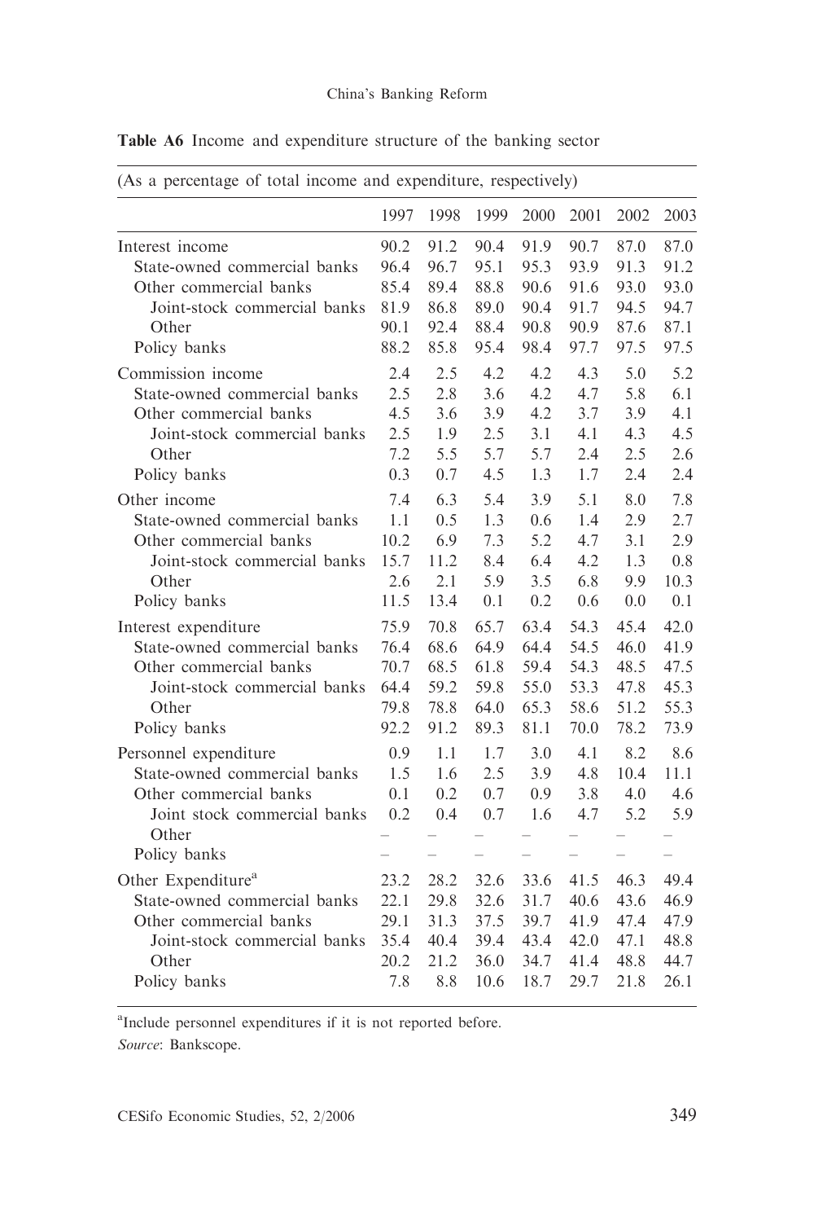**Table A6** Income and expenditure structure of the banking sector

(As a percentage of total income and expenditure, respectively)

| | 1997 | 1998 | 1999 | 2000 | 2001 | 2002 | 2003 |
|---|---|---|---|---|---|---|---|
| Interest income | 90.2 | 91.2 | 90.4 | 91.9 | 90.7 | 87.0 | 87.0 |
| State-owned commercial banks | 96.4 | 96.7 | 95.1 | 95.3 | 93.9 | 91.3 | 91.2 |
| Other commercial banks | 85.4 | 89.4 | 88.8 | 90.6 | 91.6 | 93.0 | 93.0 |
| Joint-stock commercial banks | 81.9 | 86.8 | 89.0 | 90.4 | 91.7 | 94.5 | 94.7 |
| Other | 90.1 | 92.4 | 88.4 | 90.8 | 90.9 | 87.6 | 87.1 |
| Policy banks | 88.2 | 85.8 | 95.4 | 98.4 | 97.7 | 97.5 | 97.5 |
| Commission income | 2.4 | 2.5 | 4.2 | 4.2 | 4.3 | 5.0 | 5.2 |
| State-owned commercial banks | 2.5 | 2.8 | 3.6 | 4.2 | 4.7 | 5.8 | 6.1 |
| Other commercial banks | 4.5 | 3.6 | 3.9 | 4.2 | 3.7 | 3.9 | 4.1 |
| Joint-stock commercial banks | 2.5 | 1.9 | 2.5 | 3.1 | 4.1 | 4.3 | 4.5 |
| Other | 7.2 | 5.5 | 5.7 | 5.7 | 2.4 | 2.5 | 2.6 |
| Policy banks | 0.3 | 0.7 | 4.5 | 1.3 | 1.7 | 2.4 | 2.4 |
| Other income | 7.4 | 6.3 | 5.4 | 3.9 | 5.1 | 8.0 | 7.8 |
| State-owned commercial banks | 1.1 | 0.5 | 1.3 | 0.6 | 1.4 | 2.9 | 2.7 |
| Other commercial banks | 10.2 | 6.9 | 7.3 | 5.2 | 4.7 | 3.1 | 2.9 |
| Joint-stock commercial banks | 15.7 | 11.2 | 8.4 | 6.4 | 4.2 | 1.3 | 0.8 |
| Other | 2.6 | 2.1 | 5.9 | 3.5 | 6.8 | 9.9 | 10.3 |
| Policy banks | 11.5 | 13.4 | 0.1 | 0.2 | 0.6 | 0.0 | 0.1 |
| Interest expenditure | 75.9 | 70.8 | 65.7 | 63.4 | 54.3 | 45.4 | 42.0 |
| State-owned commercial banks | 76.4 | 68.6 | 64.9 | 64.4 | 54.5 | 46.0 | 41.9 |
| Other commercial banks | 70.7 | 68.5 | 61.8 | 59.4 | 54.3 | 48.5 | 47.5 |
| Joint-stock commercial banks | 64.4 | 59.2 | 59.8 | 55.0 | 53.3 | 47.8 | 45.3 |
| Other | 79.8 | 78.8 | 64.0 | 65.3 | 58.6 | 51.2 | 55.3 |
| Policy banks | 92.2 | 91.2 | 89.3 | 81.1 | 70.0 | 78.2 | 73.9 |
| Personnel expenditure | 0.9 | 1.1 | 1.7 | 3.0 | 4.1 | 8.2 | 8.6 |
| State-owned commercial banks | 1.5 | 1.6 | 2.5 | 3.9 | 4.8 | 10.4 | 11.1 |
| Other commercial banks | 0.1 | 0.2 | 0.7 | 0.9 | 3.8 | 4.0 | 4.6 |
| Joint stock commercial banks | 0.2 | 0.4 | 0.7 | 1.6 | 4.7 | 5.2 | 5.9 |
| Other | – | – | – | – | – | – | – |
| Policy banks | – | – | – | – | – | – | – |
| Other Expenditure[a] | 23.2 | 28.2 | 32.6 | 33.6 | 41.5 | 46.3 | 49.4 |
| State-owned commercial banks | 22.1 | 29.8 | 32.6 | 31.7 | 40.6 | 43.6 | 46.9 |
| Other commercial banks | 29.1 | 31.3 | 37.5 | 39.7 | 41.9 | 47.4 | 47.9 |
| Joint-stock commercial banks | 35.4 | 40.4 | 39.4 | 43.4 | 42.0 | 47.1 | 48.8 |
| Other | 20.2 | 21.2 | 36.0 | 34.7 | 41.4 | 48.8 | 44.7 |
| Policy banks | 7.8 | 8.8 | 10.6 | 18.7 | 29.7 | 21.8 | 26.1 |

[a]Include personnel expenditures if it is not reported before.

*Source*: Bankscope.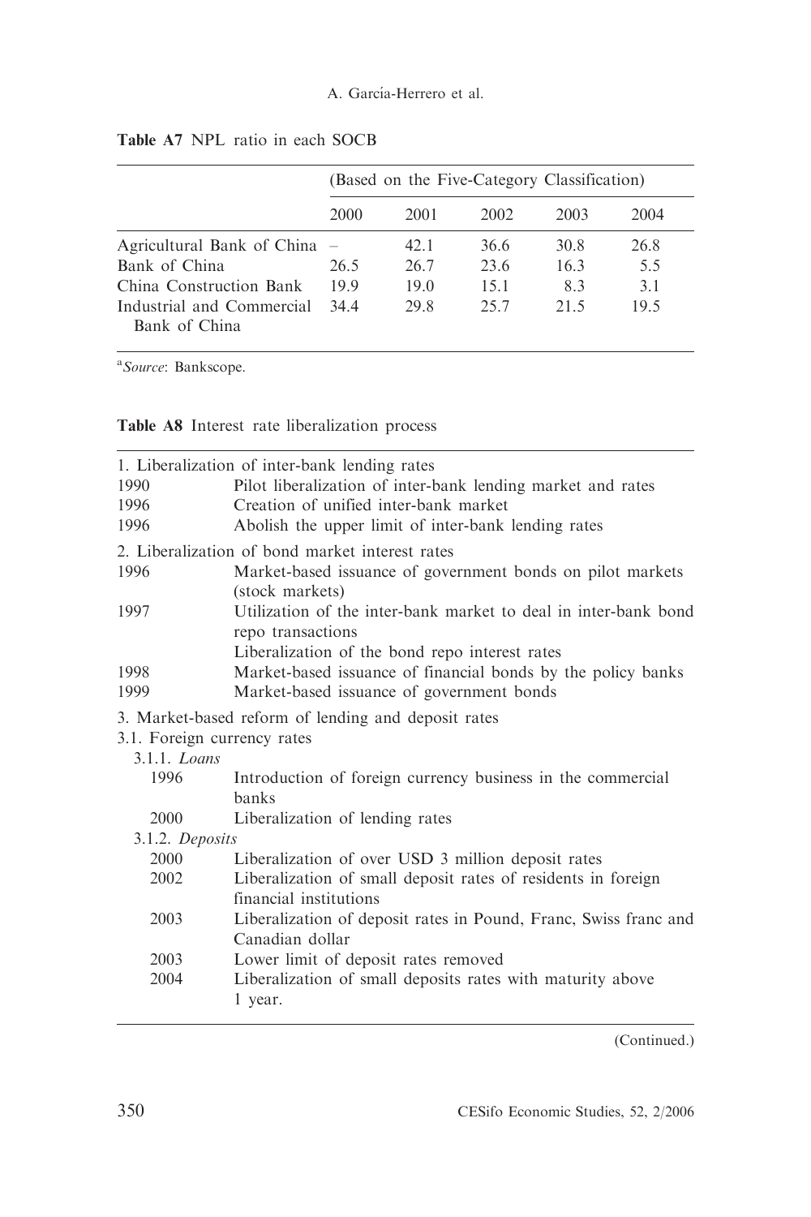**Table A7** NPL ratio in each SOCB

| | (Based on the Five-Category Classification) | | | | |
|---|---|---|---|---|---|
| | 2000 | 2001 | 2002 | 2003 | 2004 |
| Agricultural Bank of China | – | 42.1 | 36.6 | 30.8 | 26.8 |
| Bank of China | 26.5 | 26.7 | 23.6 | 16.3 | 5.5 |
| China Construction Bank | 19.9 | 19.0 | 15.1 | 8.3 | 3.1 |
| Industrial and Commercial Bank of China | 34.4 | 29.8 | 25.7 | 21.5 | 19.5 |

[a]*Source*: Bankscope.

**Table A8** Interest rate liberalization process

| | |
|---|---|
| 1. Liberalization of inter-bank lending rates | |
| 1990 | Pilot liberalization of inter-bank lending market and rates |
| 1996 | Creation of unified inter-bank market |
| 1996 | Abolish the upper limit of inter-bank lending rates |
| 2. Liberalization of bond market interest rates | |
| 1996 | Market-based issuance of government bonds on pilot markets (stock markets) |
| 1997 | Utilization of the inter-bank market to deal in inter-bank bond repo transactions |
| | Liberalization of the bond repo interest rates |
| 1998 | Market-based issuance of financial bonds by the policy banks |
| 1999 | Market-based issuance of government bonds |
| 3. Market-based reform of lending and deposit rates | |
| 3.1. Foreign currency rates | |
| 3.1.1. *Loans* | |
| 1996 | Introduction of foreign currency business in the commercial banks |
| 2000 | Liberalization of lending rates |
| 3.1.2. *Deposits* | |
| 2000 | Liberalization of over USD 3 million deposit rates |
| 2002 | Liberalization of small deposit rates of residents in foreign financial institutions |
| 2003 | Liberalization of deposit rates in Pound, Franc, Swiss franc and Canadian dollar |
| 2003 | Lower limit of deposit rates removed |
| 2004 | Liberalization of small deposits rates with maturity above 1 year. |

(Continued.)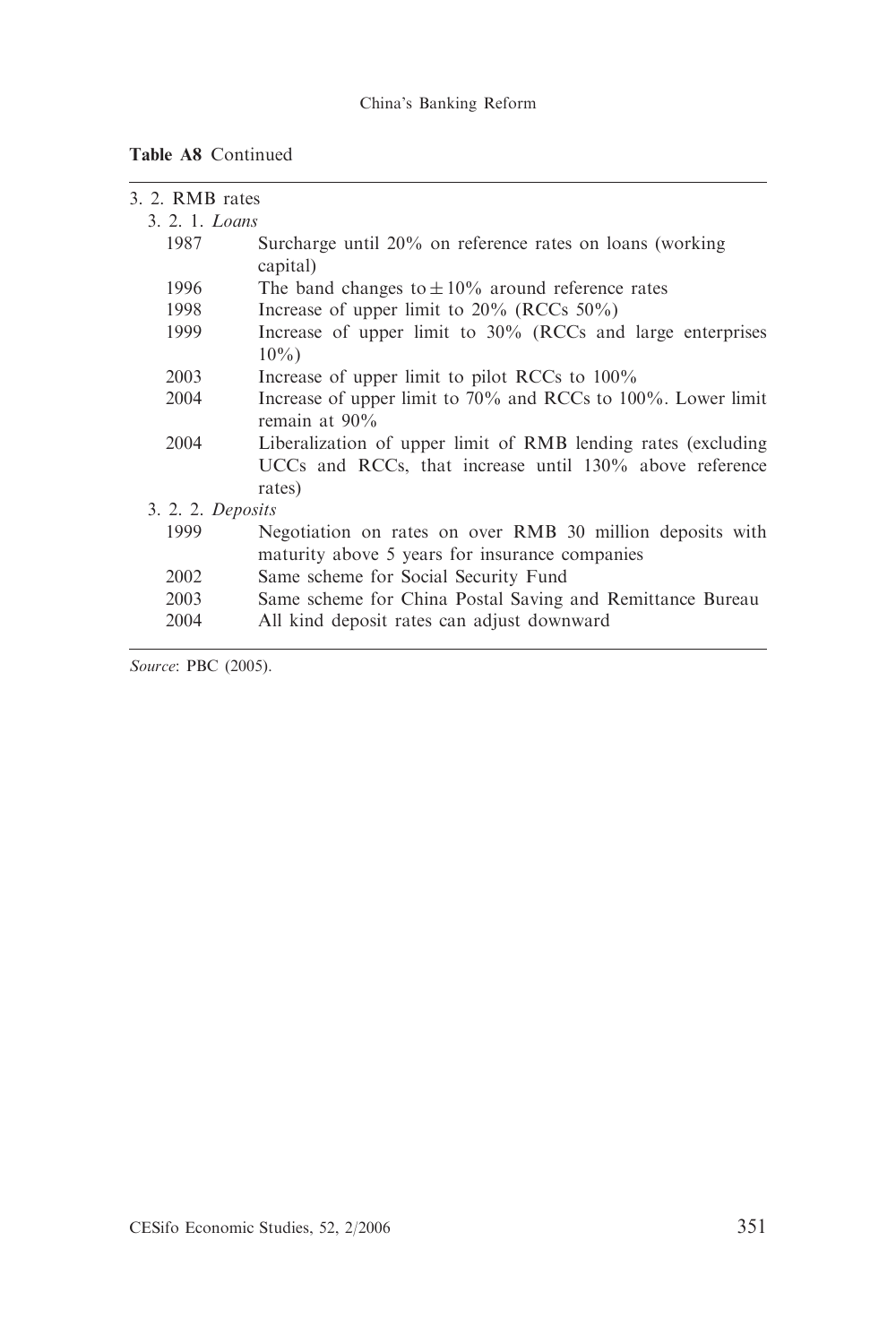**Table A8** Continued

| | |
|---|---|
| 3. 2. RMB rates | |
| 3. 2. 1. *Loans* | |
| 1987 | Surcharge until 20% on reference rates on loans (working capital) |
| 1996 | The band changes to $\pm 10\%$ around reference rates |
| 1998 | Increase of upper limit to 20% (RCCs 50%) |
| 1999 | Increase of upper limit to 30% (RCCs and large enterprises 10%) |
| 2003 | Increase of upper limit to pilot RCCs to 100% |
| 2004 | Increase of upper limit to 70% and RCCs to 100%. Lower limit remain at 90% |
| 2004 | Liberalization of upper limit of RMB lending rates (excluding UCCs and RCCs, that increase until 130% above reference rates) |
| 3. 2. 2. *Deposits* | |
| 1999 | Negotiation on rates on over RMB 30 million deposits with maturity above 5 years for insurance companies |
| 2002 | Same scheme for Social Security Fund |
| 2003 | Same scheme for China Postal Saving and Remittance Bureau |
| 2004 | All kind deposit rates can adjust downward |

*Source*: PBC (2005).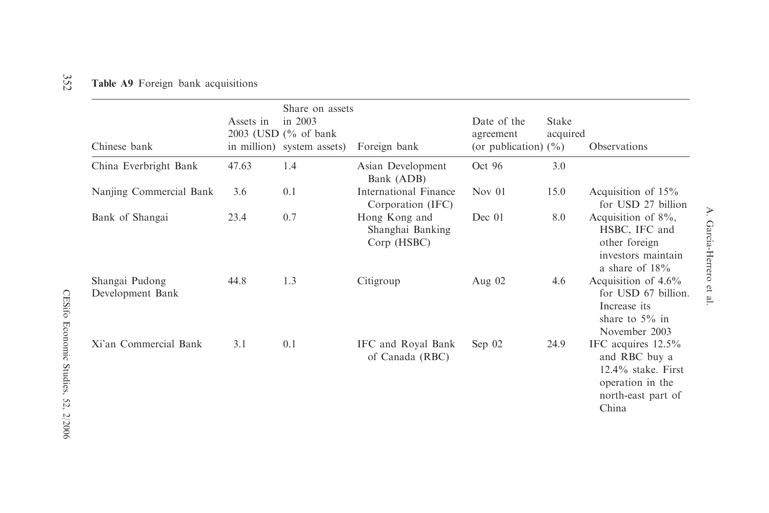**Table A9** Foreign bank acquisitions

| Chinese bank | Assets in 2003 (USD in million) | Share on assets in 2003 (% of bank system assets) | Foreign bank | Date of the agreement (or publication) | Stake acquired (%) | Observations |
|---|---|---|---|---|---|---|
| China Everbright Bank | 47.63 | 1.4 | Asian Development Bank (ADB) | Oct 96 | 3.0 | |
| Nanjing Commercial Bank | 3.6 | 0.1 | International Finance Corporation (IFC) | Nov 01 | 15.0 | Acquisition of 15% for USD 27 billion |
| Bank of Shangai | 23.4 | 0.7 | Hong Kong and Shanghai Banking Corp (HSBC) | Dec 01 | 8.0 | Acquisition of 8%, HSBC, IFC and other foreign investors maintain a share of 18% |
| Shangai Pudong Development Bank | 44.8 | 1.3 | Citigroup | Aug 02 | 4.6 | Acquisition of 4.6% for USD 67 billion. Increase its share to 5% in November 2003 |
| Xi'an Commercial Bank | 3.1 | 0.1 | IFC and Royal Bank of Canada (RBC) | Sep 02 | 24.9 | IFC acquires 12.5% and RBC buy a 12.4% stake. First operation in the north-east part of China |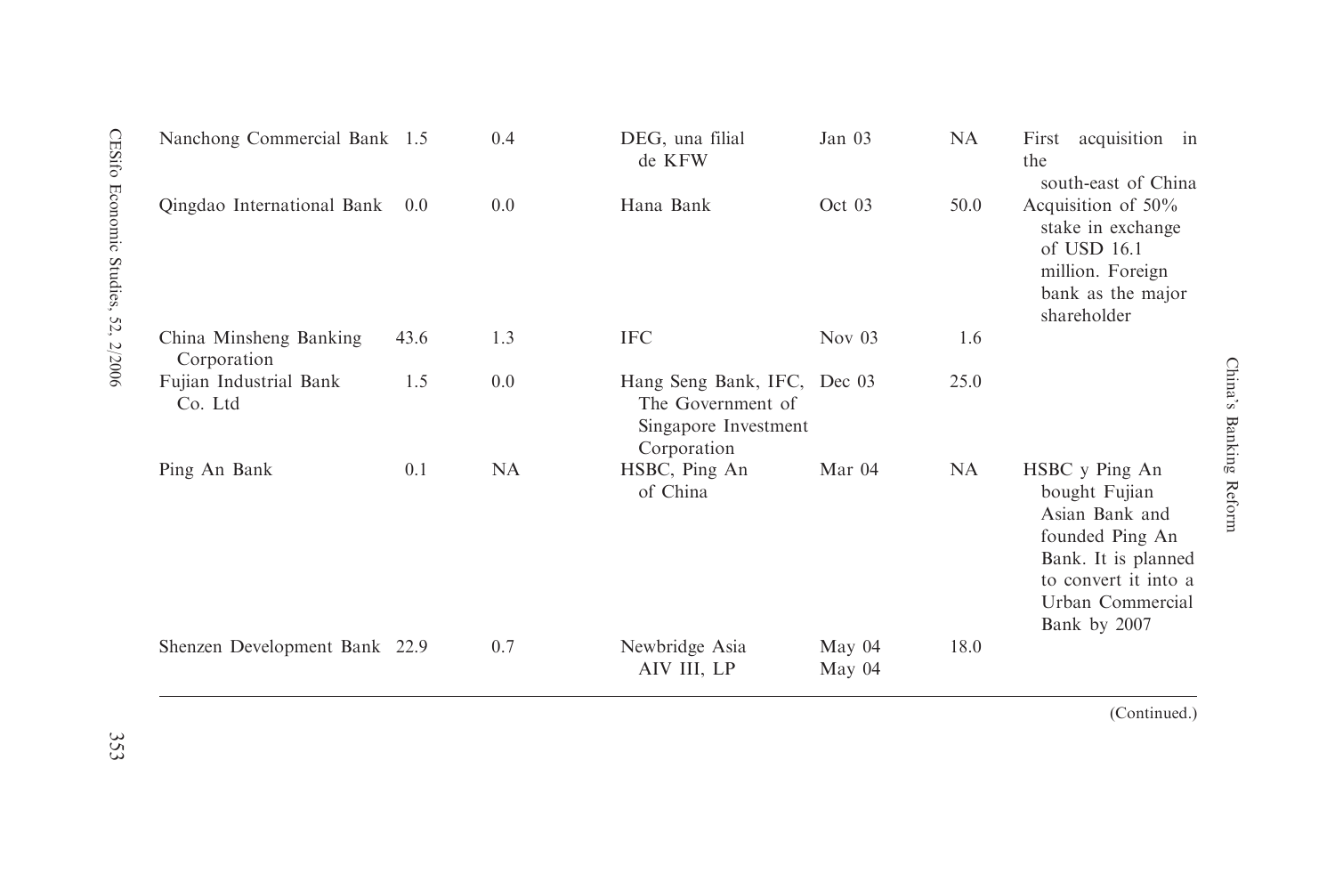| | | | | | | |
|---|---|---|---|---|---|---|
| Nanchong Commercial Bank | 1.5 | 0.4 | DEG, una filial de KFW | Jan 03 | NA | First acquisition in the south-east of China |
| Qingdao International Bank | 0.0 | 0.0 | Hana Bank | Oct 03 | 50.0 | Acquisition of 50% stake in exchange of USD 16.1 million. Foreign bank as the major shareholder |
| China Minsheng Banking Corporation | 43.6 | 1.3 | IFC | Nov 03 | 1.6 | |
| Fujian Industrial Bank Co. Ltd | 1.5 | 0.0 | Hang Seng Bank, IFC, The Government of Singapore Investment Corporation | Dec 03 | 25.0 | |
| Ping An Bank | 0.1 | NA | HSBC, Ping An of China | Mar 04 | NA | HSBC y Ping An bought Fujian Asian Bank and founded Ping An Bank. It is planned to convert it into a Urban Commercial Bank by 2007 |
| Shenzen Development Bank | 22.9 | 0.7 | Newbridge Asia AIV III, LP | May 04 May 04 | 18.0 | |

(Continued.)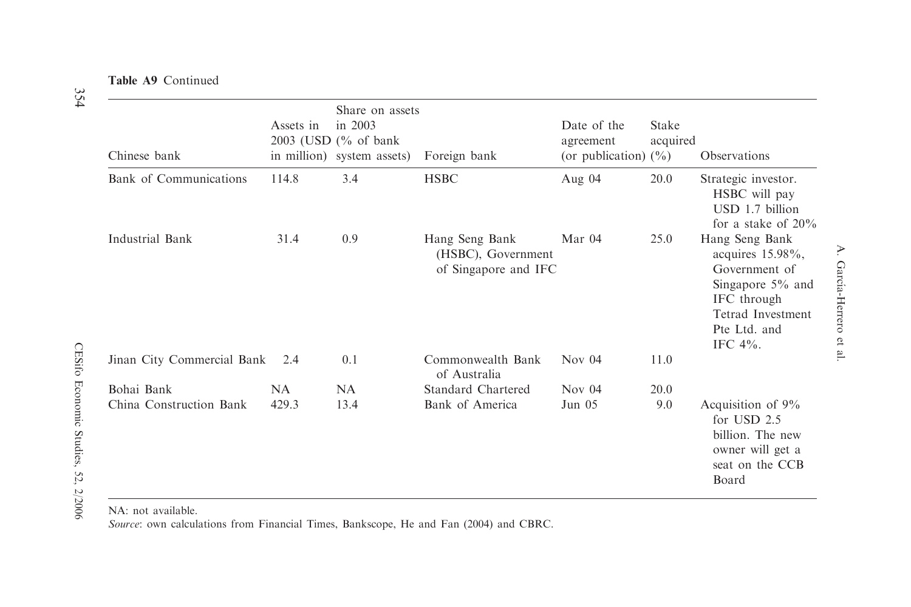**Table A9** Continued

| Chinese bank | Assets in 2003 (USD in million) | Share on assets in 2003 (% of bank system assets) | Foreign bank | Date of the agreement (or publication) | Stake acquired (%) | Observations |
|---|---|---|---|---|---|---|
| Bank of Communications | 114.8 | 3.4 | HSBC | Aug 04 | 20.0 | Strategic investor. HSBC will pay USD 1.7 billion for a stake of 20% |
| Industrial Bank | 31.4 | 0.9 | Hang Seng Bank (HSBC), Government of Singapore and IFC | Mar 04 | 25.0 | Hang Seng Bank acquires 15.98%, Government of Singapore 5% and IFC through Tetrad Investment Pte Ltd. and IFC 4%. |
| Jinan City Commercial Bank | 2.4 | 0.1 | Commonwealth Bank of Australia | Nov 04 | 11.0 | |
| Bohai Bank | NA | NA | Standard Chartered | Nov 04 | 20.0 | |
| China Construction Bank | 429.3 | 13.4 | Bank of America | Jun 05 | 9.0 | Acquisition of 9% for USD 2.5 billion. The new owner will get a seat on the CCB Board |

NA: not available.

*Source*: own calculations from Financial Times, Bankscope, He and Fan (2004) and CBRC.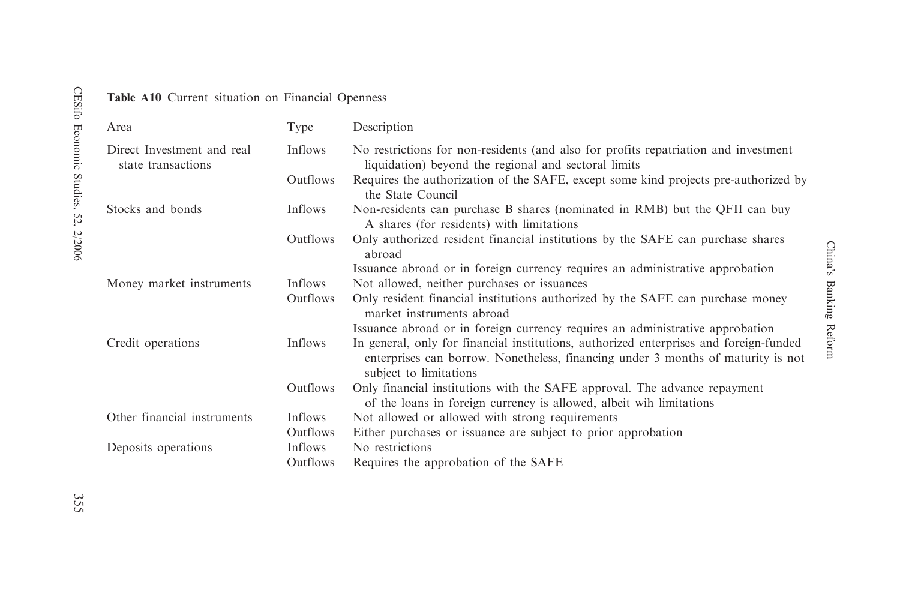**Table A10** Current situation on Financial Openness

| Area | Type | Description |
|---|---|---|
| Direct Investment and real state transactions | Inflows | No restrictions for non-residents (and also for profits repatriation and investment liquidation) beyond the regional and sectoral limits |
| | Outflows | Requires the authorization of the SAFE, except some kind projects pre-authorized by the State Council |
| Stocks and bonds | Inflows | Non-residents can purchase B shares (nominated in RMB) but the QFII can buy A shares (for residents) with limitations |
| | Outflows | Only authorized resident financial institutions by the SAFE can purchase shares abroad |
| | | Issuance abroad or in foreign currency requires an administrative approbation |
| Money market instruments | Inflows | Not allowed, neither purchases or issuances |
| | Outflows | Only resident financial institutions authorized by the SAFE can purchase money market instruments abroad |
| | | Issuance abroad or in foreign currency requires an administrative approbation |
| Credit operations | Inflows | In general, only for financial institutions, authorized enterprises and foreign-funded enterprises can borrow. Nonetheless, financing under 3 months of maturity is not subject to limitations |
| | Outflows | Only financial institutions with the SAFE approval. The advance repayment of the loans in foreign currency is allowed, albeit wih limitations |
| Other financial instruments | Inflows | Not allowed or allowed with strong requirements |
| | Outflows | Either purchases or issuance are subject to prior approbation |
| Deposits operations | Inflows | No restrictions |
| | Outflows | Requires the approbation of the SAFE |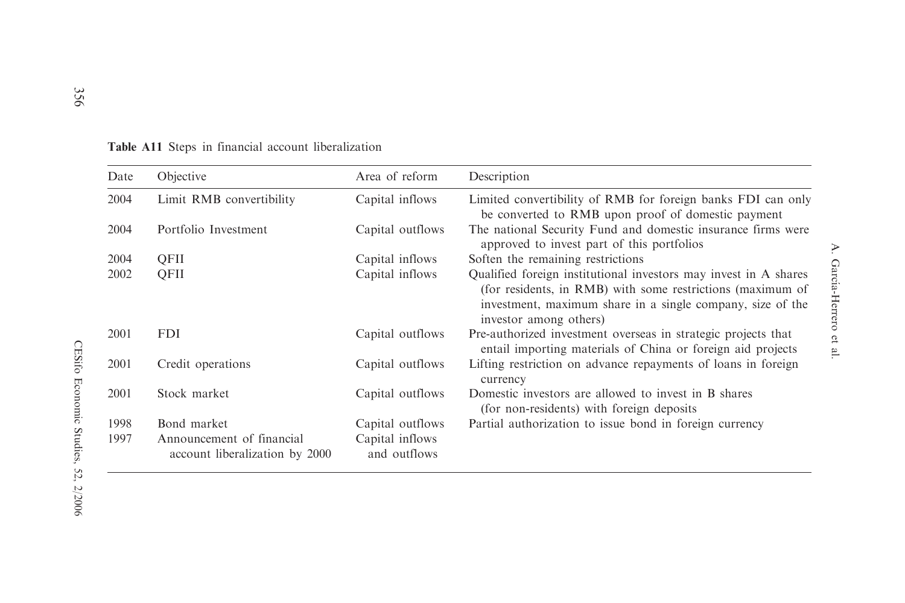**Table A11** Steps in financial account liberalization

| Date | Objective | Area of reform | Description |
|---|---|---|---|
| 2004 | Limit RMB convertibility | Capital inflows | Limited convertibility of RMB for foreign banks FDI can only be converted to RMB upon proof of domestic payment |
| 2004 | Portfolio Investment | Capital outflows | The national Security Fund and domestic insurance firms were approved to invest part of this portfolios |
| 2004 | QFII | Capital inflows | Soften the remaining restrictions |
| 2002 | QFII | Capital inflows | Qualified foreign institutional investors may invest in A shares (for residents, in RMB) with some restrictions (maximum of investment, maximum share in a single company, size of the investor among others) |
| 2001 | FDI | Capital outflows | Pre-authorized investment overseas in strategic projects that entail importing materials of China or foreign aid projects |
| 2001 | Credit operations | Capital outflows | Lifting restriction on advance repayments of loans in foreign currency |
| 2001 | Stock market | Capital outflows | Domestic investors are allowed to invest in B shares (for non-residents) with foreign deposits |
| 1998 | Bond market | Capital outflows | Partial authorization to issue bond in foreign currency |
| 1997 | Announcement of financial account liberalization by 2000 | Capital inflows and outflows | |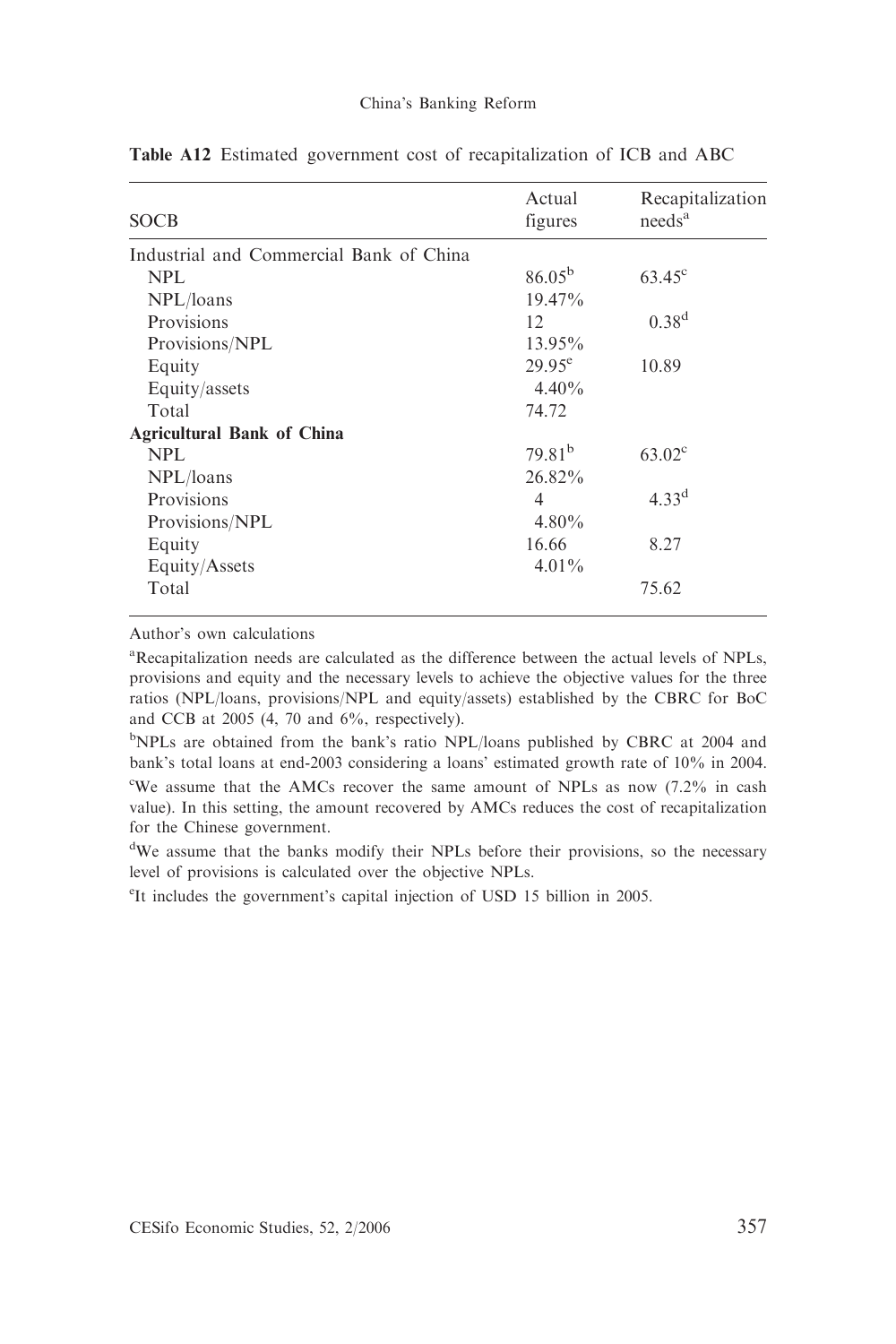**Table A12** Estimated government cost of recapitalization of ICB and ABC

| SOCB | Actual figures | Recapitalization needs[a] |
|---|---|---|
| Industrial and Commercial Bank of China | | |
| NPL | 86.05[b] | 63.45[c] |
| NPL/loans | 19.47% | |
| Provisions | 12 | 0.38[d] |
| Provisions/NPL | 13.95% | |
| Equity | 29.95[e] | 10.89 |
| Equity/assets | 4.40% | |
| Total | 74.72 | |
| **Agricultural Bank of China** | | |
| NPL | 79.81[b] | 63.02[c] |
| NPL/loans | 26.82% | |
| Provisions | 4 | 4.33[d] |
| Provisions/NPL | 4.80% | |
| Equity | 16.66 | 8.27 |
| Equity/Assets | 4.01% | |
| Total | | 75.62 |

Author's own calculations

[a]Recapitalization needs are calculated as the difference between the actual levels of NPLs, provisions and equity and the necessary levels to achieve the objective values for the three ratios (NPL/loans, provisions/NPL and equity/assets) established by the CBRC for BoC and CCB at 2005 (4, 70 and 6%, respectively).

[b]NPLs are obtained from the bank's ratio NPL/loans published by CBRC at 2004 and bank's total loans at end-2003 considering a loans' estimated growth rate of 10% in 2004.

[c]We assume that the AMCs recover the same amount of NPLs as now (7.2% in cash value). In this setting, the amount recovered by AMCs reduces the cost of recapitalization for the Chinese government.

[d]We assume that the banks modify their NPLs before their provisions, so the necessary level of provisions is calculated over the objective NPLs.

[e]It includes the government's capital injection of USD 15 billion in 2005.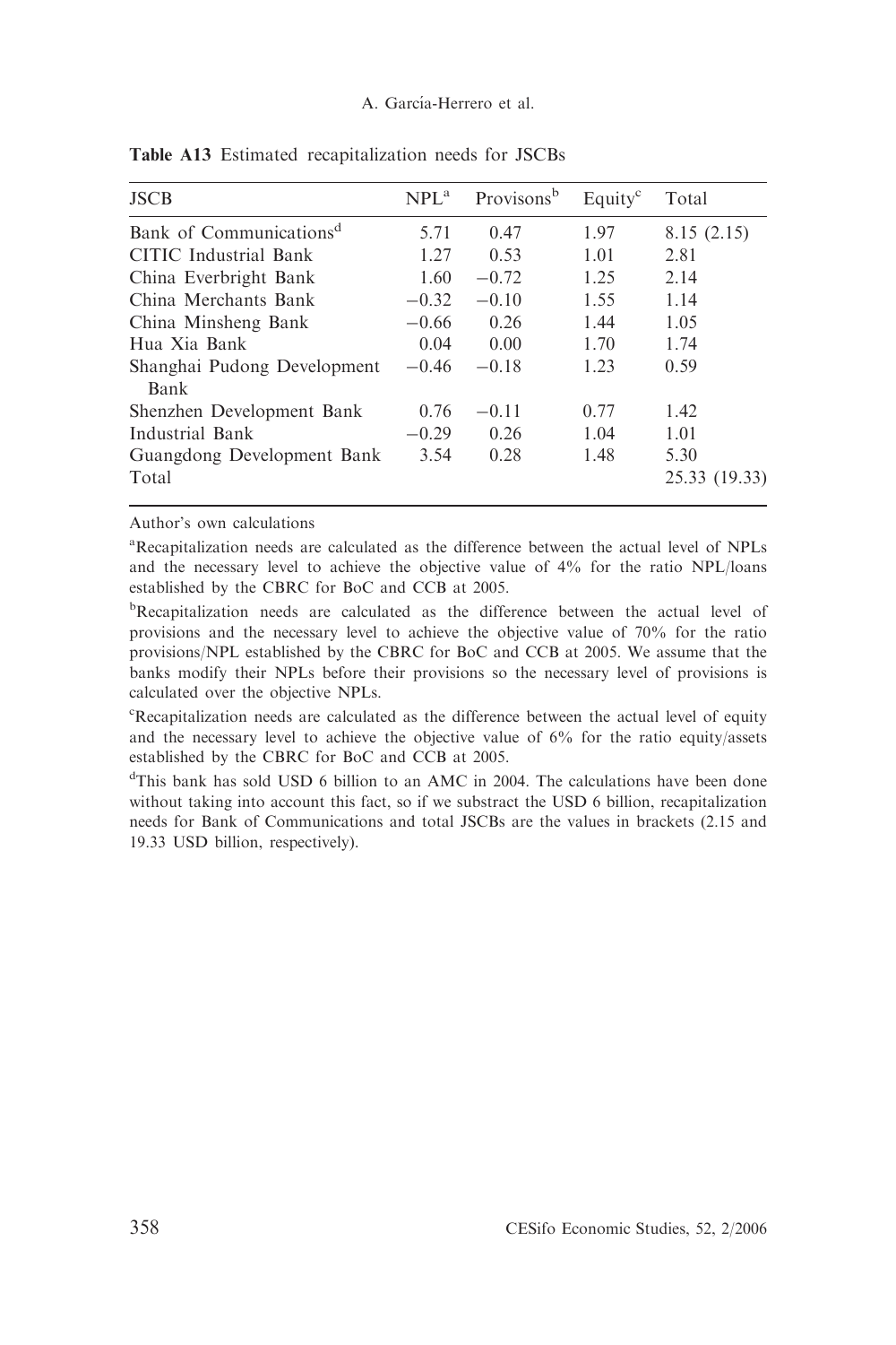**Table A13** Estimated recapitalization needs for JSCBs

| JSCB | NPL[a] | Provisons[b] | Equity[c] | Total |
|---|---|---|---|---|
| Bank of Communications[d] | 5.71 | 0.47 | 1.97 | 8.15 (2.15) |
| CITIC Industrial Bank | 1.27 | 0.53 | 1.01 | 2.81 |
| China Everbright Bank | 1.60 | −0.72 | 1.25 | 2.14 |
| China Merchants Bank | −0.32 | −0.10 | 1.55 | 1.14 |
| China Minsheng Bank | −0.66 | 0.26 | 1.44 | 1.05 |
| Hua Xia Bank | 0.04 | 0.00 | 1.70 | 1.74 |
| Shanghai Pudong Development Bank | −0.46 | −0.18 | 1.23 | 0.59 |
| Shenzhen Development Bank | 0.76 | −0.11 | 0.77 | 1.42 |
| Industrial Bank | −0.29 | 0.26 | 1.04 | 1.01 |
| Guangdong Development Bank | 3.54 | 0.28 | 1.48 | 5.30 |
| Total | | | | 25.33 (19.33) |

Author's own calculations

[a]Recapitalization needs are calculated as the difference between the actual level of NPLs and the necessary level to achieve the objective value of 4% for the ratio NPL/loans established by the CBRC for BoC and CCB at 2005.

[b]Recapitalization needs are calculated as the difference between the actual level of provisions and the necessary level to achieve the objective value of 70% for the ratio provisions/NPL established by the CBRC for BoC and CCB at 2005. We assume that the banks modify their NPLs before their provisions so the necessary level of provisions is calculated over the objective NPLs.

[c]Recapitalization needs are calculated as the difference between the actual level of equity and the necessary level to achieve the objective value of 6% for the ratio equity/assets established by the CBRC for BoC and CCB at 2005.

[d]This bank has sold USD 6 billion to an AMC in 2004. The calculations have been done without taking into account this fact, so if we substract the USD 6 billion, recapitalization needs for Bank of Communications and total JSCBs are the values in brackets (2.15 and 19.33 USD billion, respectively).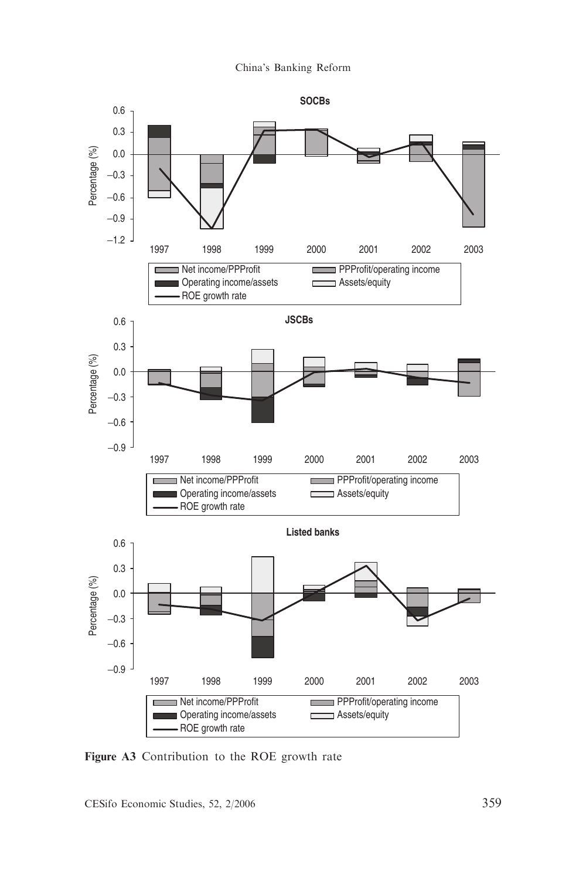**Figure A3** Contribution to the ROE growth rate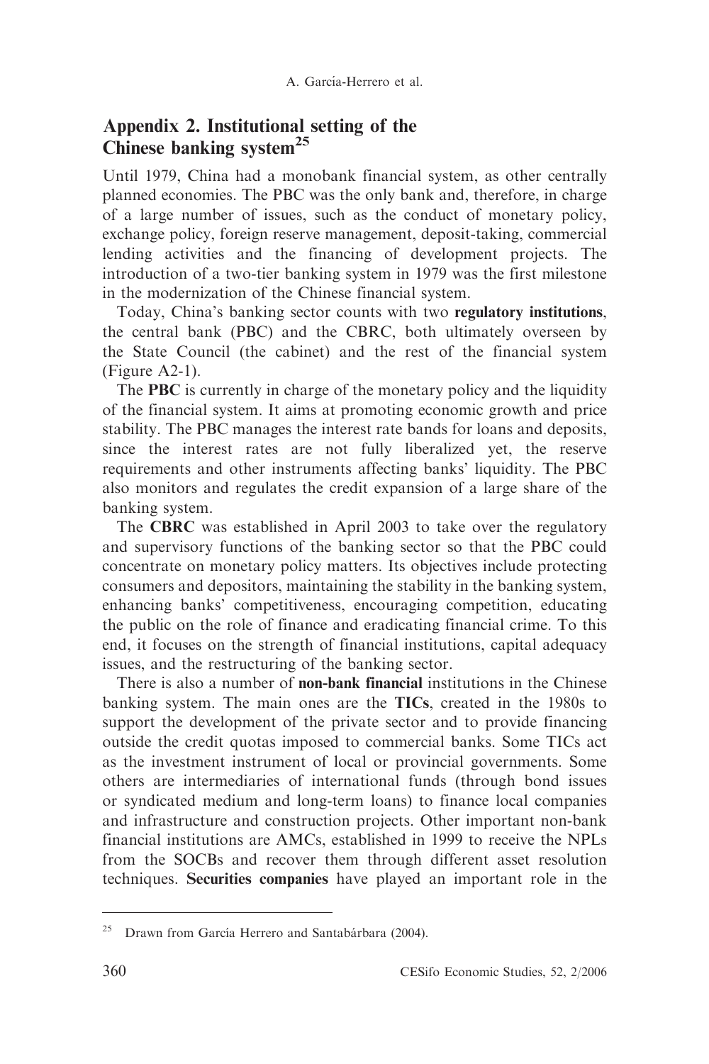## Appendix 2. Institutional setting of the Chinese banking system[25]

Until 1979, China had a monobank financial system, as other centrally planned economies. The PBC was the only bank and, therefore, in charge of a large number of issues, such as the conduct of monetary policy, exchange policy, foreign reserve management, deposit-taking, commercial lending activities and the financing of development projects. The introduction of a two-tier banking system in 1979 was the first milestone in the modernization of the Chinese financial system.

Today, China's banking sector counts with two **regulatory institutions**, the central bank (PBC) and the CBRC, both ultimately overseen by the State Council (the cabinet) and the rest of the financial system (Figure A2-1).

The **PBC** is currently in charge of the monetary policy and the liquidity of the financial system. It aims at promoting economic growth and price stability. The PBC manages the interest rate bands for loans and deposits, since the interest rates are not fully liberalized yet, the reserve requirements and other instruments affecting banks' liquidity. The PBC also monitors and regulates the credit expansion of a large share of the banking system.

The **CBRC** was established in April 2003 to take over the regulatory and supervisory functions of the banking sector so that the PBC could concentrate on monetary policy matters. Its objectives include protecting consumers and depositors, maintaining the stability in the banking system, enhancing banks' competitiveness, encouraging competition, educating the public on the role of finance and eradicating financial crime. To this end, it focuses on the strength of financial institutions, capital adequacy issues, and the restructuring of the banking sector.

There is also a number of **non-bank financial** institutions in the Chinese banking system. The main ones are the **TICs**, created in the 1980s to support the development of the private sector and to provide financing outside the credit quotas imposed to commercial banks. Some TICs act as the investment instrument of local or provincial governments. Some others are intermediaries of international funds (through bond issues or syndicated medium and long-term loans) to finance local companies and infrastructure and construction projects. Other important non-bank financial institutions are AMCs, established in 1999 to receive the NPLs from the SOCBs and recover them through different asset resolution techniques. **Securities companies** have played an important role in the

[25] Drawn from García Herrero and Santabárbara (2004).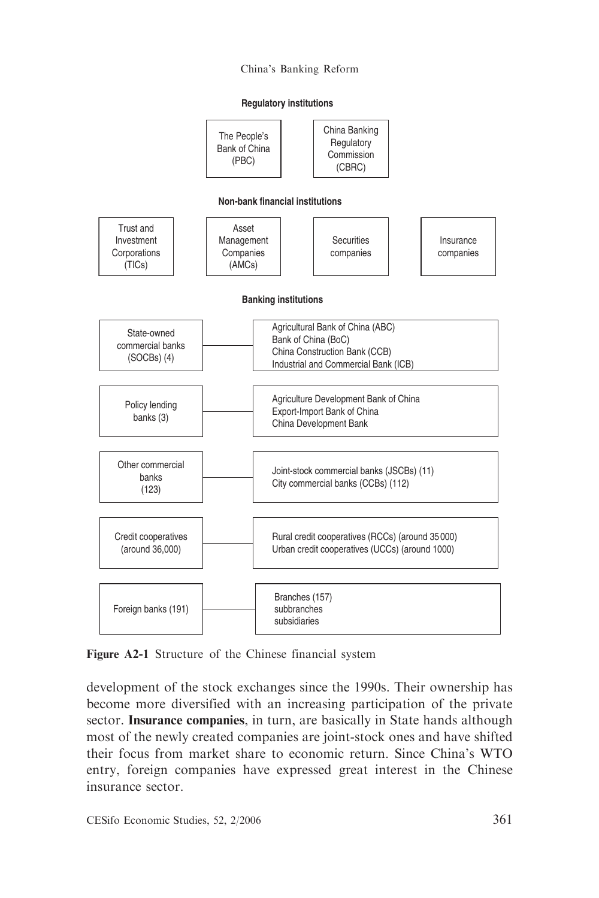**Regulatory institutions**

| The People's Bank of China (PBC) | China Banking Regulatory Commission (CBRC) |
|---|---|

**Non-bank financial institutions**

| Trust and Investment Corporations (TICs) | Asset Management Companies (AMCs) | Securities companies | Insurance companies |
|---|---|---|---|

**Banking institutions**

| Category | Institutions |
|---|---|
| State-owned commercial banks (SOCBs) (4) | Agricultural Bank of China (ABC)<br>Bank of China (BoC)<br>China Construction Bank (CCB)<br>Industrial and Commercial Bank (ICB) |
| Policy lending banks (3) | Agriculture Development Bank of China<br>Export-Import Bank of China<br>China Development Bank |
| Other commercial banks (123) | Joint-stock commercial banks (JSCBs) (11)<br>City commercial banks (CCBs) (112) |
| Credit cooperatives (around 36,000) | Rural credit cooperatives (RCCs) (around 35 000)<br>Urban credit cooperatives (UCCs) (around 1000) |
| Foreign banks (191) | Branches (157)<br>subbranches<br>subsidiaries |

**Figure A2-1** Structure of the Chinese financial system

development of the stock exchanges since the 1990s. Their ownership has become more diversified with an increasing participation of the private sector. **Insurance companies**, in turn, are basically in State hands although most of the newly created companies are joint-stock ones and have shifted their focus from market share to economic return. Since China's WTO entry, foreign companies have expressed great interest in the Chinese insurance sector.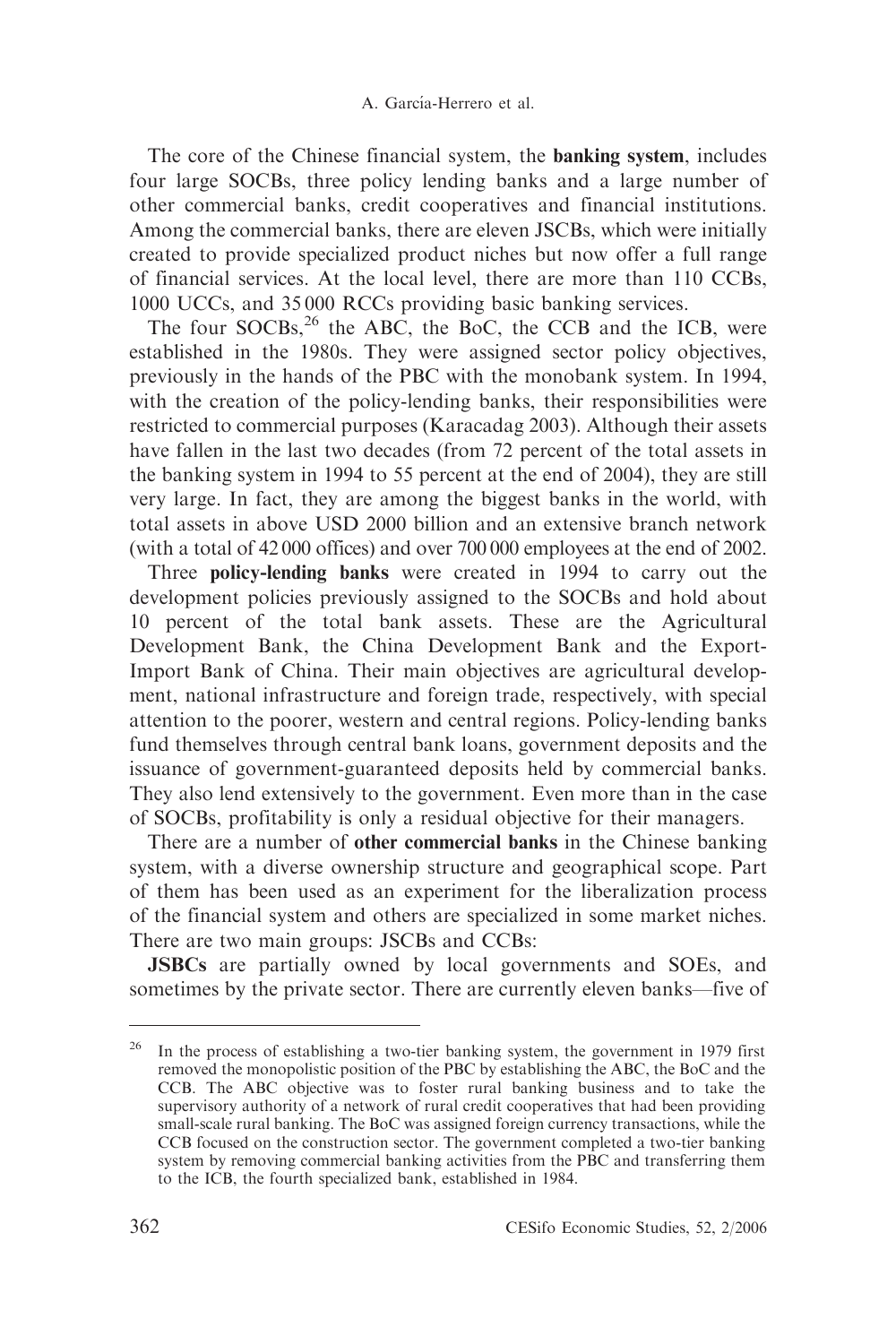The core of the Chinese financial system, the **banking system**, includes four large SOCBs, three policy lending banks and a large number of other commercial banks, credit cooperatives and financial institutions. Among the commercial banks, there are eleven JSCBs, which were initially created to provide specialized product niches but now offer a full range of financial services. At the local level, there are more than 110 CCBs, 1000 UCCs, and 35 000 RCCs providing basic banking services.

The four SOCBs,[26] the ABC, the BoC, the CCB and the ICB, were established in the 1980s. They were assigned sector policy objectives, previously in the hands of the PBC with the monobank system. In 1994, with the creation of the policy-lending banks, their responsibilities were restricted to commercial purposes (Karacadag 2003). Although their assets have fallen in the last two decades (from 72 percent of the total assets in the banking system in 1994 to 55 percent at the end of 2004), they are still very large. In fact, they are among the biggest banks in the world, with total assets in above USD 2000 billion and an extensive branch network (with a total of 42 000 offices) and over 700 000 employees at the end of 2002.

Three **policy-lending banks** were created in 1994 to carry out the development policies previously assigned to the SOCBs and hold about 10 percent of the total bank assets. These are the Agricultural Development Bank, the China Development Bank and the Export-Import Bank of China. Their main objectives are agricultural development, national infrastructure and foreign trade, respectively, with special attention to the poorer, western and central regions. Policy-lending banks fund themselves through central bank loans, government deposits and the issuance of government-guaranteed deposits held by commercial banks. They also lend extensively to the government. Even more than in the case of SOCBs, profitability is only a residual objective for their managers.

There are a number of **other commercial banks** in the Chinese banking system, with a diverse ownership structure and geographical scope. Part of them has been used as an experiment for the liberalization process of the financial system and others are specialized in some market niches. There are two main groups: JSCBs and CCBs:

**JSBCs** are partially owned by local governments and SOEs, and sometimes by the private sector. There are currently eleven banks—five of

---

[26] In the process of establishing a two-tier banking system, the government in 1979 first removed the monopolistic position of the PBC by establishing the ABC, the BoC and the CCB. The ABC objective was to foster rural banking business and to take the supervisory authority of a network of rural credit cooperatives that had been providing small-scale rural banking. The BoC was assigned foreign currency transactions, while the CCB focused on the construction sector. The government completed a two-tier banking system by removing commercial banking activities from the PBC and transferring them to the ICB, the fourth specialized bank, established in 1984.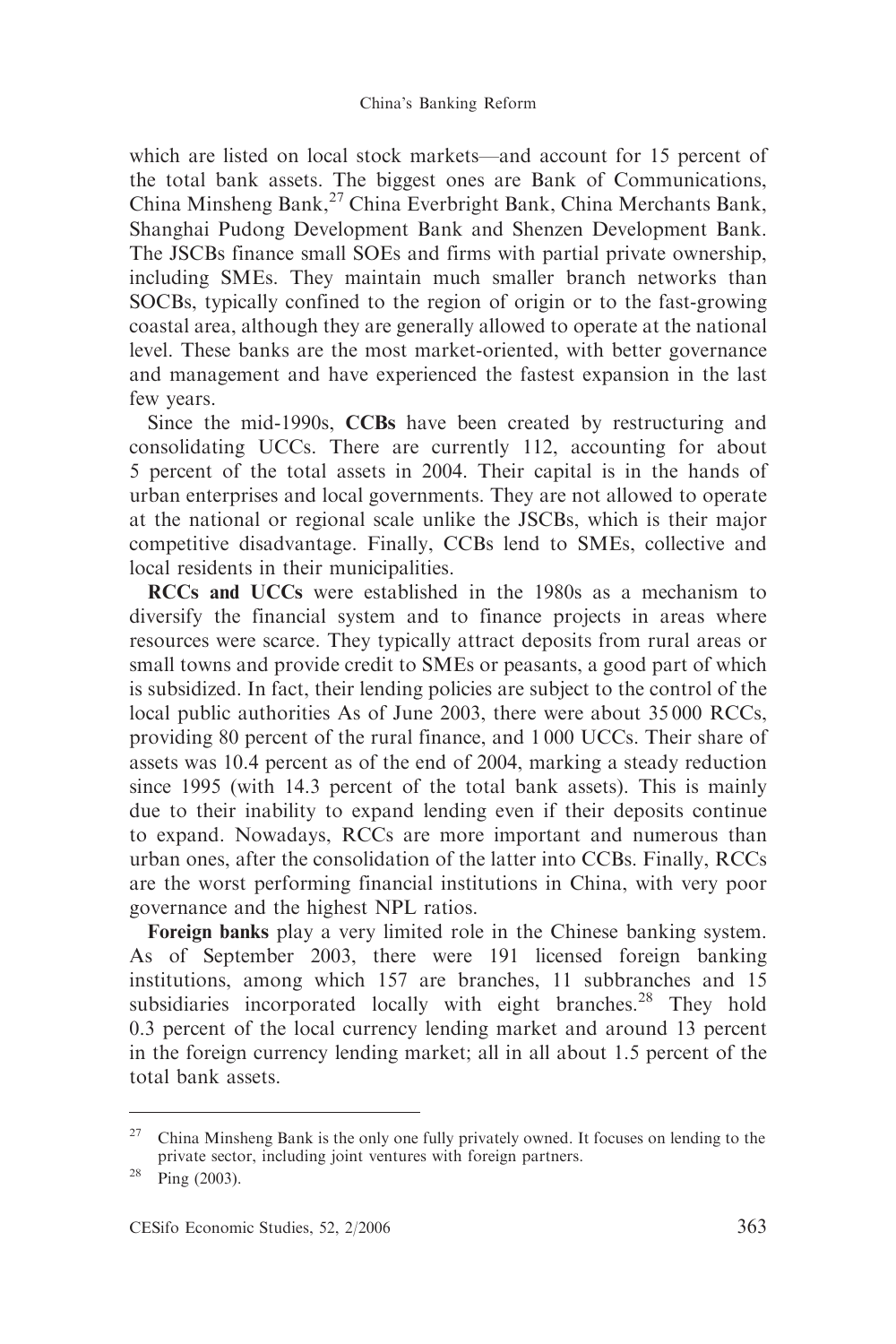which are listed on local stock markets—and account for 15 percent of the total bank assets. The biggest ones are Bank of Communications, China Minsheng Bank,[27] China Everbright Bank, China Merchants Bank, Shanghai Pudong Development Bank and Shenzen Development Bank. The JSCBs finance small SOEs and firms with partial private ownership, including SMEs. They maintain much smaller branch networks than SOCBs, typically confined to the region of origin or to the fast-growing coastal area, although they are generally allowed to operate at the national level. These banks are the most market-oriented, with better governance and management and have experienced the fastest expansion in the last few years.

Since the mid-1990s, **CCBs** have been created by restructuring and consolidating UCCs. There are currently 112, accounting for about 5 percent of the total assets in 2004. Their capital is in the hands of urban enterprises and local governments. They are not allowed to operate at the national or regional scale unlike the JSCBs, which is their major competitive disadvantage. Finally, CCBs lend to SMEs, collective and local residents in their municipalities.

**RCCs and UCCs** were established in the 1980s as a mechanism to diversify the financial system and to finance projects in areas where resources were scarce. They typically attract deposits from rural areas or small towns and provide credit to SMEs or peasants, a good part of which is subsidized. In fact, their lending policies are subject to the control of the local public authorities As of June 2003, there were about 35 000 RCCs, providing 80 percent of the rural finance, and 1 000 UCCs. Their share of assets was 10.4 percent as of the end of 2004, marking a steady reduction since 1995 (with 14.3 percent of the total bank assets). This is mainly due to their inability to expand lending even if their deposits continue to expand. Nowadays, RCCs are more important and numerous than urban ones, after the consolidation of the latter into CCBs. Finally, RCCs are the worst performing financial institutions in China, with very poor governance and the highest NPL ratios.

**Foreign banks** play a very limited role in the Chinese banking system. As of September 2003, there were 191 licensed foreign banking institutions, among which 157 are branches, 11 subbranches and 15 subsidiaries incorporated locally with eight branches.[28] They hold 0.3 percent of the local currency lending market and around 13 percent in the foreign currency lending market; all in all about 1.5 percent of the total bank assets.

---

[27] China Minsheng Bank is the only one fully privately owned. It focuses on lending to the private sector, including joint ventures with foreign partners.

[28] Ping (2003).